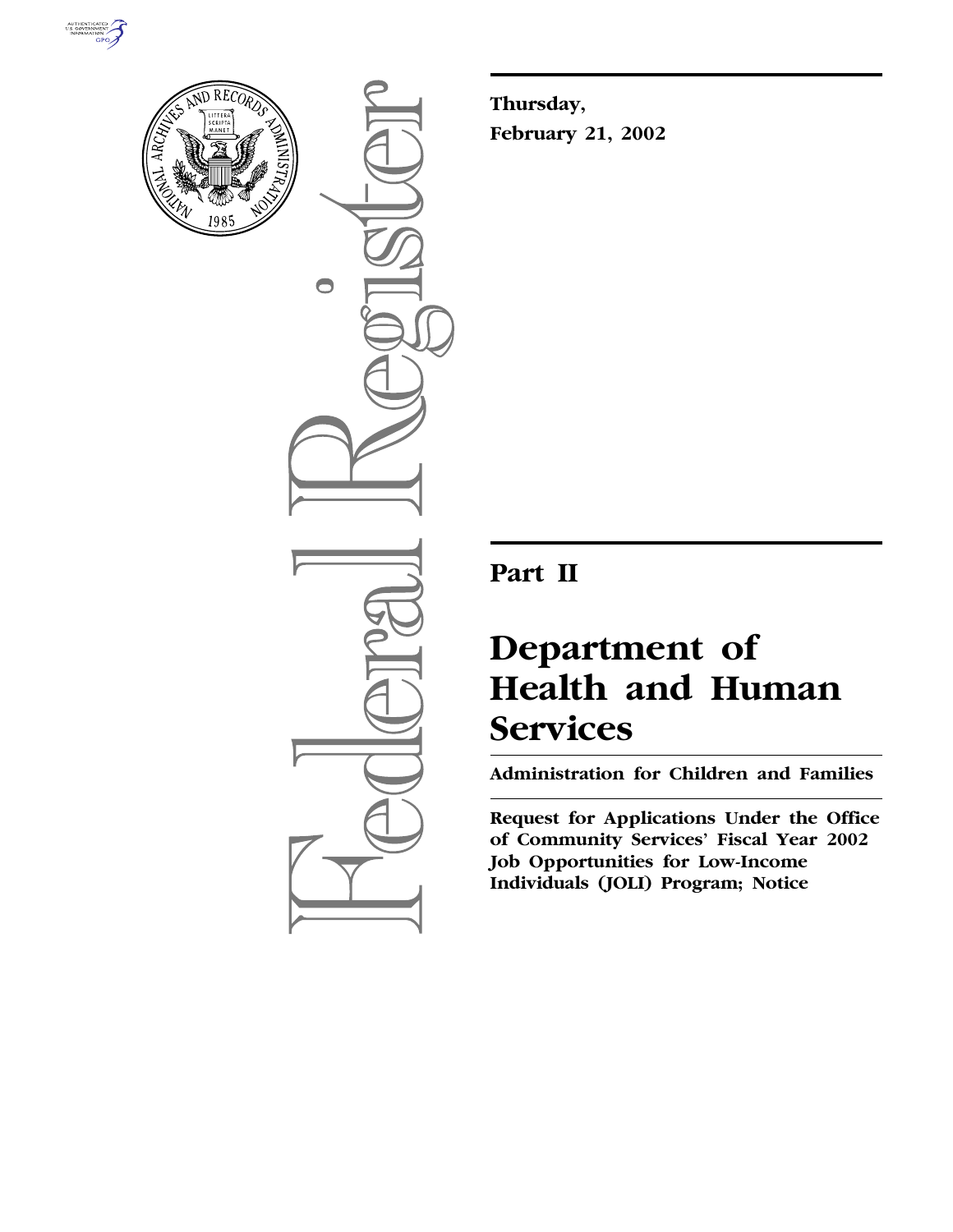**Thursday,**

**February 21, 2002**

# Part II

# Department of Health and Human Services

**Administration for Children and Families**

**Request for Applications Under the Office of Community Services' Fiscal Year 2002 Job Opportunities for Low-Income Individuals (JOLI) Program; Notice**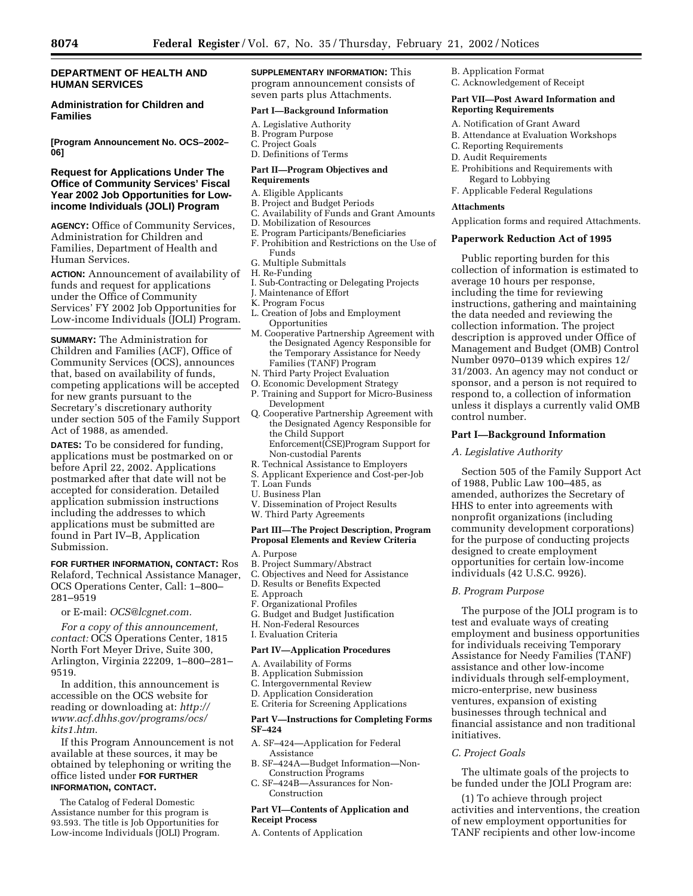## DEPARTMENT OF HEALTH AND HUMAN SERVICES

### Administration for Children and Families

**[Program Announcement No. OCS–2002–06]**

### Request for Applications Under The Office of Community Services' Fiscal Year 2002 Job Opportunities for Low-income Individuals (JOLI) Program

**AGENCY:** Office of Community Services, Administration for Children and Families, Department of Health and Human Services.

**ACTION:** Announcement of availability of funds and request for applications under the Office of Community Services' FY 2002 Job Opportunities for Low-income Individuals (JOLI) Program.

**SUMMARY:** The Administration for Children and Families (ACF), Office of Community Services (OCS), announces that, based on availability of funds, competing applications will be accepted for new grants pursuant to the Secretary's discretionary authority under section 505 of the Family Support Act of 1988, as amended.

**DATES:** To be considered for funding, applications must be postmarked on or before April 22, 2002. Applications postmarked after that date will not be accepted for consideration. Detailed application submission instructions including the addresses to which applications must be submitted are found in Part IV–B, Application Submission.

**FOR FURTHER INFORMATION, CONTACT:** Ros Relaford, Technical Assistance Manager, OCS Operations Center, Call: 1–800–281–9519

or E-mail: *OCS@lcgnet.com.*

*For a copy of this announcement, contact:* OCS Operations Center, 1815 North Fort Meyer Drive, Suite 300, Arlington, Virginia 22209, 1–800–281–9519.

In addition, this announcement is accessible on the OCS website for reading or downloading at: *http://www.acf.dhhs.gov/programs/ocs/kits1.htm.*

If this Program Announcement is not available at these sources, it may be obtained by telephoning or writing the office listed under **FOR FURTHER INFORMATION, CONTACT.**

The Catalog of Federal Domestic Assistance number for this program is 93.593. The title is Job Opportunities for Low-income Individuals (JOLI) Program.

**SUPPLEMENTARY INFORMATION:** This program announcement consists of seven parts plus Attachments.

**Part I—Background Information**

A. Legislative Authority
B. Program Purpose
C. Project Goals
D. Definitions of Terms

**Part II—Program Objectives and Requirements**

A. Eligible Applicants
B. Project and Budget Periods
C. Availability of Funds and Grant Amounts
D. Mobilization of Resources
E. Program Participants/Beneficiaries
F. Prohibition and Restrictions on the Use of Funds
G. Multiple Submittals
H. Re-Funding
I. Sub-Contracting or Delegating Projects
J. Maintenance of Effort
K. Program Focus
L. Creation of Jobs and Employment Opportunities
M. Cooperative Partnership Agreement with the Designated Agency Responsible for the Temporary Assistance for Needy Families (TANF) Program
N. Third Party Project Evaluation
O. Economic Development Strategy
P. Training and Support for Micro-Business Development
Q. Cooperative Partnership Agreement with the Designated Agency Responsible for the Child Support Enforcement(CSE)Program Support for Non-custodial Parents
R. Technical Assistance to Employers
S. Applicant Experience and Cost-per-Job
T. Loan Funds
U. Business Plan
V. Dissemination of Project Results
W. Third Party Agreements

**Part III—The Project Description, Program Proposal Elements and Review Criteria**

A. Purpose
B. Project Summary/Abstract
C. Objectives and Need for Assistance
D. Results or Benefits Expected
E. Approach
F. Organizational Profiles
G. Budget and Budget Justification
H. Non-Federal Resources
I. Evaluation Criteria

**Part IV—Application Procedures**

A. Availability of Forms
B. Application Submission
C. Intergovernmental Review
D. Application Consideration
E. Criteria for Screening Applications

**Part V—Instructions for Completing Forms SF–424**

A. SF–424—Application for Federal Assistance
B. SF–424A—Budget Information—Non-Construction Programs
C. SF–424B—Assurances for Non-Construction

**Part VI—Contents of Application and Receipt Process**

A. Contents of Application
B. Application Format
C. Acknowledgement of Receipt

**Part VII—Post Award Information and Reporting Requirements**

A. Notification of Grant Award
B. Attendance at Evaluation Workshops
C. Reporting Requirements
D. Audit Requirements
E. Prohibitions and Requirements with Regard to Lobbying
F. Applicable Federal Regulations

**Attachments**

Application forms and required Attachments.

### Paperwork Reduction Act of 1995

Public reporting burden for this collection of information is estimated to average 10 hours per response, including the time for reviewing instructions, gathering and maintaining the data needed and reviewing the collection information. The project description is approved under Office of Management and Budget (OMB) Control Number 0970–0139 which expires 12/31/2003. An agency may not conduct or sponsor, and a person is not required to respond to, a collection of information unless it displays a currently valid OMB control number.

### Part I—Background Information

*A. Legislative Authority*

Section 505 of the Family Support Act of 1988, Public Law 100–485, as amended, authorizes the Secretary of HHS to enter into agreements with nonprofit organizations (including community development corporations) for the purpose of conducting projects designed to create employment opportunities for certain low-income individuals (42 U.S.C. 9926).

*B. Program Purpose*

The purpose of the JOLI program is to test and evaluate ways of creating employment and business opportunities for individuals receiving Temporary Assistance for Needy Families (TANF) assistance and other low-income individuals through self-employment, micro-enterprise, new business ventures, expansion of existing businesses through technical and financial assistance and non traditional initiatives.

*C. Project Goals*

The ultimate goals of the projects to be funded under the JOLI Program are:

(1) To achieve through project activities and interventions, the creation of new employment opportunities for TANF recipients and other low-income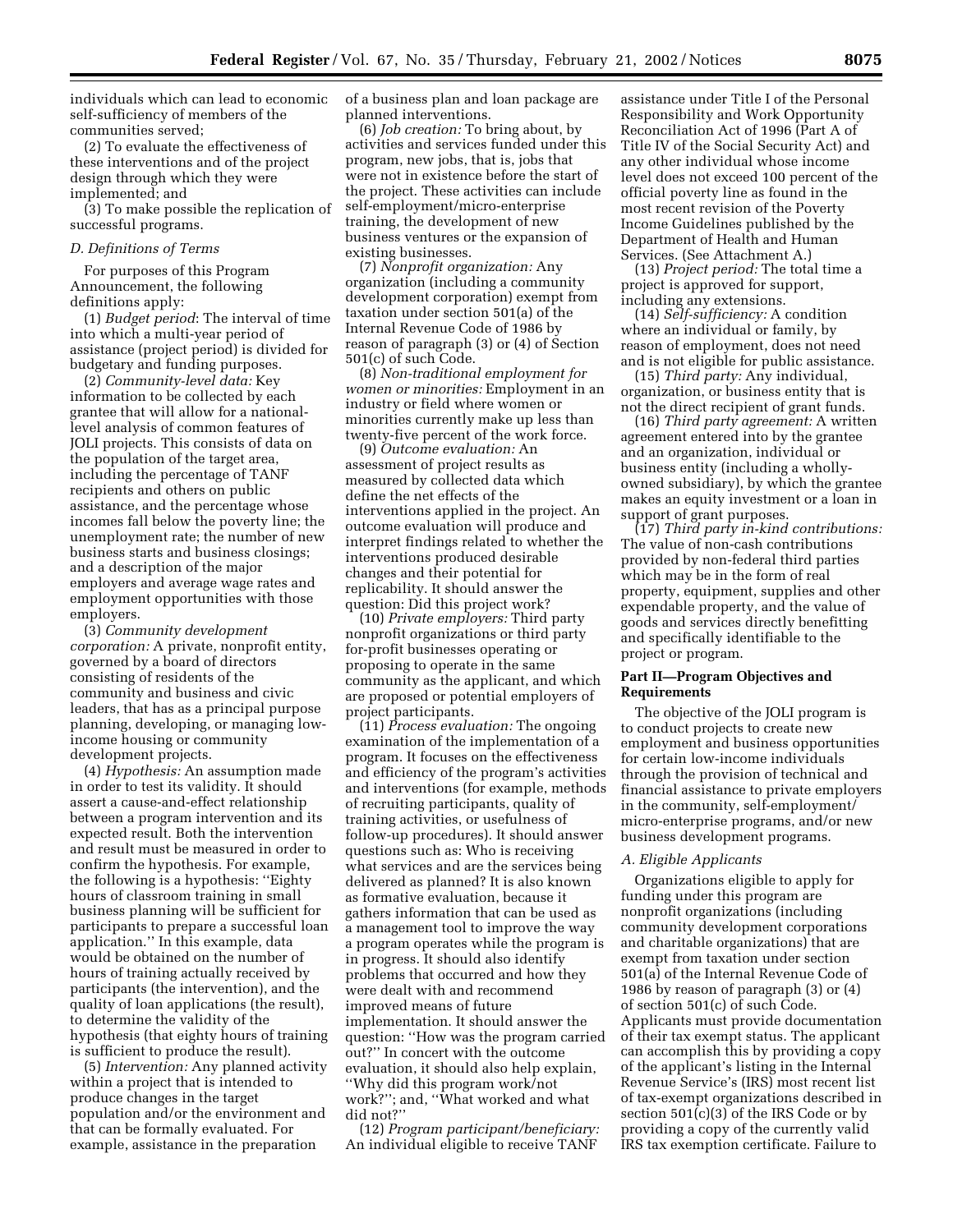individuals which can lead to economic self-sufficiency of members of the communities served;

(2) To evaluate the effectiveness of these interventions and of the project design through which they were implemented; and

(3) To make possible the replication of successful programs.

*D. Definitions of Terms*

For purposes of this Program Announcement, the following definitions apply:

(1) *Budget period*: The interval of time into which a multi-year period of assistance (project period) is divided for budgetary and funding purposes.

(2) *Community-level data:* Key information to be collected by each grantee that will allow for a national-level analysis of common features of JOLI projects. This consists of data on the population of the target area, including the percentage of TANF recipients and others on public assistance, and the percentage whose incomes fall below the poverty line; the unemployment rate; the number of new business starts and business closings; and a description of the major employers and average wage rates and employment opportunities with those employers.

(3) *Community development corporation:* A private, nonprofit entity, governed by a board of directors consisting of residents of the community and business and civic leaders, that has as a principal purpose planning, developing, or managing low-income housing or community development projects.

(4) *Hypothesis:* An assumption made in order to test its validity. It should assert a cause-and-effect relationship between a program intervention and its expected result. Both the intervention and result must be measured in order to confirm the hypothesis. For example, the following is a hypothesis: ''Eighty hours of classroom training in small business planning will be sufficient for participants to prepare a successful loan application.'' In this example, data would be obtained on the number of hours of training actually received by participants (the intervention), and the quality of loan applications (the result), to determine the validity of the hypothesis (that eighty hours of training is sufficient to produce the result).

(5) *Intervention:* Any planned activity within a project that is intended to produce changes in the target population and/or the environment and that can be formally evaluated. For example, assistance in the preparation of a business plan and loan package are planned interventions.

(6) *Job creation:* To bring about, by activities and services funded under this program, new jobs, that is, jobs that were not in existence before the start of the project. These activities can include self-employment/micro-enterprise training, the development of new business ventures or the expansion of existing businesses.

(7) *Nonprofit organization:* Any organization (including a community development corporation) exempt from taxation under section 501(a) of the Internal Revenue Code of 1986 by reason of paragraph (3) or (4) of Section 501(c) of such Code.

(8) *Non-traditional employment for women or minorities:* Employment in an industry or field where women or minorities currently make up less than twenty-five percent of the work force.

(9) *Outcome evaluation:* An assessment of project results as measured by collected data which define the net effects of the interventions applied in the project. An outcome evaluation will produce and interpret findings related to whether the interventions produced desirable changes and their potential for replicability. It should answer the question: Did this project work?

(10) *Private employers:* Third party nonprofit organizations or third party for-profit businesses operating or proposing to operate in the same community as the applicant, and which are proposed or potential employers of project participants.

(11) *Process evaluation:* The ongoing examination of the implementation of a program. It focuses on the effectiveness and efficiency of the program's activities and interventions (for example, methods of recruiting participants, quality of training activities, or usefulness of follow-up procedures). It should answer questions such as: Who is receiving what services and are the services being delivered as planned? It is also known as formative evaluation, because it gathers information that can be used as a management tool to improve the way a program operates while the program is in progress. It should also identify problems that occurred and how they were dealt with and recommend improved means of future implementation. It should answer the question: ''How was the program carried out?'' In concert with the outcome evaluation, it should also help explain, ''Why did this program work/not work?''; and, ''What worked and what did not?''

(12) *Program participant/beneficiary:* An individual eligible to receive TANF assistance under Title I of the Personal Responsibility and Work Opportunity Reconciliation Act of 1996 (Part A of Title IV of the Social Security Act) and any other individual whose income level does not exceed 100 percent of the official poverty line as found in the most recent revision of the Poverty Income Guidelines published by the Department of Health and Human Services. (See Attachment A.)

(13) *Project period:* The total time a project is approved for support, including any extensions.

(14) *Self-sufficiency:* A condition where an individual or family, by reason of employment, does not need and is not eligible for public assistance.

(15) *Third party:* Any individual, organization, or business entity that is not the direct recipient of grant funds.

(16) *Third party agreement:* A written agreement entered into by the grantee and an organization, individual or business entity (including a wholly-owned subsidiary), by which the grantee makes an equity investment or a loan in support of grant purposes.

(17) *Third party in-kind contributions:* The value of non-cash contributions provided by non-federal third parties which may be in the form of real property, equipment, supplies and other expendable property, and the value of goods and services directly benefitting and specifically identifiable to the project or program.

## Part II—Program Objectives and Requirements

The objective of the JOLI program is to conduct projects to create new employment and business opportunities for certain low-income individuals through the provision of technical and financial assistance to private employers in the community, self-employment/micro-enterprise programs, and/or new business development programs.

*A. Eligible Applicants*

Organizations eligible to apply for funding under this program are nonprofit organizations (including community development corporations and charitable organizations) that are exempt from taxation under section 501(a) of the Internal Revenue Code of 1986 by reason of paragraph (3) or (4) of section 501(c) of such Code. Applicants must provide documentation of their tax exempt status. The applicant can accomplish this by providing a copy of the applicant's listing in the Internal Revenue Service's (IRS) most recent list of tax-exempt organizations described in section 501(c)(3) of the IRS Code or by providing a copy of the currently valid IRS tax exemption certificate. Failure to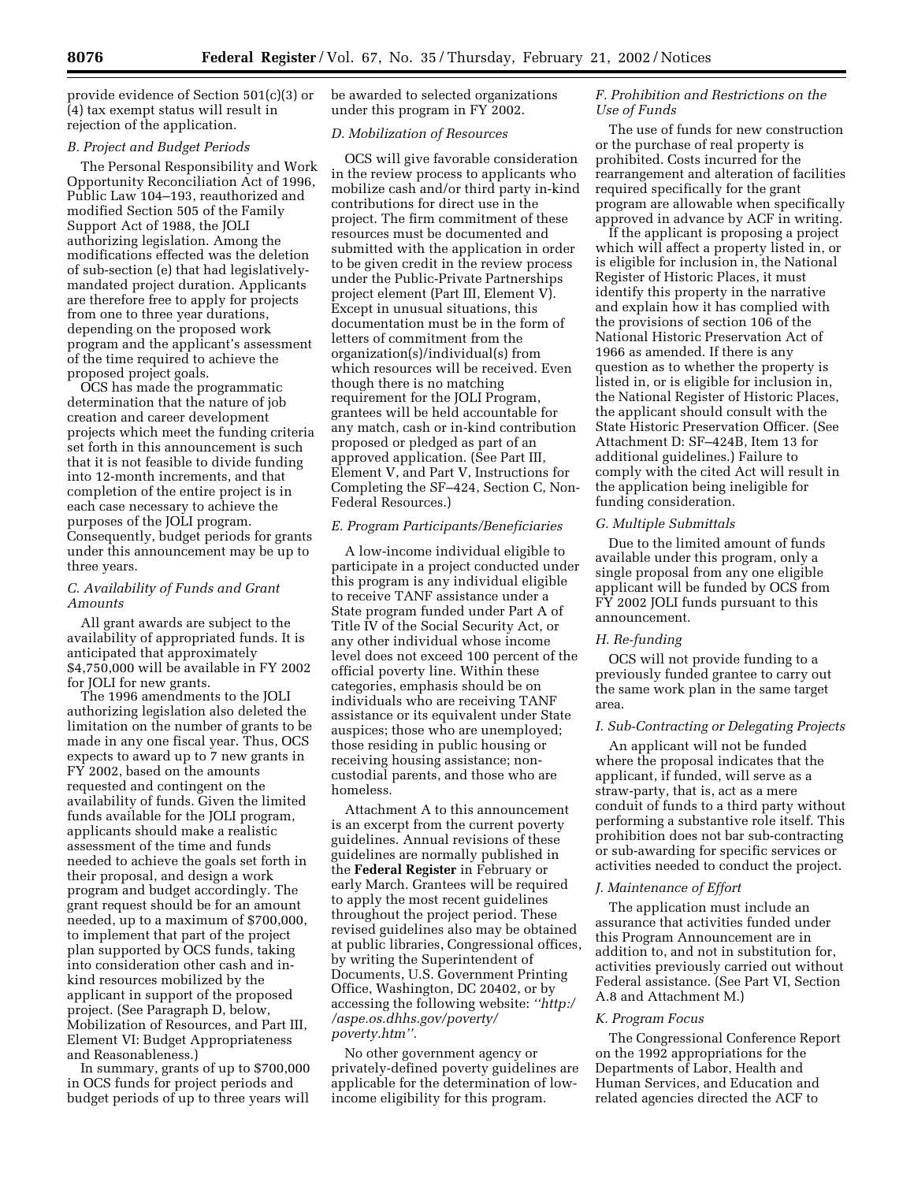provide evidence of Section 501(c)(3) or (4) tax exempt status will result in rejection of the application.

### B. Project and Budget Periods

The Personal Responsibility and Work Opportunity Reconciliation Act of 1996, Public Law 104–193, reauthorized and modified Section 505 of the Family Support Act of 1988, the JOLI authorizing legislation. Among the modifications effected was the deletion of sub-section (e) that had legislatively-mandated project duration. Applicants are therefore free to apply for projects from one to three year durations, depending on the proposed work program and the applicant's assessment of the time required to achieve the proposed project goals.

OCS has made the programmatic determination that the nature of job creation and career development projects which meet the funding criteria set forth in this announcement is such that it is not feasible to divide funding into 12-month increments, and that completion of the entire project is in each case necessary to achieve the purposes of the JOLI program. Consequently, budget periods for grants under this announcement may be up to three years.

### C. Availability of Funds and Grant Amounts

All grant awards are subject to the availability of appropriated funds. It is anticipated that approximately $4,750,000 will be available in FY 2002 for JOLI for new grants.

The 1996 amendments to the JOLI authorizing legislation also deleted the limitation on the number of grants to be made in any one fiscal year. Thus, OCS expects to award up to 7 new grants in FY 2002, based on the amounts requested and contingent on the availability of funds. Given the limited funds available for the JOLI program, applicants should make a realistic assessment of the time and funds needed to achieve the goals set forth in their proposal, and design a work program and budget accordingly. The grant request should be for an amount needed, up to a maximum of $700,000, to implement that part of the project plan supported by OCS funds, taking into consideration other cash and in-kind resources mobilized by the applicant in support of the proposed project. (See Paragraph D, below, Mobilization of Resources, and Part III, Element VI: Budget Appropriateness and Reasonableness.)

In summary, grants of up to $700,000 in OCS funds for project periods and budget periods of up to three years will be awarded to selected organizations under this program in FY 2002.

### D. Mobilization of Resources

OCS will give favorable consideration in the review process to applicants who mobilize cash and/or third party in-kind contributions for direct use in the project. The firm commitment of these resources must be documented and submitted with the application in order to be given credit in the review process under the Public-Private Partnerships project element (Part III, Element V). Except in unusual situations, this documentation must be in the form of letters of commitment from the organization(s)/individual(s) from which resources will be received. Even though there is no matching requirement for the JOLI Program, grantees will be held accountable for any match, cash or in-kind contribution proposed or pledged as part of an approved application. (See Part III, Element V, and Part V, Instructions for Completing the SF–424, Section C, Non-Federal Resources.)

### E. Program Participants/Beneficiaries

A low-income individual eligible to participate in a project conducted under this program is any individual eligible to receive TANF assistance under a State program funded under Part A of Title IV of the Social Security Act, or any other individual whose income level does not exceed 100 percent of the official poverty line. Within these categories, emphasis should be on individuals who are receiving TANF assistance or its equivalent under State auspices; those who are unemployed; those residing in public housing or receiving housing assistance; non-custodial parents, and those who are homeless.

Attachment A to this announcement is an excerpt from the current poverty guidelines. Annual revisions of these guidelines are normally published in the **Federal Register** in February or early March. Grantees will be required to apply the most recent guidelines throughout the project period. These revised guidelines also may be obtained at public libraries, Congressional offices, by writing the Superintendent of Documents, U.S. Government Printing Office, Washington, DC 20402, or by accessing the following website: *"http://aspe.os.dhhs.gov/poverty/poverty.htm".*

No other government agency or privately-defined poverty guidelines are applicable for the determination of low-income eligibility for this program.

### F. Prohibition and Restrictions on the Use of Funds

The use of funds for new construction or the purchase of real property is prohibited. Costs incurred for the rearrangement and alteration of facilities required specifically for the grant program are allowable when specifically approved in advance by ACF in writing.

If the applicant is proposing a project which will affect a property listed in, or is eligible for inclusion in, the National Register of Historic Places, it must identify this property in the narrative and explain how it has complied with the provisions of section 106 of the National Historic Preservation Act of 1966 as amended. If there is any question as to whether the property is listed in, or is eligible for inclusion in, the National Register of Historic Places, the applicant should consult with the State Historic Preservation Officer. (See Attachment D: SF–424B, Item 13 for additional guidelines.) Failure to comply with the cited Act will result in the application being ineligible for funding consideration.

### G. Multiple Submittals

Due to the limited amount of funds available under this program, only a single proposal from any one eligible applicant will be funded by OCS from FY 2002 JOLI funds pursuant to this announcement.

### H. Re-funding

OCS will not provide funding to a previously funded grantee to carry out the same work plan in the same target area.

### I. Sub-Contracting or Delegating Projects

An applicant will not be funded where the proposal indicates that the applicant, if funded, will serve as a straw-party, that is, act as a mere conduit of funds to a third party without performing a substantive role itself. This prohibition does not bar sub-contracting or sub-awarding for specific services or activities needed to conduct the project.

### J. Maintenance of Effort

The application must include an assurance that activities funded under this Program Announcement are in addition to, and not in substitution for, activities previously carried out without Federal assistance. (See Part VI, Section A.8 and Attachment M.)

### K. Program Focus

The Congressional Conference Report on the 1992 appropriations for the Departments of Labor, Health and Human Services, and Education and related agencies directed the ACF to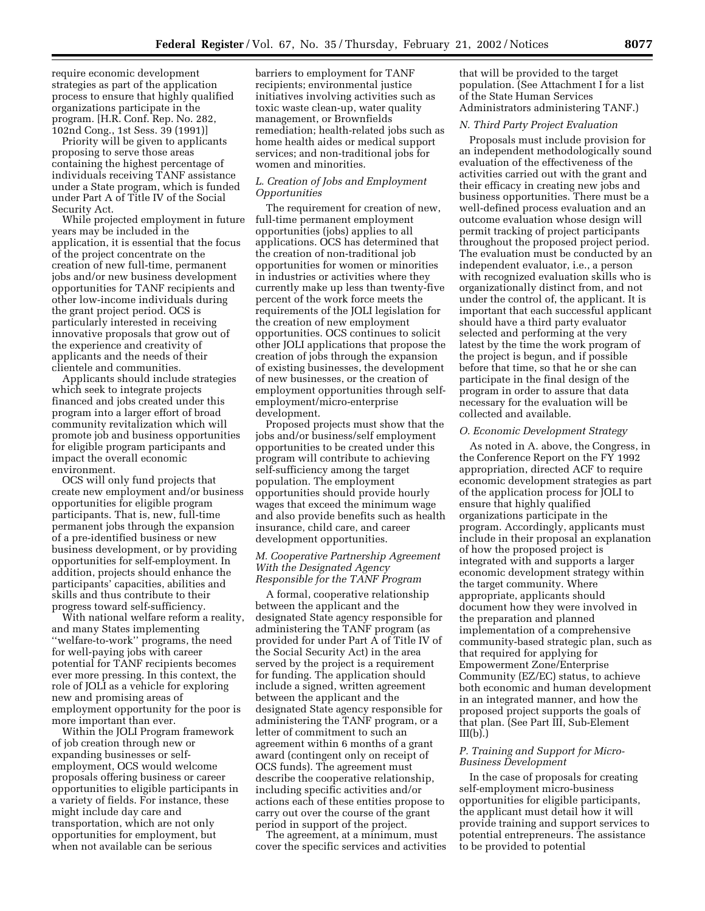require economic development strategies as part of the application process to ensure that highly qualified organizations participate in the program. [H.R. Conf. Rep. No. 282, 102nd Cong., 1st Sess. 39 (1991)]

Priority will be given to applicants proposing to serve those areas containing the highest percentage of individuals receiving TANF assistance under a State program, which is funded under Part A of Title IV of the Social Security Act.

While projected employment in future years may be included in the application, it is essential that the focus of the project concentrate on the creation of new full-time, permanent jobs and/or new business development opportunities for TANF recipients and other low-income individuals during the grant project period. OCS is particularly interested in receiving innovative proposals that grow out of the experience and creativity of applicants and the needs of their clientele and communities.

Applicants should include strategies which seek to integrate projects financed and jobs created under this program into a larger effort of broad community revitalization which will promote job and business opportunities for eligible program participants and impact the overall economic environment.

OCS will only fund projects that create new employment and/or business opportunities for eligible program participants. That is, new, full-time permanent jobs through the expansion of a pre-identified business or new business development, or by providing opportunities for self-employment. In addition, projects should enhance the participants' capacities, abilities and skills and thus contribute to their progress toward self-sufficiency.

With national welfare reform a reality, and many States implementing ''welfare-to-work'' programs, the need for well-paying jobs with career potential for TANF recipients becomes ever more pressing. In this context, the role of JOLI as a vehicle for exploring new and promising areas of employment opportunity for the poor is more important than ever.

Within the JOLI Program framework of job creation through new or expanding businesses or self-employment, OCS would welcome proposals offering business or career opportunities to eligible participants in a variety of fields. For instance, these might include day care and transportation, which are not only opportunities for employment, but when not available can be serious barriers to employment for TANF recipients; environmental justice initiatives involving activities such as toxic waste clean-up, water quality management, or Brownfields remediation; health-related jobs such as home health aides or medical support services; and non-traditional jobs for women and minorities.

### *L. Creation of Jobs and Employment Opportunities*

The requirement for creation of new, full-time permanent employment opportunities (jobs) applies to all applications. OCS has determined that the creation of non-traditional job opportunities for women or minorities in industries or activities where they currently make up less than twenty-five percent of the work force meets the requirements of the JOLI legislation for the creation of new employment opportunities. OCS continues to solicit other JOLI applications that propose the creation of jobs through the expansion of existing businesses, the development of new businesses, or the creation of employment opportunities through self-employment/micro-enterprise development.

Proposed projects must show that the jobs and/or business/self employment opportunities to be created under this program will contribute to achieving self-sufficiency among the target population. The employment opportunities should provide hourly wages that exceed the minimum wage and also provide benefits such as health insurance, child care, and career development opportunities.

### *M. Cooperative Partnership Agreement With the Designated Agency Responsible for the TANF Program*

A formal, cooperative relationship between the applicant and the designated State agency responsible for administering the TANF program (as provided for under Part A of Title IV of the Social Security Act) in the area served by the project is a requirement for funding. The application should include a signed, written agreement between the applicant and the designated State agency responsible for administering the TANF program, or a letter of commitment to such an agreement within 6 months of a grant award (contingent only on receipt of OCS funds). The agreement must describe the cooperative relationship, including specific activities and/or actions each of these entities propose to carry out over the course of the grant period in support of the project.

The agreement, at a minimum, must cover the specific services and activities that will be provided to the target population. (See Attachment I for a list of the State Human Services Administrators administering TANF.)

### *N. Third Party Project Evaluation*

Proposals must include provision for an independent methodologically sound evaluation of the effectiveness of the activities carried out with the grant and their efficacy in creating new jobs and business opportunities. There must be a well-defined process evaluation and an outcome evaluation whose design will permit tracking of project participants throughout the proposed project period. The evaluation must be conducted by an independent evaluator, i.e., a person with recognized evaluation skills who is organizationally distinct from, and not under the control of, the applicant. It is important that each successful applicant should have a third party evaluator selected and performing at the very latest by the time the work program of the project is begun, and if possible before that time, so that he or she can participate in the final design of the program in order to assure that data necessary for the evaluation will be collected and available.

### *O. Economic Development Strategy*

As noted in A. above, the Congress, in the Conference Report on the FY 1992 appropriation, directed ACF to require economic development strategies as part of the application process for JOLI to ensure that highly qualified organizations participate in the program. Accordingly, applicants must include in their proposal an explanation of how the proposed project is integrated with and supports a larger economic development strategy within the target community. Where appropriate, applicants should document how they were involved in the preparation and planned implementation of a comprehensive community-based strategic plan, such as that required for applying for Empowerment Zone/Enterprise Community (EZ/EC) status, to achieve both economic and human development in an integrated manner, and how the proposed project supports the goals of that plan. (See Part III, Sub-Element III(b).)

### *P. Training and Support for Micro-Business Development*

In the case of proposals for creating self-employment micro-business opportunities for eligible participants, the applicant must detail how it will provide training and support services to potential entrepreneurs. The assistance to be provided to potential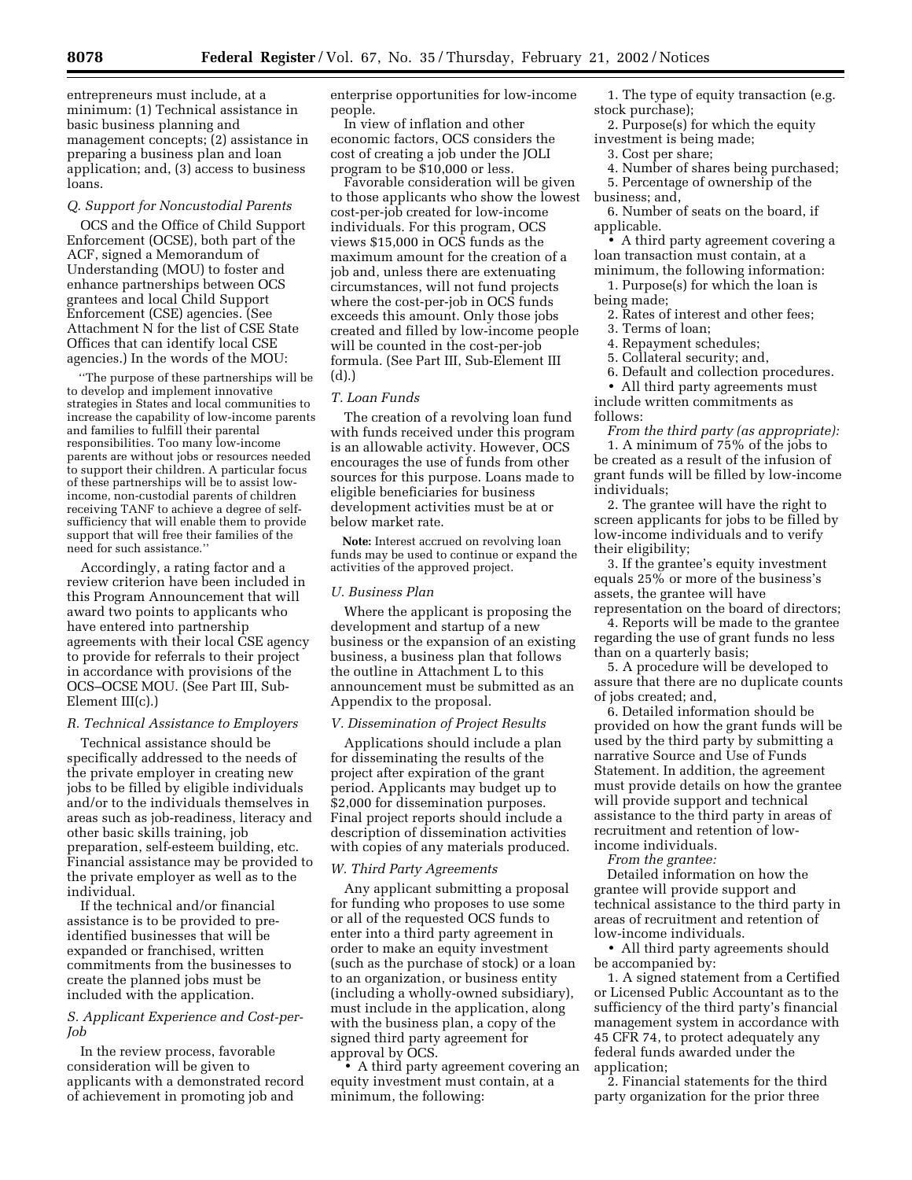entrepreneurs must include, at a minimum: (1) Technical assistance in basic business planning and management concepts; (2) assistance in preparing a business plan and loan application; and, (3) access to business loans.

### *Q. Support for Noncustodial Parents*

OCS and the Office of Child Support Enforcement (OCSE), both part of the ACF, signed a Memorandum of Understanding (MOU) to foster and enhance partnerships between OCS grantees and local Child Support Enforcement (CSE) agencies. (See Attachment N for the list of CSE State Offices that can identify local CSE agencies.) In the words of the MOU:

> ''The purpose of these partnerships will be to develop and implement innovative strategies in States and local communities to increase the capability of low-income parents and families to fulfill their parental responsibilities. Too many low-income parents are without jobs or resources needed to support their children. A particular focus of these partnerships will be to assist low-income, non-custodial parents of children receiving TANF to achieve a degree of self-sufficiency that will enable them to provide support that will free their families of the need for such assistance.''

Accordingly, a rating factor and a review criterion have been included in this Program Announcement that will award two points to applicants who have entered into partnership agreements with their local CSE agency to provide for referrals to their project in accordance with provisions of the OCS–OCSE MOU. (See Part III, Sub-Element III(c).)

### *R. Technical Assistance to Employers*

Technical assistance should be specifically addressed to the needs of the private employer in creating new jobs to be filled by eligible individuals and/or to the individuals themselves in areas such as job-readiness, literacy and other basic skills training, job preparation, self-esteem building, etc. Financial assistance may be provided to the private employer as well as to the individual.

If the technical and/or financial assistance is to be provided to pre-identified businesses that will be expanded or franchised, written commitments from the businesses to create the planned jobs must be included with the application.

### *S. Applicant Experience and Cost-per-Job*

In the review process, favorable consideration will be given to applicants with a demonstrated record of achievement in promoting job and enterprise opportunities for low-income people.

In view of inflation and other economic factors, OCS considers the cost of creating a job under the JOLI program to be $10,000 or less.

Favorable consideration will be given to those applicants who show the lowest cost-per-job created for low-income individuals. For this program, OCS views $15,000 in OCS funds as the maximum amount for the creation of a job and, unless there are extenuating circumstances, will not fund projects where the cost-per-job in OCS funds exceeds this amount. Only those jobs created and filled by low-income people will be counted in the cost-per-job formula. (See Part III, Sub-Element III (d).)

### *T. Loan Funds*

The creation of a revolving loan fund with funds received under this program is an allowable activity. However, OCS encourages the use of funds from other sources for this purpose. Loans made to eligible beneficiaries for business development activities must be at or below market rate.

**Note:** Interest accrued on revolving loan funds may be used to continue or expand the activities of the approved project.

### *U. Business Plan*

Where the applicant is proposing the development and startup of a new business or the expansion of an existing business, a business plan that follows the outline in Attachment L to this announcement must be submitted as an Appendix to the proposal.

### *V. Dissemination of Project Results*

Applications should include a plan for disseminating the results of the project after expiration of the grant period. Applicants may budget up to $2,000 for dissemination purposes. Final project reports should include a description of dissemination activities with copies of any materials produced.

### *W. Third Party Agreements*

Any applicant submitting a proposal for funding who proposes to use some or all of the requested OCS funds to enter into a third party agreement in order to make an equity investment (such as the purchase of stock) or a loan to an organization, or business entity (including a wholly-owned subsidiary), must include in the application, along with the business plan, a copy of the signed third party agreement for approval by OCS.

- A third party agreement covering an equity investment must contain, at a minimum, the following:

1. The type of equity transaction (e.g. stock purchase);
2. Purpose(s) for which the equity investment is being made;
3. Cost per share;
4. Number of shares being purchased;
5. Percentage of ownership of the business; and,
6. Number of seats on the board, if applicable.

- A third party agreement covering a loan transaction must contain, at a minimum, the following information:

1. Purpose(s) for which the loan is being made;
2. Rates of interest and other fees;
3. Terms of loan;
4. Repayment schedules;
5. Collateral security; and,
6. Default and collection procedures.

- All third party agreements must include written commitments as follows:

*From the third party (as appropriate):*

1. A minimum of 75% of the jobs to be created as a result of the infusion of grant funds will be filled by low-income individuals;
2. The grantee will have the right to screen applicants for jobs to be filled by low-income individuals and to verify their eligibility;
3. If the grantee's equity investment equals 25% or more of the business's assets, the grantee will have representation on the board of directors;
4. Reports will be made to the grantee regarding the use of grant funds no less than on a quarterly basis;
5. A procedure will be developed to assure that there are no duplicate counts of jobs created; and,
6. Detailed information should be provided on how the grant funds will be used by the third party by submitting a narrative Source and Use of Funds Statement. In addition, the agreement must provide details on how the grantee will provide support and technical assistance to the third party in areas of recruitment and retention of low-income individuals.

*From the grantee:*

Detailed information on how the grantee will provide support and technical assistance to the third party in areas of recruitment and retention of low-income individuals.

- All third party agreements should be accompanied by:

1. A signed statement from a Certified or Licensed Public Accountant as to the sufficiency of the third party's financial management system in accordance with 45 CFR 74, to protect adequately any federal funds awarded under the application;
2. Financial statements for the third party organization for the prior three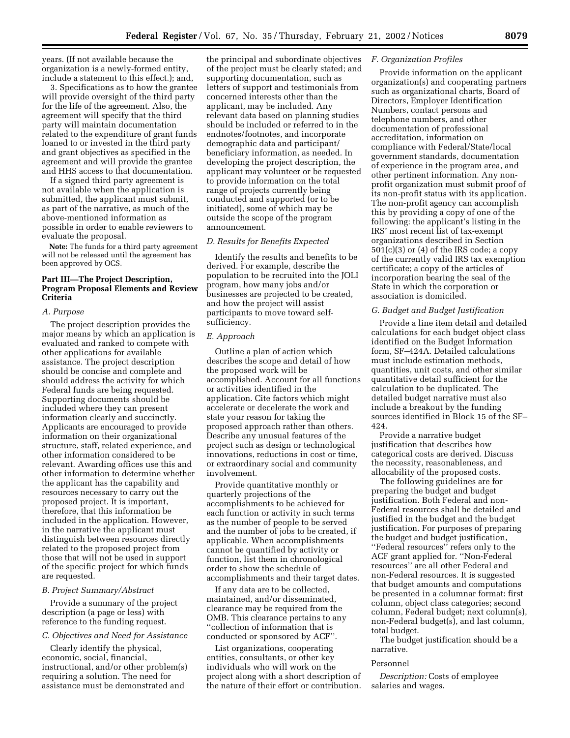years. (If not available because the organization is a newly-formed entity, include a statement to this effect.); and,

3. Specifications as to how the grantee will provide oversight of the third party for the life of the agreement. Also, the agreement will specify that the third party will maintain documentation related to the expenditure of grant funds loaned to or invested in the third party and grant objectives as specified in the agreement and will provide the grantee and HHS access to that documentation.

If a signed third party agreement is not available when the application is submitted, the applicant must submit, as part of the narrative, as much of the above-mentioned information as possible in order to enable reviewers to evaluate the proposal.

**Note:** The funds for a third party agreement will not be released until the agreement has been approved by OCS.

### Part III—The Project Description, Program Proposal Elements and Review Criteria

*A. Purpose*

The project description provides the major means by which an application is evaluated and ranked to compete with other applications for available assistance. The project description should be concise and complete and should address the activity for which Federal funds are being requested. Supporting documents should be included where they can present information clearly and succinctly. Applicants are encouraged to provide information on their organizational structure, staff, related experience, and other information considered to be relevant. Awarding offices use this and other information to determine whether the applicant has the capability and resources necessary to carry out the proposed project. It is important, therefore, that this information be included in the application. However, in the narrative the applicant must distinguish between resources directly related to the proposed project from those that will not be used in support of the specific project for which funds are requested.

*B. Project Summary/Abstract*

Provide a summary of the project description (a page or less) with reference to the funding request.

*C. Objectives and Need for Assistance*

Clearly identify the physical, economic, social, financial, instructional, and/or other problem(s) requiring a solution. The need for assistance must be demonstrated and the principal and subordinate objectives of the project must be clearly stated; and supporting documentation, such as letters of support and testimonials from concerned interests other than the applicant, may be included. Any relevant data based on planning studies should be included or referred to in the endnotes/footnotes, and incorporate demographic data and participant/beneficiary information, as needed. In developing the project description, the applicant may volunteer or be requested to provide information on the total range of projects currently being conducted and supported (or to be initiated), some of which may be outside the scope of the program announcement.

*D. Results for Benefits Expected*

Identify the results and benefits to be derived. For example, describe the population to be recruited into the JOLI program, how many jobs and/or businesses are projected to be created, and how the project will assist participants to move toward self-sufficiency.

*E. Approach*

Outline a plan of action which describes the scope and detail of how the proposed work will be accomplished. Account for all functions or activities identified in the application. Cite factors which might accelerate or decelerate the work and state your reason for taking the proposed approach rather than others. Describe any unusual features of the project such as design or technological innovations, reductions in cost or time, or extraordinary social and community involvement.

Provide quantitative monthly or quarterly projections of the accomplishments to be achieved for each function or activity in such terms as the number of people to be served and the number of jobs to be created, if applicable. When accomplishments cannot be quantified by activity or function, list them in chronological order to show the schedule of accomplishments and their target dates.

If any data are to be collected, maintained, and/or disseminated, clearance may be required from the OMB. This clearance pertains to any ''collection of information that is conducted or sponsored by ACF''.

List organizations, cooperating entities, consultants, or other key individuals who will work on the project along with a short description of the nature of their effort or contribution.

*F. Organization Profiles*

Provide information on the applicant organization(s) and cooperating partners such as organizational charts, Board of Directors, Employer Identification Numbers, contact persons and telephone numbers, and other documentation of professional accreditation, information on compliance with Federal/State/local government standards, documentation of experience in the program area, and other pertinent information. Any non-profit organization must submit proof of its non-profit status with its application. The non-profit agency can accomplish this by providing a copy of one of the following: the applicant's listing in the IRS' most recent list of tax-exempt organizations described in Section 501(c)(3) or (4) of the IRS code; a copy of the currently valid IRS tax exemption certificate; a copy of the articles of incorporation bearing the seal of the State in which the corporation or association is domiciled.

*G. Budget and Budget Justification*

Provide a line item detail and detailed calculations for each budget object class identified on the Budget Information form, SF–424A. Detailed calculations must include estimation methods, quantities, unit costs, and other similar quantitative detail sufficient for the calculation to be duplicated. The detailed budget narrative must also include a breakout by the funding sources identified in Block 15 of the SF–424.

Provide a narrative budget justification that describes how categorical costs are derived. Discuss the necessity, reasonableness, and allocability of the proposed costs.

The following guidelines are for preparing the budget and budget justification. Both Federal and non-Federal resources shall be detailed and justified in the budget and the budget justification. For purposes of preparing the budget and budget justification, ''Federal resources'' refers only to the ACF grant applied for. ''Non-Federal resources'' are all other Federal and non-Federal resources. It is suggested that budget amounts and computations be presented in a columnar format: first column, object class categories; second column, Federal budget; next column(s), non-Federal budget(s), and last column, total budget.

The budget justification should be a narrative.

Personnel

*Description:* Costs of employee salaries and wages.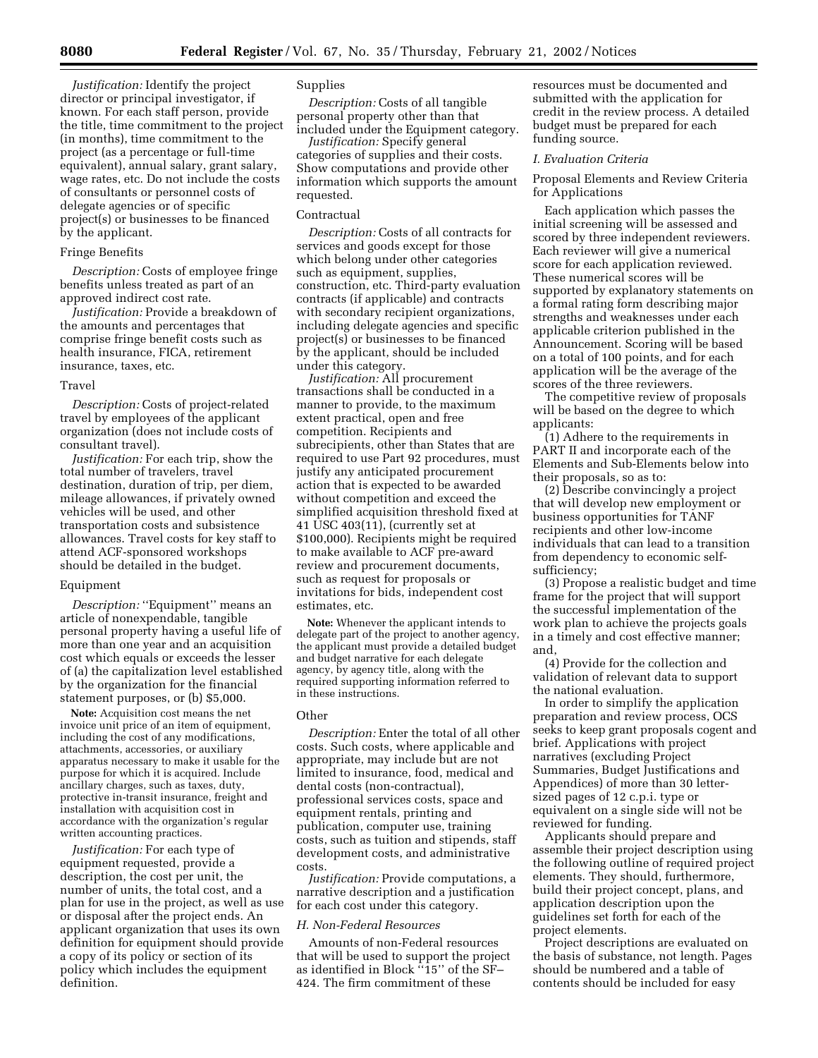*Justification:* Identify the project director or principal investigator, if known. For each staff person, provide the title, time commitment to the project (in months), time commitment to the project (as a percentage or full-time equivalent), annual salary, grant salary, wage rates, etc. Do not include the costs of consultants or personnel costs of delegate agencies or of specific project(s) or businesses to be financed by the applicant.

Fringe Benefits

*Description:* Costs of employee fringe benefits unless treated as part of an approved indirect cost rate.

*Justification:* Provide a breakdown of the amounts and percentages that comprise fringe benefit costs such as health insurance, FICA, retirement insurance, taxes, etc.

Travel

*Description:* Costs of project-related travel by employees of the applicant organization (does not include costs of consultant travel).

*Justification:* For each trip, show the total number of travelers, travel destination, duration of trip, per diem, mileage allowances, if privately owned vehicles will be used, and other transportation costs and subsistence allowances. Travel costs for key staff to attend ACF-sponsored workshops should be detailed in the budget.

Equipment

*Description:* ''Equipment'' means an article of nonexpendable, tangible personal property having a useful life of more than one year and an acquisition cost which equals or exceeds the lesser of (a) the capitalization level established by the organization for the financial statement purposes, or (b) $5,000.

**Note:** Acquisition cost means the net invoice unit price of an item of equipment, including the cost of any modifications, attachments, accessories, or auxiliary apparatus necessary to make it usable for the purpose for which it is acquired. Include ancillary charges, such as taxes, duty, protective in-transit insurance, freight and installation with acquisition cost in accordance with the organization's regular written accounting practices.

*Justification:* For each type of equipment requested, provide a description, the cost per unit, the number of units, the total cost, and a plan for use in the project, as well as use or disposal after the project ends. An applicant organization that uses its own definition for equipment should provide a copy of its policy or section of its policy which includes the equipment definition.

Supplies

*Description:* Costs of all tangible personal property other than that included under the Equipment category.

*Justification:* Specify general categories of supplies and their costs. Show computations and provide other information which supports the amount requested.

Contractual

*Description:* Costs of all contracts for services and goods except for those which belong under other categories such as equipment, supplies, construction, etc. Third-party evaluation contracts (if applicable) and contracts with secondary recipient organizations, including delegate agencies and specific project(s) or businesses to be financed by the applicant, should be included under this category.

*Justification:* All procurement transactions shall be conducted in a manner to provide, to the maximum extent practical, open and free competition. Recipients and subrecipients, other than States that are required to use Part 92 procedures, must justify any anticipated procurement action that is expected to be awarded without competition and exceed the simplified acquisition threshold fixed at 41 USC 403(11), (currently set at $100,000). Recipients might be required to make available to ACF pre-award review and procurement documents, such as request for proposals or invitations for bids, independent cost estimates, etc.

**Note:** Whenever the applicant intends to delegate part of the project to another agency, the applicant must provide a detailed budget and budget narrative for each delegate agency, by agency title, along with the required supporting information referred to in these instructions.

Other

*Description:* Enter the total of all other costs. Such costs, where applicable and appropriate, may include but are not limited to insurance, food, medical and dental costs (non-contractual), professional services costs, space and equipment rentals, printing and publication, computer use, training costs, such as tuition and stipends, staff development costs, and administrative costs.

*Justification:* Provide computations, a narrative description and a justification for each cost under this category.

*H. Non-Federal Resources*

Amounts of non-Federal resources that will be used to support the project as identified in Block ''15'' of the SF–424. The firm commitment of these resources must be documented and submitted with the application for credit in the review process. A detailed budget must be prepared for each funding source.

*I. Evaluation Criteria*

Proposal Elements and Review Criteria for Applications

Each application which passes the initial screening will be assessed and scored by three independent reviewers. Each reviewer will give a numerical score for each application reviewed. These numerical scores will be supported by explanatory statements on a formal rating form describing major strengths and weaknesses under each applicable criterion published in the Announcement. Scoring will be based on a total of 100 points, and for each application will be the average of the scores of the three reviewers.

The competitive review of proposals will be based on the degree to which applicants:

(1) Adhere to the requirements in PART II and incorporate each of the Elements and Sub-Elements below into their proposals, so as to:

(2) Describe convincingly a project that will develop new employment or business opportunities for TANF recipients and other low-income individuals that can lead to a transition from dependency to economic self-sufficiency;

(3) Propose a realistic budget and time frame for the project that will support the successful implementation of the work plan to achieve the projects goals in a timely and cost effective manner; and,

(4) Provide for the collection and validation of relevant data to support the national evaluation.

In order to simplify the application preparation and review process, OCS seeks to keep grant proposals cogent and brief. Applications with project narratives (excluding Project Summaries, Budget Justifications and Appendices) of more than 30 letter-sized pages of 12 c.p.i. type or equivalent on a single side will not be reviewed for funding.

Applicants should prepare and assemble their project description using the following outline of required project elements. They should, furthermore, build their project concept, plans, and application description upon the guidelines set forth for each of the project elements.

Project descriptions are evaluated on the basis of substance, not length. Pages should be numbered and a table of contents should be included for easy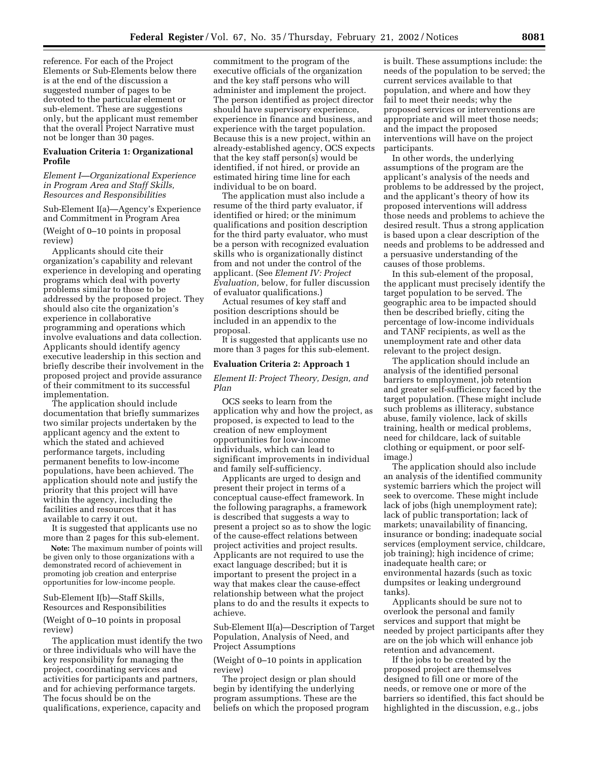reference. For each of the Project Elements or Sub-Elements below there is at the end of the discussion a suggested number of pages to be devoted to the particular element or sub-element. These are suggestions only, but the applicant must remember that the overall Project Narrative must not be longer than 30 pages.

**Evaluation Criteria 1: Organizational Profile**

*Element I—Organizational Experience in Program Area and Staff Skills, Resources and Responsibilities*

Sub-Element I(a)—Agency's Experience and Commitment in Program Area

(Weight of 0–10 points in proposal review)

Applicants should cite their organization's capability and relevant experience in developing and operating programs which deal with poverty problems similar to those to be addressed by the proposed project. They should also cite the organization's experience in collaborative programming and operations which involve evaluations and data collection. Applicants should identify agency executive leadership in this section and briefly describe their involvement in the proposed project and provide assurance of their commitment to its successful implementation.

The application should include documentation that briefly summarizes two similar projects undertaken by the applicant agency and the extent to which the stated and achieved performance targets, including permanent benefits to low-income populations, have been achieved. The application should note and justify the priority that this project will have within the agency, including the facilities and resources that it has available to carry it out.

It is suggested that applicants use no more than 2 pages for this sub-element.

**Note:** The maximum number of points will be given only to those organizations with a demonstrated record of achievement in promoting job creation and enterprise opportunities for low-income people.

Sub-Element I(b)—Staff Skills, Resources and Responsibilities

(Weight of 0–10 points in proposal review)

The application must identify the two or three individuals who will have the key responsibility for managing the project, coordinating services and activities for participants and partners, and for achieving performance targets. The focus should be on the qualifications, experience, capacity and commitment to the program of the executive officials of the organization and the key staff persons who will administer and implement the project. The person identified as project director should have supervisory experience, experience in finance and business, and experience with the target population. Because this is a new project, within an already-established agency, OCS expects that the key staff person(s) would be identified, if not hired, or provide an estimated hiring time line for each individual to be on board.

The application must also include a resume of the third party evaluator, if identified or hired; or the minimum qualifications and position description for the third party evaluator, who must be a person with recognized evaluation skills who is organizationally distinct from and not under the control of the applicant. (See *Element IV: Project Evaluation,* below, for fuller discussion of evaluator qualifications.)

Actual resumes of key staff and position descriptions should be included in an appendix to the proposal.

It is suggested that applicants use no more than 3 pages for this sub-element.

**Evaluation Criteria 2: Approach 1**

*Element II: Project Theory, Design, and Plan*

OCS seeks to learn from the application why and how the project, as proposed, is expected to lead to the creation of new employment opportunities for low-income individuals, which can lead to significant improvements in individual and family self-sufficiency.

Applicants are urged to design and present their project in terms of a conceptual cause-effect framework. In the following paragraphs, a framework is described that suggests a way to present a project so as to show the logic of the cause-effect relations between project activities and project results. Applicants are not required to use the exact language described; but it is important to present the project in a way that makes clear the cause-effect relationship between what the project plans to do and the results it expects to achieve.

Sub-Element II(a)—Description of Target Population, Analysis of Need, and Project Assumptions

(Weight of 0–10 points in application review)

The project design or plan should begin by identifying the underlying program assumptions. These are the beliefs on which the proposed program is built. These assumptions include: the needs of the population to be served; the current services available to that population, and where and how they fail to meet their needs; why the proposed services or interventions are appropriate and will meet those needs; and the impact the proposed interventions will have on the project participants.

In other words, the underlying assumptions of the program are the applicant's analysis of the needs and problems to be addressed by the project, and the applicant's theory of how its proposed interventions will address those needs and problems to achieve the desired result. Thus a strong application is based upon a clear description of the needs and problems to be addressed and a persuasive understanding of the causes of those problems.

In this sub-element of the proposal, the applicant must precisely identify the target population to be served. The geographic area to be impacted should then be described briefly, citing the percentage of low-income individuals and TANF recipients, as well as the unemployment rate and other data relevant to the project design.

The application should include an analysis of the identified personal barriers to employment, job retention and greater self-sufficiency faced by the target population. (These might include such problems as illiteracy, substance abuse, family violence, lack of skills training, health or medical problems, need for childcare, lack of suitable clothing or equipment, or poor self-image.)

The application should also include an analysis of the identified community systemic barriers which the project will seek to overcome. These might include lack of jobs (high unemployment rate); lack of public transportation; lack of markets; unavailability of financing, insurance or bonding; inadequate social services (employment service, childcare, job training); high incidence of crime; inadequate health care; or environmental hazards (such as toxic dumpsites or leaking underground tanks).

Applicants should be sure not to overlook the personal and family services and support that might be needed by project participants after they are on the job which will enhance job retention and advancement.

If the jobs to be created by the proposed project are themselves designed to fill one or more of the needs, or remove one or more of the barriers so identified, this fact should be highlighted in the discussion, e.g., jobs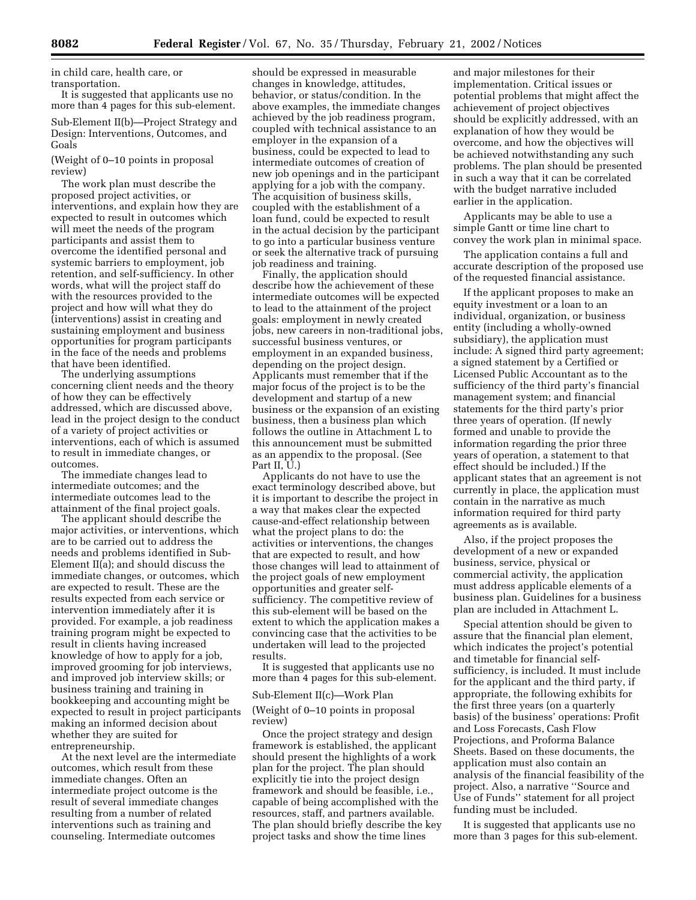in child care, health care, or transportation.

It is suggested that applicants use no more than 4 pages for this sub-element.

Sub-Element II(b)—Project Strategy and Design: Interventions, Outcomes, and Goals

(Weight of 0–10 points in proposal review)

The work plan must describe the proposed project activities, or interventions, and explain how they are expected to result in outcomes which will meet the needs of the program participants and assist them to overcome the identified personal and systemic barriers to employment, job retention, and self-sufficiency. In other words, what will the project staff do with the resources provided to the project and how will what they do (interventions) assist in creating and sustaining employment and business opportunities for program participants in the face of the needs and problems that have been identified.

The underlying assumptions concerning client needs and the theory of how they can be effectively addressed, which are discussed above, lead in the project design to the conduct of a variety of project activities or interventions, each of which is assumed to result in immediate changes, or outcomes.

The immediate changes lead to intermediate outcomes; and the intermediate outcomes lead to the attainment of the final project goals.

The applicant should describe the major activities, or interventions, which are to be carried out to address the needs and problems identified in Sub-Element II(a); and should discuss the immediate changes, or outcomes, which are expected to result. These are the results expected from each service or intervention immediately after it is provided. For example, a job readiness training program might be expected to result in clients having increased knowledge of how to apply for a job, improved grooming for job interviews, and improved job interview skills; or business training and training in bookkeeping and accounting might be expected to result in project participants making an informed decision about whether they are suited for entrepreneurship.

At the next level are the intermediate outcomes, which result from these immediate changes. Often an intermediate project outcome is the result of several immediate changes resulting from a number of related interventions such as training and counseling. Intermediate outcomes should be expressed in measurable changes in knowledge, attitudes, behavior, or status/condition. In the above examples, the immediate changes achieved by the job readiness program, coupled with technical assistance to an employer in the expansion of a business, could be expected to lead to intermediate outcomes of creation of new job openings and in the participant applying for a job with the company. The acquisition of business skills, coupled with the establishment of a loan fund, could be expected to result in the actual decision by the participant to go into a particular business venture or seek the alternative track of pursuing job readiness and training.

Finally, the application should describe how the achievement of these intermediate outcomes will be expected to lead to the attainment of the project goals: employment in newly created jobs, new careers in non-traditional jobs, successful business ventures, or employment in an expanded business, depending on the project design. Applicants must remember that if the major focus of the project is to be the development and startup of a new business or the expansion of an existing business, then a business plan which follows the outline in Attachment L to this announcement must be submitted as an appendix to the proposal. (See Part II, U.)

Applicants do not have to use the exact terminology described above, but it is important to describe the project in a way that makes clear the expected cause-and-effect relationship between what the project plans to do: the activities or interventions, the changes that are expected to result, and how those changes will lead to attainment of the project goals of new employment opportunities and greater self-sufficiency. The competitive review of this sub-element will be based on the extent to which the application makes a convincing case that the activities to be undertaken will lead to the projected results.

It is suggested that applicants use no more than 4 pages for this sub-element.

Sub-Element II(c)—Work Plan

(Weight of 0–10 points in proposal review)

Once the project strategy and design framework is established, the applicant should present the highlights of a work plan for the project. The plan should explicitly tie into the project design framework and should be feasible, i.e., capable of being accomplished with the resources, staff, and partners available. The plan should briefly describe the key project tasks and show the time lines and major milestones for their implementation. Critical issues or potential problems that might affect the achievement of project objectives should be explicitly addressed, with an explanation of how they would be overcome, and how the objectives will be achieved notwithstanding any such problems. The plan should be presented in such a way that it can be correlated with the budget narrative included earlier in the application.

Applicants may be able to use a simple Gantt or time line chart to convey the work plan in minimal space.

The application contains a full and accurate description of the proposed use of the requested financial assistance.

If the applicant proposes to make an equity investment or a loan to an individual, organization, or business entity (including a wholly-owned subsidiary), the application must include: A signed third party agreement; a signed statement by a Certified or Licensed Public Accountant as to the sufficiency of the third party's financial management system; and financial statements for the third party's prior three years of operation. (If newly formed and unable to provide the information regarding the prior three years of operation, a statement to that effect should be included.) If the applicant states that an agreement is not currently in place, the application must contain in the narrative as much information required for third party agreements as is available.

Also, if the project proposes the development of a new or expanded business, service, physical or commercial activity, the application must address applicable elements of a business plan. Guidelines for a business plan are included in Attachment L.

Special attention should be given to assure that the financial plan element, which indicates the project's potential and timetable for financial self-sufficiency, is included. It must include for the applicant and the third party, if appropriate, the following exhibits for the first three years (on a quarterly basis) of the business' operations: Profit and Loss Forecasts, Cash Flow Projections, and Proforma Balance Sheets. Based on these documents, the application must also contain an analysis of the financial feasibility of the project. Also, a narrative ''Source and Use of Funds'' statement for all project funding must be included.

It is suggested that applicants use no more than 3 pages for this sub-element.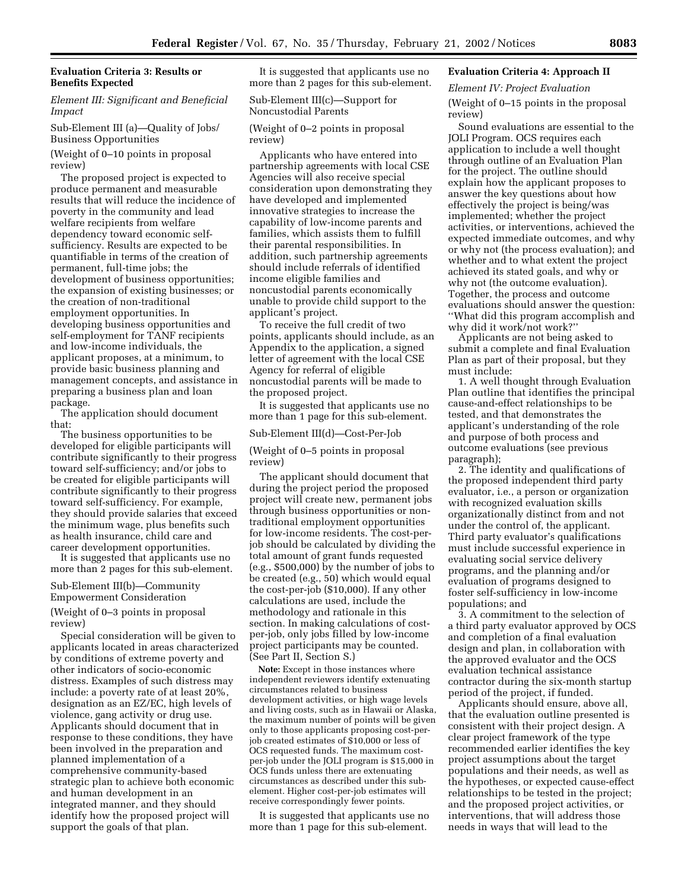### Evaluation Criteria 3: Results or Benefits Expected

*Element III: Significant and Beneficial Impact*

Sub-Element III (a)—Quality of Jobs/ Business Opportunities

(Weight of 0–10 points in proposal review)

The proposed project is expected to produce permanent and measurable results that will reduce the incidence of poverty in the community and lead welfare recipients from welfare dependency toward economic self-sufficiency. Results are expected to be quantifiable in terms of the creation of permanent, full-time jobs; the development of business opportunities; the expansion of existing businesses; or the creation of non-traditional employment opportunities. In developing business opportunities and self-employment for TANF recipients and low-income individuals, the applicant proposes, at a minimum, to provide basic business planning and management concepts, and assistance in preparing a business plan and loan package.

The application should document that:

The business opportunities to be developed for eligible participants will contribute significantly to their progress toward self-sufficiency; and/or jobs to be created for eligible participants will contribute significantly to their progress toward self-sufficiency. For example, they should provide salaries that exceed the minimum wage, plus benefits such as health insurance, child care and career development opportunities.

It is suggested that applicants use no more than 2 pages for this sub-element.

Sub-Element III(b)—Community Empowerment Consideration

(Weight of 0–3 points in proposal review)

Special consideration will be given to applicants located in areas characterized by conditions of extreme poverty and other indicators of socio-economic distress. Examples of such distress may include: a poverty rate of at least 20%, designation as an EZ/EC, high levels of violence, gang activity or drug use. Applicants should document that in response to these conditions, they have been involved in the preparation and planned implementation of a comprehensive community-based strategic plan to achieve both economic and human development in an integrated manner, and they should identify how the proposed project will support the goals of that plan.

It is suggested that applicants use no more than 2 pages for this sub-element.

Sub-Element III(c)—Support for Noncustodial Parents

(Weight of 0–2 points in proposal review)

Applicants who have entered into partnership agreements with local CSE Agencies will also receive special consideration upon demonstrating they have developed and implemented innovative strategies to increase the capability of low-income parents and families, which assists them to fulfill their parental responsibilities. In addition, such partnership agreements should include referrals of identified income eligible families and noncustodial parents economically unable to provide child support to the applicant's project.

To receive the full credit of two points, applicants should include, as an Appendix to the application, a signed letter of agreement with the local CSE Agency for referral of eligible noncustodial parents will be made to the proposed project.

It is suggested that applicants use no more than 1 page for this sub-element.

Sub-Element III(d)—Cost-Per-Job

(Weight of 0–5 points in proposal review)

The applicant should document that during the project period the proposed project will create new, permanent jobs through business opportunities or non-traditional employment opportunities for low-income residents. The cost-per-job should be calculated by dividing the total amount of grant funds requested (e.g., $500,000) by the number of jobs to be created (e.g., 50) which would equal the cost-per-job ($10,000). If any other calculations are used, include the methodology and rationale in this section. In making calculations of cost-per-job, only jobs filled by low-income project participants may be counted. (See Part II, Section S.)

**Note:** Except in those instances where independent reviewers identify extenuating circumstances related to business development activities, or high wage levels and living costs, such as in Hawaii or Alaska, the maximum number of points will be given only to those applicants proposing cost-per-job created estimates of $10,000 or less of OCS requested funds. The maximum cost-per-job under the JOLI program is $15,000 in OCS funds unless there are extenuating circumstances as described under this sub-element. Higher cost-per-job estimates will receive correspondingly fewer points.

It is suggested that applicants use no more than 1 page for this sub-element.

### Evaluation Criteria 4: Approach II

*Element IV: Project Evaluation*

(Weight of 0–15 points in the proposal review)

Sound evaluations are essential to the JOLI Program. OCS requires each application to include a well thought through outline of an Evaluation Plan for the project. The outline should explain how the applicant proposes to answer the key questions about how effectively the project is being/was implemented; whether the project activities, or interventions, achieved the expected immediate outcomes, and why or why not (the process evaluation); and whether and to what extent the project achieved its stated goals, and why or why not (the outcome evaluation). Together, the process and outcome evaluations should answer the question: "What did this program accomplish and why did it work/not work?"

Applicants are not being asked to submit a complete and final Evaluation Plan as part of their proposal, but they must include:

1. A well thought through Evaluation Plan outline that identifies the principal cause-and-effect relationships to be tested, and that demonstrates the applicant's understanding of the role and purpose of both process and outcome evaluations (see previous paragraph);

2. The identity and qualifications of the proposed independent third party evaluator, i.e., a person or organization with recognized evaluation skills organizationally distinct from and not under the control of, the applicant. Third party evaluator's qualifications must include successful experience in evaluating social service delivery programs, and the planning and/or evaluation of programs designed to foster self-sufficiency in low-income populations; and

3. A commitment to the selection of a third party evaluator approved by OCS and completion of a final evaluation design and plan, in collaboration with the approved evaluator and the OCS evaluation technical assistance contractor during the six-month startup period of the project, if funded.

Applicants should ensure, above all, that the evaluation outline presented is consistent with their project design. A clear project framework of the type recommended earlier identifies the key project assumptions about the target populations and their needs, as well as the hypotheses, or expected cause-effect relationships to be tested in the project; and the proposed project activities, or interventions, that will address those needs in ways that will lead to the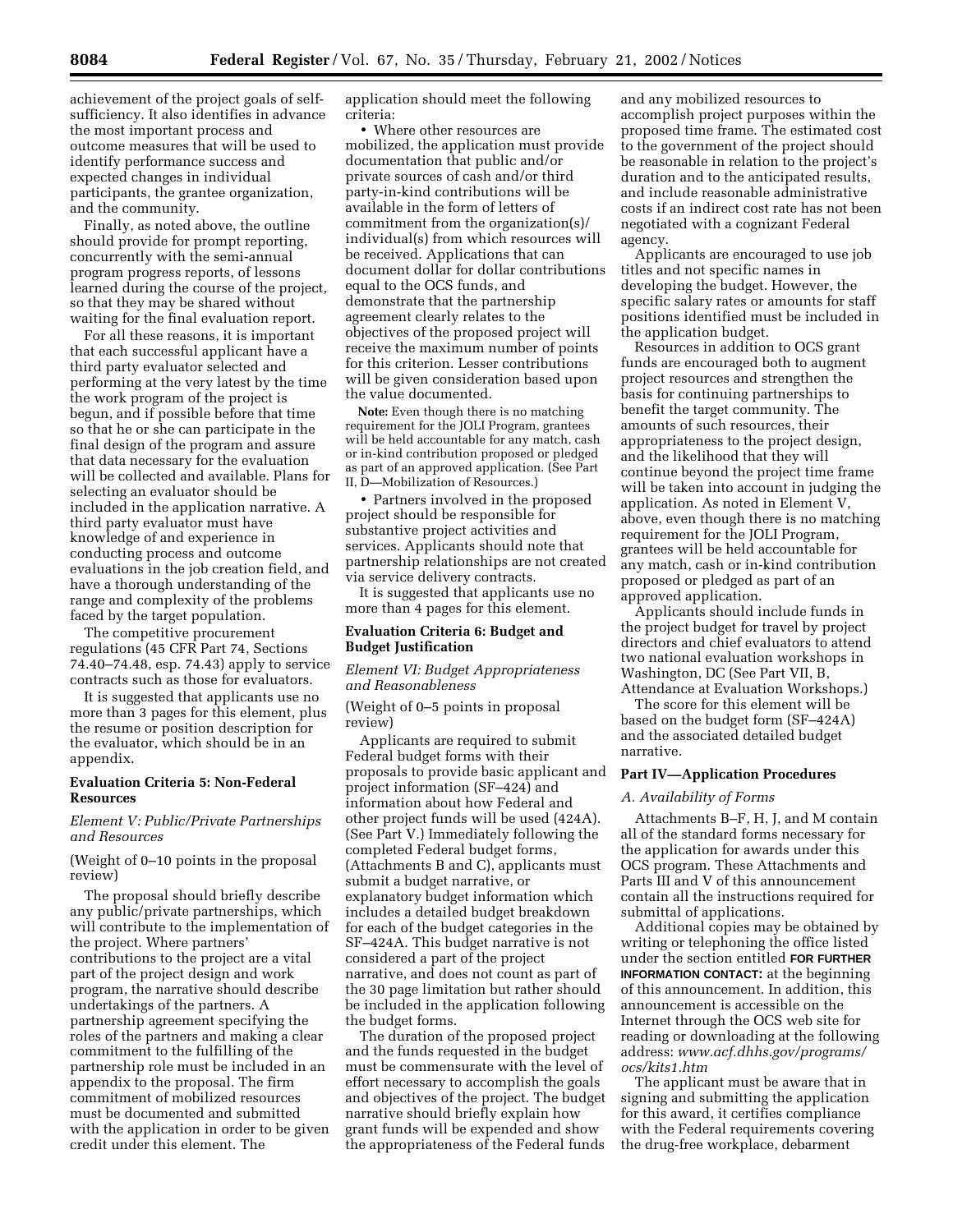achievement of the project goals of self-sufficiency. It also identifies in advance the most important process and outcome measures that will be used to identify performance success and expected changes in individual participants, the grantee organization, and the community.

Finally, as noted above, the outline should provide for prompt reporting, concurrently with the semi-annual program progress reports, of lessons learned during the course of the project, so that they may be shared without waiting for the final evaluation report.

For all these reasons, it is important that each successful applicant have a third party evaluator selected and performing at the very latest by the time the work program of the project is begun, and if possible before that time so that he or she can participate in the final design of the program and assure that data necessary for the evaluation will be collected and available. Plans for selecting an evaluator should be included in the application narrative. A third party evaluator must have knowledge of and experience in conducting process and outcome evaluations in the job creation field, and have a thorough understanding of the range and complexity of the problems faced by the target population.

The competitive procurement regulations (45 CFR Part 74, Sections 74.40–74.48, esp. 74.43) apply to service contracts such as those for evaluators.

It is suggested that applicants use no more than 3 pages for this element, plus the resume or position description for the evaluator, which should be in an appendix.

**Evaluation Criteria 5: Non-Federal Resources**

*Element V: Public/Private Partnerships and Resources*

(Weight of 0–10 points in the proposal review)

The proposal should briefly describe any public/private partnerships, which will contribute to the implementation of the project. Where partners' contributions to the project are a vital part of the project design and work program, the narrative should describe undertakings of the partners. A partnership agreement specifying the roles of the partners and making a clear commitment to the fulfilling of the partnership role must be included in an appendix to the proposal. The firm commitment of mobilized resources must be documented and submitted with the application in order to be given credit under this element. The application should meet the following criteria:

- Where other resources are mobilized, the application must provide documentation that public and/or private sources of cash and/or third party-in-kind contributions will be available in the form of letters of commitment from the organization(s)/individual(s) from which resources will be received. Applications that can document dollar for dollar contributions equal to the OCS funds, and demonstrate that the partnership agreement clearly relates to the objectives of the proposed project will receive the maximum number of points for this criterion. Lesser contributions will be given consideration based upon the value documented.

**Note:** Even though there is no matching requirement for the JOLI Program, grantees will be held accountable for any match, cash or in-kind contribution proposed or pledged as part of an approved application. (See Part II, D—Mobilization of Resources.)

- Partners involved in the proposed project should be responsible for substantive project activities and services. Applicants should note that partnership relationships are not created via service delivery contracts.

It is suggested that applicants use no more than 4 pages for this element.

**Evaluation Criteria 6: Budget and Budget Justification**

*Element VI: Budget Appropriateness and Reasonableness*

(Weight of 0–5 points in proposal review)

Applicants are required to submit Federal budget forms with their proposals to provide basic applicant and project information (SF–424) and information about how Federal and other project funds will be used (424A). (See Part V.) Immediately following the completed Federal budget forms, (Attachments B and C), applicants must submit a budget narrative, or explanatory budget information which includes a detailed budget breakdown for each of the budget categories in the SF–424A. This budget narrative is not considered a part of the project narrative, and does not count as part of the 30 page limitation but rather should be included in the application following the budget forms.

The duration of the proposed project and the funds requested in the budget must be commensurate with the level of effort necessary to accomplish the goals and objectives of the project. The budget narrative should briefly explain how grant funds will be expended and show the appropriateness of the Federal funds and any mobilized resources to accomplish project purposes within the proposed time frame. The estimated cost to the government of the project should be reasonable in relation to the project's duration and to the anticipated results, and include reasonable administrative costs if an indirect cost rate has not been negotiated with a cognizant Federal agency.

Applicants are encouraged to use job titles and not specific names in developing the budget. However, the specific salary rates or amounts for staff positions identified must be included in the application budget.

Resources in addition to OCS grant funds are encouraged both to augment project resources and strengthen the basis for continuing partnerships to benefit the target community. The amounts of such resources, their appropriateness to the project design, and the likelihood that they will continue beyond the project time frame will be taken into account in judging the application. As noted in Element V, above, even though there is no matching requirement for the JOLI Program, grantees will be held accountable for any match, cash or in-kind contribution proposed or pledged as part of an approved application.

Applicants should include funds in the project budget for travel by project directors and chief evaluators to attend two national evaluation workshops in Washington, DC (See Part VII, B, Attendance at Evaluation Workshops.)

The score for this element will be based on the budget form (SF–424A) and the associated detailed budget narrative.

**Part IV—Application Procedures**

*A. Availability of Forms*

Attachments B–F, H, J, and M contain all of the standard forms necessary for the application for awards under this OCS program. These Attachments and Parts III and V of this announcement contain all the instructions required for submittal of applications.

Additional copies may be obtained by writing or telephoning the office listed under the section entitled **FOR FURTHER INFORMATION CONTACT:** at the beginning of this announcement. In addition, this announcement is accessible on the Internet through the OCS web site for reading or downloading at the following address: *www.acf.dhhs.gov/programs/ocs/kits1.htm*

The applicant must be aware that in signing and submitting the application for this award, it certifies compliance with the Federal requirements covering the drug-free workplace, debarment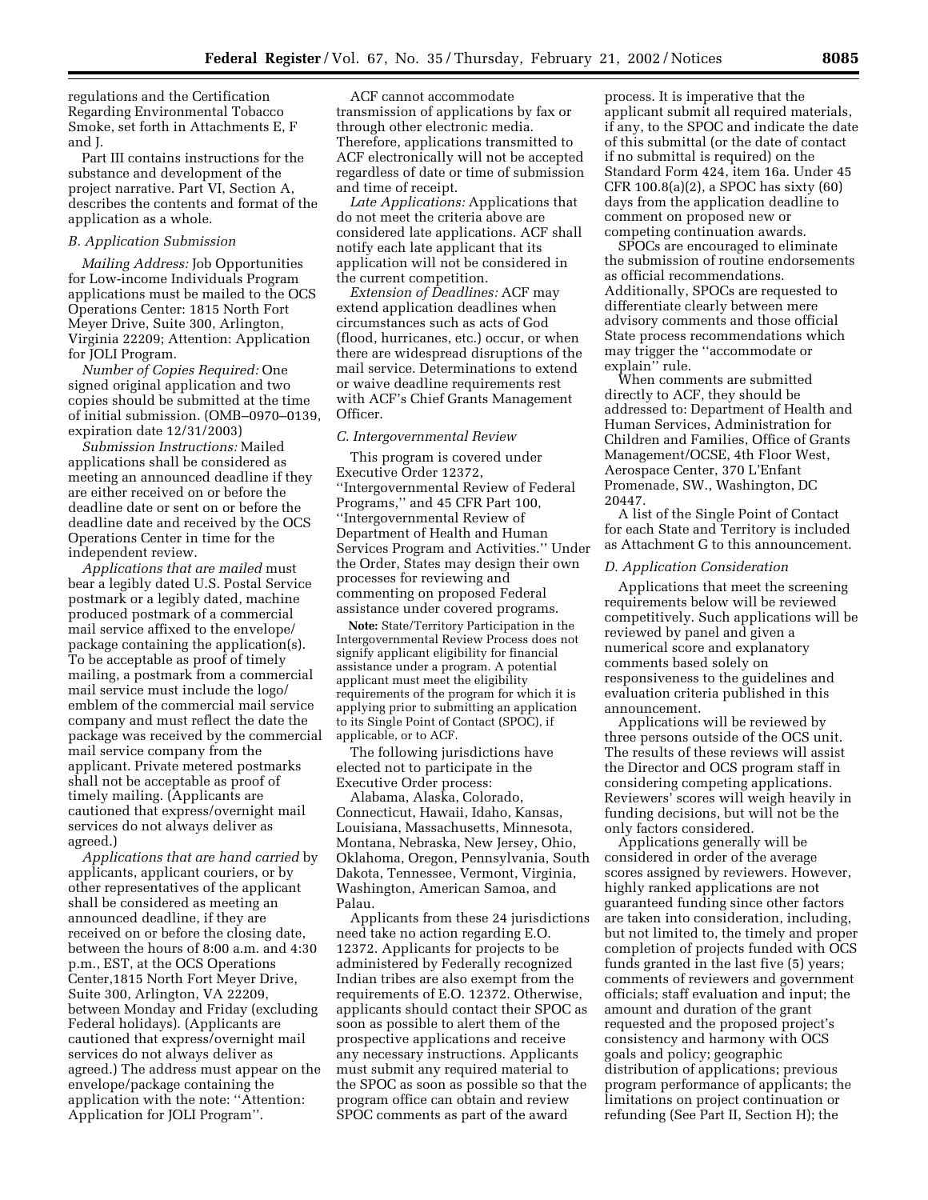regulations and the Certification Regarding Environmental Tobacco Smoke, set forth in Attachments E, F and J.

Part III contains instructions for the substance and development of the project narrative. Part VI, Section A, describes the contents and format of the application as a whole.

### B. Application Submission

*Mailing Address:* Job Opportunities for Low-income Individuals Program applications must be mailed to the OCS Operations Center: 1815 North Fort Meyer Drive, Suite 300, Arlington, Virginia 22209; Attention: Application for JOLI Program.

*Number of Copies Required:* One signed original application and two copies should be submitted at the time of initial submission. (OMB–0970–0139, expiration date 12/31/2003)

*Submission Instructions:* Mailed applications shall be considered as meeting an announced deadline if they are either received on or before the deadline date or sent on or before the deadline date and received by the OCS Operations Center in time for the independent review.

*Applications that are mailed* must bear a legibly dated U.S. Postal Service postmark or a legibly dated, machine produced postmark of a commercial mail service affixed to the envelope/package containing the application(s). To be acceptable as proof of timely mailing, a postmark from a commercial mail service must include the logo/emblem of the commercial mail service company and must reflect the date the package was received by the commercial mail service company from the applicant. Private metered postmarks shall not be acceptable as proof of timely mailing. (Applicants are cautioned that express/overnight mail services do not always deliver as agreed.)

*Applications that are hand carried* by applicants, applicant couriers, or by other representatives of the applicant shall be considered as meeting an announced deadline, if they are received on or before the closing date, between the hours of 8:00 a.m. and 4:30 p.m., EST, at the OCS Operations Center,1815 North Fort Meyer Drive, Suite 300, Arlington, VA 22209, between Monday and Friday (excluding Federal holidays). (Applicants are cautioned that express/overnight mail services do not always deliver as agreed.) The address must appear on the envelope/package containing the application with the note: ''Attention: Application for JOLI Program''.

ACF cannot accommodate transmission of applications by fax or through other electronic media. Therefore, applications transmitted to ACF electronically will not be accepted regardless of date or time of submission and time of receipt.

*Late Applications:* Applications that do not meet the criteria above are considered late applications. ACF shall notify each late applicant that its application will not be considered in the current competition.

*Extension of Deadlines:* ACF may extend application deadlines when circumstances such as acts of God (flood, hurricanes, etc.) occur, or when there are widespread disruptions of the mail service. Determinations to extend or waive deadline requirements rest with ACF's Chief Grants Management Officer.

### C. Intergovernmental Review

This program is covered under Executive Order 12372, ''Intergovernmental Review of Federal Programs,'' and 45 CFR Part 100, ''Intergovernmental Review of Department of Health and Human Services Program and Activities.'' Under the Order, States may design their own processes for reviewing and commenting on proposed Federal assistance under covered programs.

**Note:** State/Territory Participation in the Intergovernmental Review Process does not signify applicant eligibility for financial assistance under a program. A potential applicant must meet the eligibility requirements of the program for which it is applying prior to submitting an application to its Single Point of Contact (SPOC), if applicable, or to ACF.

The following jurisdictions have elected not to participate in the Executive Order process:

Alabama, Alaska, Colorado, Connecticut, Hawaii, Idaho, Kansas, Louisiana, Massachusetts, Minnesota, Montana, Nebraska, New Jersey, Ohio, Oklahoma, Oregon, Pennsylvania, South Dakota, Tennessee, Vermont, Virginia, Washington, American Samoa, and Palau.

Applicants from these 24 jurisdictions need take no action regarding E.O. 12372. Applicants for projects to be administered by Federally recognized Indian tribes are also exempt from the requirements of E.O. 12372. Otherwise, applicants should contact their SPOC as soon as possible to alert them of the prospective applications and receive any necessary instructions. Applicants must submit any required material to the SPOC as soon as possible so that the program office can obtain and review SPOC comments as part of the award process. It is imperative that the applicant submit all required materials, if any, to the SPOC and indicate the date of this submittal (or the date of contact if no submittal is required) on the Standard Form 424, item 16a. Under 45 CFR 100.8(a)(2), a SPOC has sixty (60) days from the application deadline to comment on proposed new or competing continuation awards.

SPOCs are encouraged to eliminate the submission of routine endorsements as official recommendations. Additionally, SPOCs are requested to differentiate clearly between mere advisory comments and those official State process recommendations which may trigger the ''accommodate or explain'' rule.

When comments are submitted directly to ACF, they should be addressed to: Department of Health and Human Services, Administration for Children and Families, Office of Grants Management/OCSE, 4th Floor West, Aerospace Center, 370 L'Enfant Promenade, SW., Washington, DC 20447.

A list of the Single Point of Contact for each State and Territory is included as Attachment G to this announcement.

### D. Application Consideration

Applications that meet the screening requirements below will be reviewed competitively. Such applications will be reviewed by panel and given a numerical score and explanatory comments based solely on responsiveness to the guidelines and evaluation criteria published in this announcement.

Applications will be reviewed by three persons outside of the OCS unit. The results of these reviews will assist the Director and OCS program staff in considering competing applications. Reviewers' scores will weigh heavily in funding decisions, but will not be the only factors considered.

Applications generally will be considered in order of the average scores assigned by reviewers. However, highly ranked applications are not guaranteed funding since other factors are taken into consideration, including, but not limited to, the timely and proper completion of projects funded with OCS funds granted in the last five (5) years; comments of reviewers and government officials; staff evaluation and input; the amount and duration of the grant requested and the proposed project's consistency and harmony with OCS goals and policy; geographic distribution of applications; previous program performance of applicants; the limitations on project continuation or refunding (See Part II, Section H); the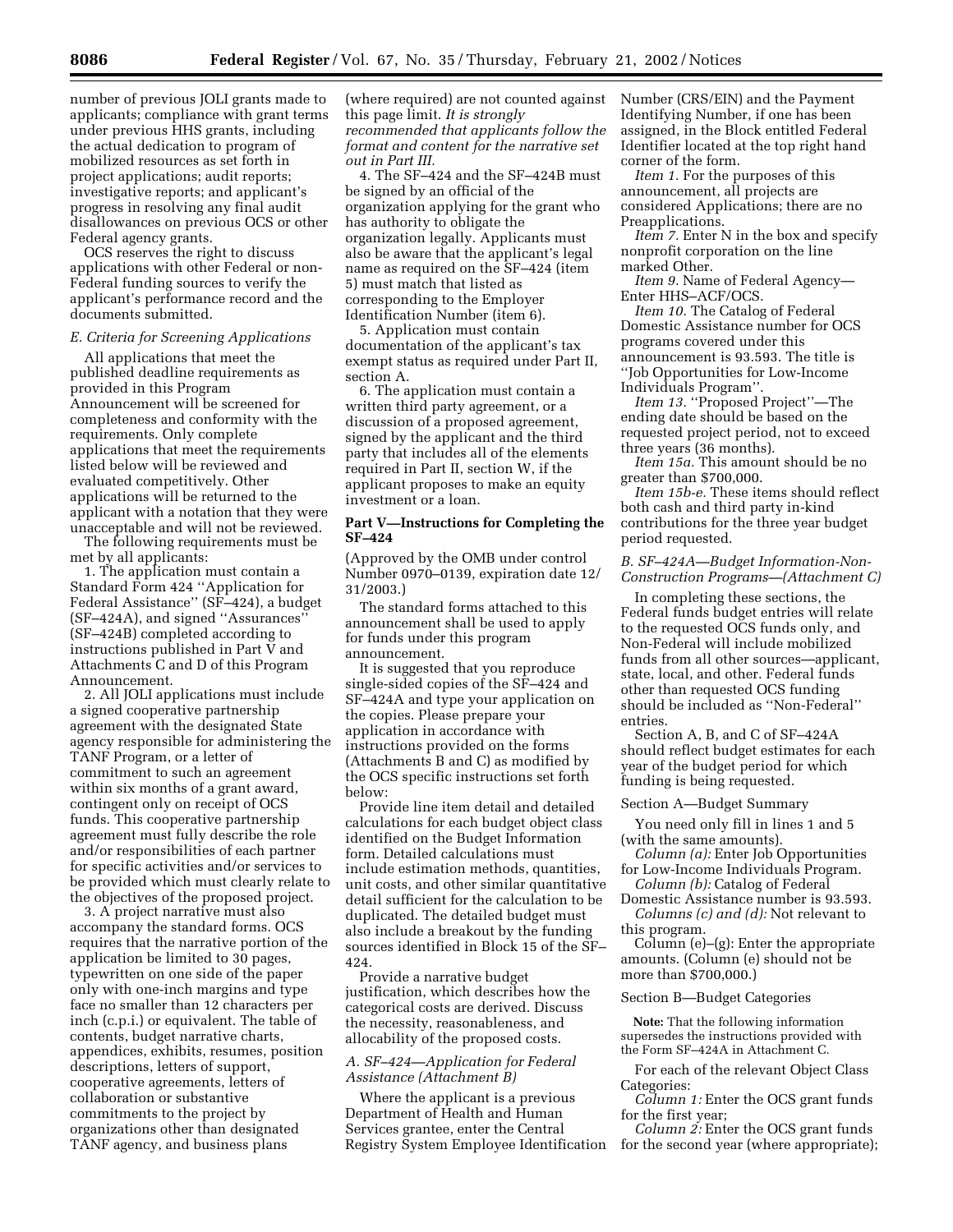number of previous JOLI grants made to applicants; compliance with grant terms under previous HHS grants, including the actual dedication to program of mobilized resources as set forth in project applications; audit reports; investigative reports; and applicant's progress in resolving any final audit disallowances on previous OCS or other Federal agency grants.

OCS reserves the right to discuss applications with other Federal or non-Federal funding sources to verify the applicant's performance record and the documents submitted.

*E. Criteria for Screening Applications*

All applications that meet the published deadline requirements as provided in this Program Announcement will be screened for completeness and conformity with the requirements. Only complete applications that meet the requirements listed below will be reviewed and evaluated competitively. Other applications will be returned to the applicant with a notation that they were unacceptable and will not be reviewed.

The following requirements must be met by all applicants:

1. The application must contain a Standard Form 424 ''Application for Federal Assistance'' (SF–424), a budget (SF–424A), and signed ''Assurances'' (SF–424B) completed according to instructions published in Part V and Attachments C and D of this Program Announcement.

2. All JOLI applications must include a signed cooperative partnership agreement with the designated State agency responsible for administering the TANF Program, or a letter of commitment to such an agreement within six months of a grant award, contingent only on receipt of OCS funds. This cooperative partnership agreement must fully describe the role and/or responsibilities of each partner for specific activities and/or services to be provided which must clearly relate to the objectives of the proposed project.

3. A project narrative must also accompany the standard forms. OCS requires that the narrative portion of the application be limited to 30 pages, typewritten on one side of the paper only with one-inch margins and type face no smaller than 12 characters per inch (c.p.i.) or equivalent. The table of contents, budget narrative charts, appendices, exhibits, resumes, position descriptions, letters of support, cooperative agreements, letters of collaboration or substantive commitments to the project by organizations other than designated TANF agency, and business plans (where required) are not counted against this page limit. *It is strongly recommended that applicants follow the format and content for the narrative set out in Part III.*

4. The SF–424 and the SF–424B must be signed by an official of the organization applying for the grant who has authority to obligate the organization legally. Applicants must also be aware that the applicant's legal name as required on the SF–424 (item 5) must match that listed as corresponding to the Employer Identification Number (item 6).

5. Application must contain documentation of the applicant's tax exempt status as required under Part II, section A.

6. The application must contain a written third party agreement, or a discussion of a proposed agreement, signed by the applicant and the third party that includes all of the elements required in Part II, section W, if the applicant proposes to make an equity investment or a loan.

**Part V—Instructions for Completing the SF–424**

(Approved by the OMB under control Number 0970–0139, expiration date 12/31/2003.)

The standard forms attached to this announcement shall be used to apply for funds under this program announcement.

It is suggested that you reproduce single-sided copies of the SF–424 and SF–424A and type your application on the copies. Please prepare your application in accordance with instructions provided on the forms (Attachments B and C) as modified by the OCS specific instructions set forth below:

Provide line item detail and detailed calculations for each budget object class identified on the Budget Information form. Detailed calculations must include estimation methods, quantities, unit costs, and other similar quantitative detail sufficient for the calculation to be duplicated. The detailed budget must also include a breakout by the funding sources identified in Block 15 of the SF–424.

Provide a narrative budget justification, which describes how the categorical costs are derived. Discuss the necessity, reasonableness, and allocability of the proposed costs.

*A. SF–424—Application for Federal Assistance (Attachment B)*

Where the applicant is a previous Department of Health and Human Services grantee, enter the Central Registry System Employee Identification Number (CRS/EIN) and the Payment Identifying Number, if one has been assigned, in the Block entitled Federal Identifier located at the top right hand corner of the form.

*Item 1.* For the purposes of this announcement, all projects are considered Applications; there are no Preapplications.

*Item 7.* Enter N in the box and specify nonprofit corporation on the line marked Other.

*Item 9.* Name of Federal Agency—Enter HHS–ACF/OCS.

*Item 10.* The Catalog of Federal Domestic Assistance number for OCS programs covered under this announcement is 93.593. The title is ''Job Opportunities for Low-Income Individuals Program''.

*Item 13.* ''Proposed Project''—The ending date should be based on the requested project period, not to exceed three years (36 months).

*Item 15a.* This amount should be no greater than $700,000.

*Item 15b-e.* These items should reflect both cash and third party in-kind contributions for the three year budget period requested.

*B. SF–424A—Budget Information-Non-Construction Programs—(Attachment C)*

In completing these sections, the Federal funds budget entries will relate to the requested OCS funds only, and Non-Federal will include mobilized funds from all other sources—applicant, state, local, and other. Federal funds other than requested OCS funding should be included as ''Non-Federal'' entries.

Section A, B, and C of SF–424A should reflect budget estimates for each year of the budget period for which funding is being requested.

Section A—Budget Summary

You need only fill in lines 1 and 5 (with the same amounts).

*Column (a):* Enter Job Opportunities for Low-Income Individuals Program.

*Column (b):* Catalog of Federal Domestic Assistance number is 93.593.

*Columns (c) and (d):* Not relevant to this program.

Column (e)–(g): Enter the appropriate amounts. (Column (e) should not be more than $700,000.)

Section B—Budget Categories

**Note:** That the following information supersedes the instructions provided with the Form SF–424A in Attachment C.

For each of the relevant Object Class Categories:

*Column 1:* Enter the OCS grant funds for the first year;

*Column 2:* Enter the OCS grant funds for the second year (where appropriate);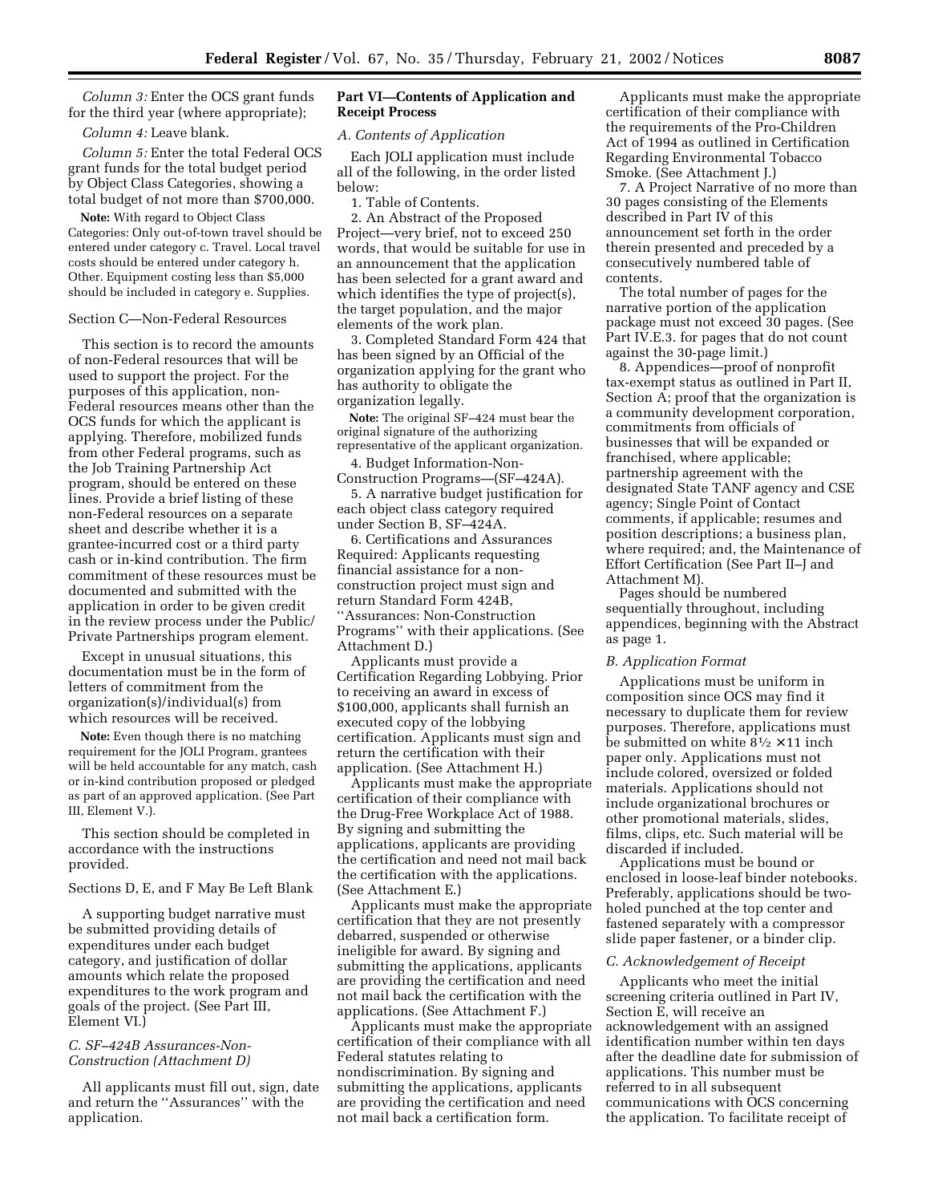*Column 3:* Enter the OCS grant funds for the third year (where appropriate);

*Column 4:* Leave blank.

*Column 5:* Enter the total Federal OCS grant funds for the total budget period by Object Class Categories, showing a total budget of not more than $700,000.

**Note:** With regard to Object Class Categories: Only out-of-town travel should be entered under category c. Travel. Local travel costs should be entered under category h. Other. Equipment costing less than $5,000 should be included in category e. Supplies.

Section C—Non-Federal Resources

This section is to record the amounts of non-Federal resources that will be used to support the project. For the purposes of this application, non-Federal resources means other than the OCS funds for which the applicant is applying. Therefore, mobilized funds from other Federal programs, such as the Job Training Partnership Act program, should be entered on these lines. Provide a brief listing of these non-Federal resources on a separate sheet and describe whether it is a grantee-incurred cost or a third party cash or in-kind contribution. The firm commitment of these resources must be documented and submitted with the application in order to be given credit in the review process under the Public/Private Partnerships program element.

Except in unusual situations, this documentation must be in the form of letters of commitment from the organization(s)/individual(s) from which resources will be received.

**Note:** Even though there is no matching requirement for the JOLI Program, grantees will be held accountable for any match, cash or in-kind contribution proposed or pledged as part of an approved application. (See Part III, Element V.).

This section should be completed in accordance with the instructions provided.

Sections D, E, and F May Be Left Blank

A supporting budget narrative must be submitted providing details of expenditures under each budget category, and justification of dollar amounts which relate the proposed expenditures to the work program and goals of the project. (See Part III, Element VI.)

### *C. SF–424B Assurances-Non-Construction (Attachment D)*

All applicants must fill out, sign, date and return the ''Assurances'' with the application.

## Part VI—Contents of Application and Receipt Process

### *A. Contents of Application*

Each JOLI application must include all of the following, in the order listed below:

1. Table of Contents.
2. An Abstract of the Proposed Project—very brief, not to exceed 250 words, that would be suitable for use in an announcement that the application has been selected for a grant award and which identifies the type of project(s), the target population, and the major elements of the work plan.
3. Completed Standard Form 424 that has been signed by an Official of the organization applying for the grant who has authority to obligate the organization legally.

**Note:** The original SF–424 must bear the original signature of the authorizing representative of the applicant organization.

4. Budget Information-Non-Construction Programs—(SF–424A).
5. A narrative budget justification for each object class category required under Section B, SF–424A.
6. Certifications and Assurances Required: Applicants requesting financial assistance for a non-construction project must sign and return Standard Form 424B, ''Assurances: Non-Construction Programs'' with their applications. (See Attachment D.)

Applicants must provide a Certification Regarding Lobbying. Prior to receiving an award in excess of $100,000, applicants shall furnish an executed copy of the lobbying certification. Applicants must sign and return the certification with their application. (See Attachment H.)

Applicants must make the appropriate certification of their compliance with the Drug-Free Workplace Act of 1988. By signing and submitting the applications, applicants are providing the certification and need not mail back the certification with the applications. (See Attachment E.)

Applicants must make the appropriate certification that they are not presently debarred, suspended or otherwise ineligible for award. By signing and submitting the applications, applicants are providing the certification and need not mail back the certification with the applications. (See Attachment F.)

Applicants must make the appropriate certification of their compliance with all Federal statutes relating to nondiscrimination. By signing and submitting the applications, applicants are providing the certification and need not mail back a certification form.

Applicants must make the appropriate certification of their compliance with the requirements of the Pro-Children Act of 1994 as outlined in Certification Regarding Environmental Tobacco Smoke. (See Attachment J.)

7. A Project Narrative of no more than 30 pages consisting of the Elements described in Part IV of this announcement set forth in the order therein presented and preceded by a consecutively numbered table of contents.

The total number of pages for the narrative portion of the application package must not exceed 30 pages. (See Part IV.E.3. for pages that do not count against the 30-page limit.)

8. Appendices—proof of nonprofit tax-exempt status as outlined in Part II, Section A; proof that the organization is a community development corporation, commitments from officials of businesses that will be expanded or franchised, where applicable; partnership agreement with the designated State TANF agency and CSE agency; Single Point of Contact comments, if applicable; resumes and position descriptions; a business plan, where required; and, the Maintenance of Effort Certification (See Part II–J and Attachment M).

Pages should be numbered sequentially throughout, including appendices, beginning with the Abstract as page 1.

### *B. Application Format*

Applications must be uniform in composition since OCS may find it necessary to duplicate them for review purposes. Therefore, applications must be submitted on white 8½ ×11 inch paper only. Applications must not include colored, oversized or folded materials. Applications should not include organizational brochures or other promotional materials, slides, films, clips, etc. Such material will be discarded if included.

Applications must be bound or enclosed in loose-leaf binder notebooks. Preferably, applications should be two-holed punched at the top center and fastened separately with a compressor slide paper fastener, or a binder clip.

### *C. Acknowledgement of Receipt*

Applicants who meet the initial screening criteria outlined in Part IV, Section E, will receive an acknowledgement with an assigned identification number within ten days after the deadline date for submission of applications. This number must be referred to in all subsequent communications with OCS concerning the application. To facilitate receipt of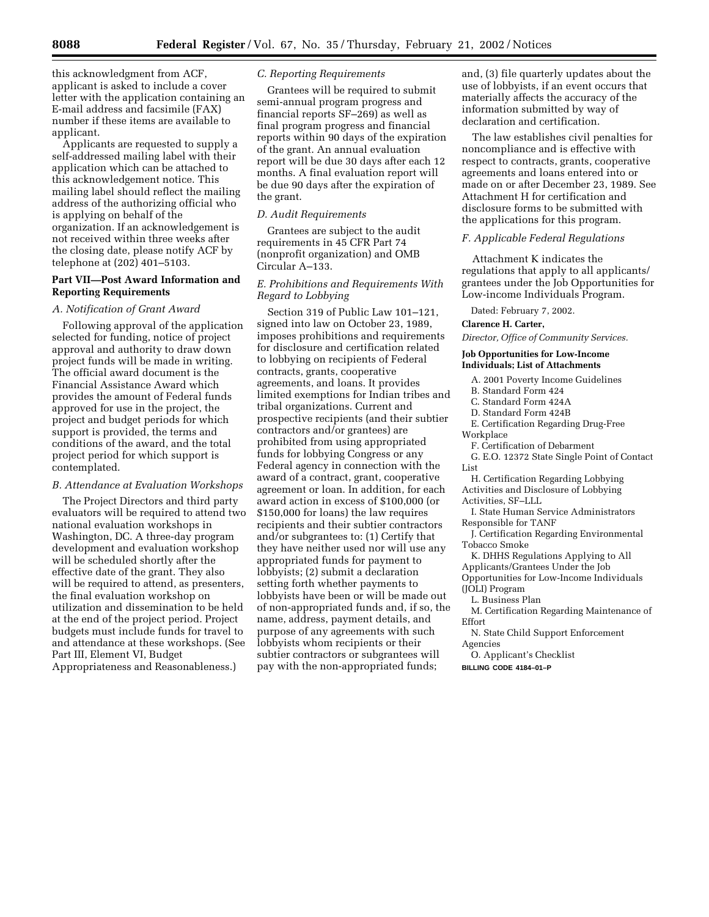this acknowledgment from ACF, applicant is asked to include a cover letter with the application containing an E-mail address and facsimile (FAX) number if these items are available to applicant.

Applicants are requested to supply a self-addressed mailing label with their application which can be attached to this acknowledgement notice. This mailing label should reflect the mailing address of the authorizing official who is applying on behalf of the organization. If an acknowledgement is not received within three weeks after the closing date, please notify ACF by telephone at (202) 401–5103.

**Part VII—Post Award Information and Reporting Requirements**

*A. Notification of Grant Award*

Following approval of the application selected for funding, notice of project approval and authority to draw down project funds will be made in writing. The official award document is the Financial Assistance Award which provides the amount of Federal funds approved for use in the project, the project and budget periods for which support is provided, the terms and conditions of the award, and the total project period for which support is contemplated.

*B. Attendance at Evaluation Workshops*

The Project Directors and third party evaluators will be required to attend two national evaluation workshops in Washington, DC. A three-day program development and evaluation workshop will be scheduled shortly after the effective date of the grant. They also will be required to attend, as presenters, the final evaluation workshop on utilization and dissemination to be held at the end of the project period. Project budgets must include funds for travel to and attendance at these workshops. (See Part III, Element VI, Budget Appropriateness and Reasonableness.)

*C. Reporting Requirements*

Grantees will be required to submit semi-annual program progress and financial reports SF–269) as well as final program progress and financial reports within 90 days of the expiration of the grant. An annual evaluation report will be due 30 days after each 12 months. A final evaluation report will be due 90 days after the expiration of the grant.

*D. Audit Requirements*

Grantees are subject to the audit requirements in 45 CFR Part 74 (nonprofit organization) and OMB Circular A–133.

*E. Prohibitions and Requirements With Regard to Lobbying*

Section 319 of Public Law 101–121, signed into law on October 23, 1989, imposes prohibitions and requirements for disclosure and certification related to lobbying on recipients of Federal contracts, grants, cooperative agreements, and loans. It provides limited exemptions for Indian tribes and tribal organizations. Current and prospective recipients (and their subtier contractors and/or grantees) are prohibited from using appropriated funds for lobbying Congress or any Federal agency in connection with the award of a contract, grant, cooperative agreement or loan. In addition, for each award action in excess of $100,000 (or $150,000 for loans) the law requires recipients and their subtier contractors and/or subgrantees to: (1) Certify that they have neither used nor will use any appropriated funds for payment to lobbyists; (2) submit a declaration setting forth whether payments to lobbyists have been or will be made out of non-appropriated funds and, if so, the name, address, payment details, and purpose of any agreements with such lobbyists whom recipients or their subtier contractors or subgrantees will pay with the non-appropriated funds; and, (3) file quarterly updates about the use of lobbyists, if an event occurs that materially affects the accuracy of the information submitted by way of declaration and certification.

The law establishes civil penalties for noncompliance and is effective with respect to contracts, grants, cooperative agreements and loans entered into or made on or after December 23, 1989. See Attachment H for certification and disclosure forms to be submitted with the applications for this program.

*F. Applicable Federal Regulations*

Attachment K indicates the regulations that apply to all applicants/grantees under the Job Opportunities for Low-income Individuals Program.

Dated: February 7, 2002.

**Clarence H. Carter,**

*Director, Office of Community Services.*

**Job Opportunities for Low-Income Individuals; List of Attachments**

A. 2001 Poverty Income Guidelines
B. Standard Form 424
C. Standard Form 424A
D. Standard Form 424B
E. Certification Regarding Drug-Free Workplace
F. Certification of Debarment
G. E.O. 12372 State Single Point of Contact List
H. Certification Regarding Lobbying Activities and Disclosure of Lobbying Activities, SF–LLL
I. State Human Service Administrators Responsible for TANF
J. Certification Regarding Environmental Tobacco Smoke
K. DHHS Regulations Applying to All Applicants/Grantees Under the Job Opportunities for Low-Income Individuals (JOLI) Program
L. Business Plan
M. Certification Regarding Maintenance of Effort
N. State Child Support Enforcement Agencies
O. Applicant's Checklist

BILLING CODE 4184–01–P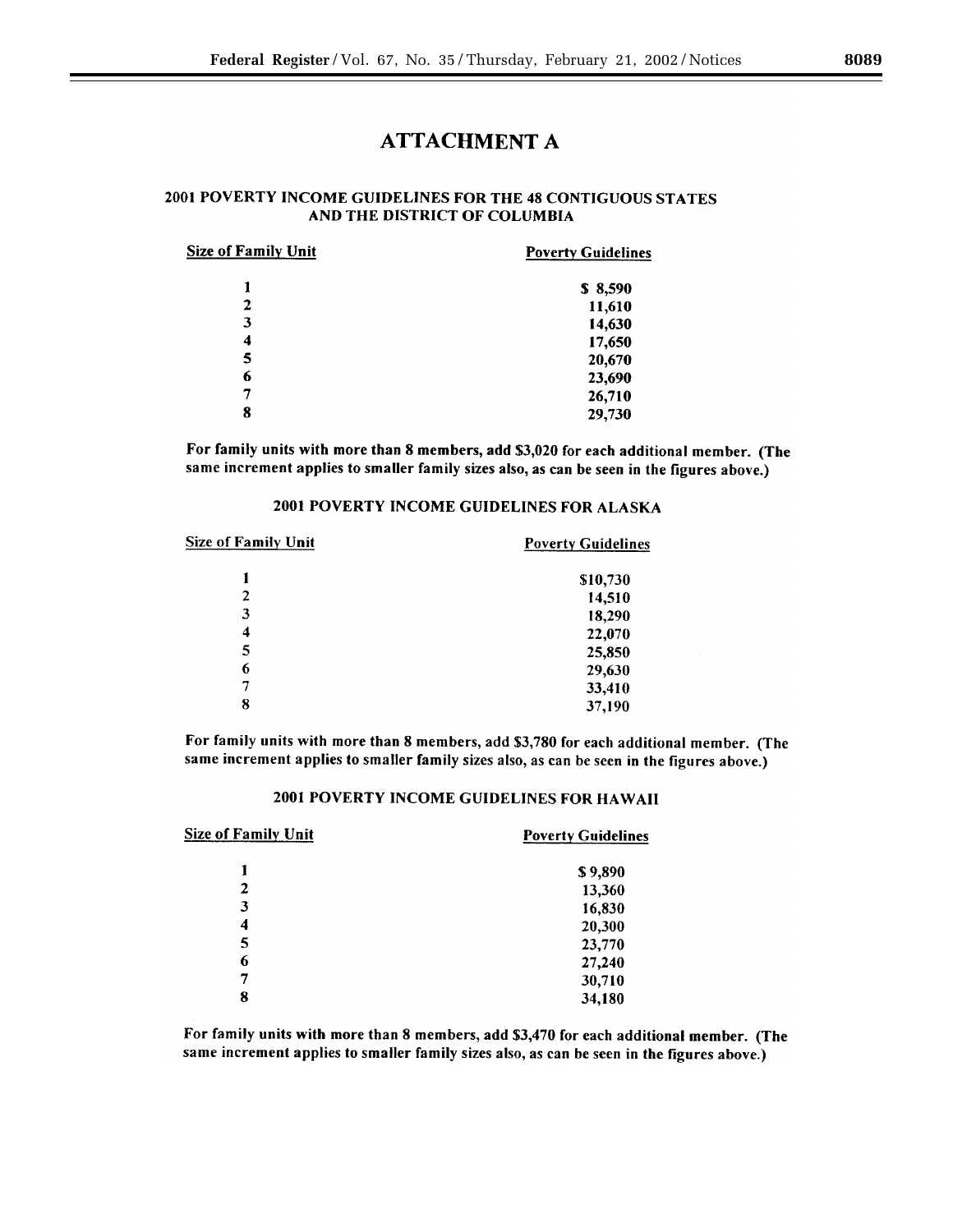# ATTACHMENT A

## 2001 POVERTY INCOME GUIDELINES FOR THE 48 CONTIGUOUS STATES AND THE DISTRICT OF COLUMBIA

| Size of Family Unit | Poverty Guidelines |
|---|---|
| 1 | $ 8,590 |
| 2 | 11,610 |
| 3 | 14,630 |
| 4 | 17,650 |
| 5 | 20,670 |
| 6 | 23,690 |
| 7 | 26,710 |
| 8 | 29,730 |

**For family units with more than 8 members, add $3,020 for each additional member. (The same increment applies to smaller family sizes also, as can be seen in the figures above.)**

## 2001 POVERTY INCOME GUIDELINES FOR ALASKA

| Size of Family Unit | Poverty Guidelines |
|---|---|
| 1 | $10,730 |
| 2 | 14,510 |
| 3 | 18,290 |
| 4 | 22,070 |
| 5 | 25,850 |
| 6 | 29,630 |
| 7 | 33,410 |
| 8 | 37,190 |

**For family units with more than 8 members, add $3,780 for each additional member. (The same increment applies to smaller family sizes also, as can be seen in the figures above.)**

## 2001 POVERTY INCOME GUIDELINES FOR HAWAII

| Size of Family Unit | Poverty Guidelines |
|---|---|
| 1 | $ 9,890 |
| 2 | 13,360 |
| 3 | 16,830 |
| 4 | 20,300 |
| 5 | 23,770 |
| 6 | 27,240 |
| 7 | 30,710 |
| 8 | 34,180 |

**For family units with more than 8 members, add $3,470 for each additional member. (The same increment applies to smaller family sizes also, as can be seen in the figures above.)**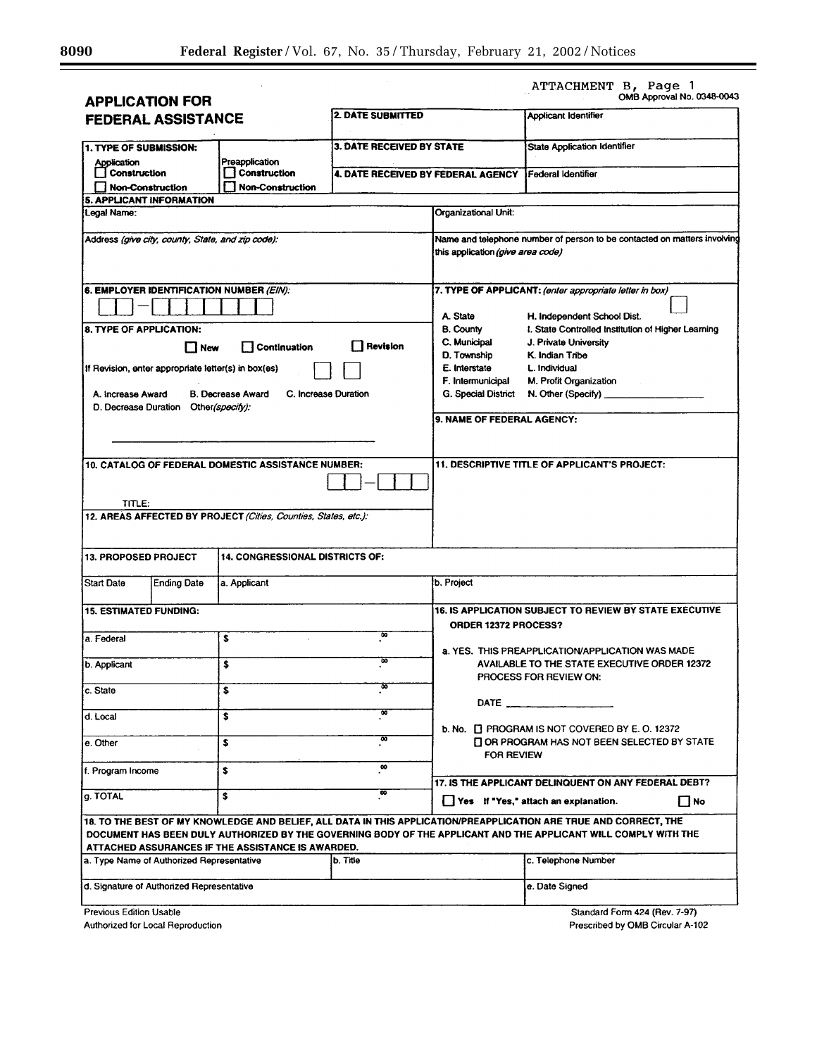ATTACHMENT B, Page 1

OMB Approval No. 0348-0043

# APPLICATION FOR FEDERAL ASSISTANCE

| | | |
|---|---|---|
| | **2. DATE SUBMITTED** | Applicant Identifier |
| **1. TYPE OF SUBMISSION:** Application ☐ Construction ☐ Non-Construction; Preapplication ☐ Construction ☐ Non-Construction | **3. DATE RECEIVED BY STATE** | State Application Identifier |
| | **4. DATE RECEIVED BY FEDERAL AGENCY** | Federal Identifier |

**5. APPLICANT INFORMATION**

| | |
|---|---|
| Legal Name: | Organizational Unit: |
| Address *(give city, county, State, and zip code)*: | Name and telephone number of person to be contacted on matters involving this application *(give area code)* |

**6. EMPLOYER IDENTIFICATION NUMBER** *(EIN)*: ☐☐-☐☐☐☐☐☐☐

**7. TYPE OF APPLICANT:** *(enter appropriate letter in box)* ☐

- A. State
- B. County
- C. Municipal
- D. Township
- E. Interstate
- F. Intermunicipal
- G. Special District
- H. Independent School Dist.
- I. State Controlled Institution of Higher Learning
- J. Private University
- K. Indian Tribe
- L. Individual
- M. Profit Organization
- N. Other (Specify) ____________

**8. TYPE OF APPLICATION:**

☐ New ☐ Continuation ☐ Revision

If Revision, enter appropriate letter(s) in box(es) ☐ ☐

A. Increase Award B. Decrease Award C. Increase Duration D. Decrease Duration Other*(specify)*:

____________________

**9. NAME OF FEDERAL AGENCY:**

**10. CATALOG OF FEDERAL DOMESTIC ASSISTANCE NUMBER:** ☐☐-☐☐☐

TITLE:

**11. DESCRIPTIVE TITLE OF APPLICANT'S PROJECT:**

**12. AREAS AFFECTED BY PROJECT** *(Cities, Counties, States, etc.)*:

| **13. PROPOSED PROJECT** | | **14. CONGRESSIONAL DISTRICTS OF:** | |
|---|---|---|---|
| Start Date | Ending Date | a. Applicant | b. Project |

**15. ESTIMATED FUNDING:**

| | |
|---|---|
| a. Federal | $ .00 |
| b. Applicant | $ .00 |
| c. State | $ .00 |
| d. Local | $ .00 |
| e. Other | $ .00 |
| f. Program Income | $ .00 |
| g. TOTAL | $ .00 |

**16. IS APPLICATION SUBJECT TO REVIEW BY STATE EXECUTIVE ORDER 12372 PROCESS?**

a. YES. THIS PREAPPLICATION/APPLICATION WAS MADE AVAILABLE TO THE STATE EXECUTIVE ORDER 12372 PROCESS FOR REVIEW ON:

DATE ____________

b. No. ☐ PROGRAM IS NOT COVERED BY E. O. 12372

☐ OR PROGRAM HAS NOT BEEN SELECTED BY STATE FOR REVIEW

**17. IS THE APPLICANT DELINQUENT ON ANY FEDERAL DEBT?**

☐ Yes If "Yes," attach an explanation. ☐ No

**18. TO THE BEST OF MY KNOWLEDGE AND BELIEF, ALL DATA IN THIS APPLICATION/PREAPPLICATION ARE TRUE AND CORRECT, THE DOCUMENT HAS BEEN DULY AUTHORIZED BY THE GOVERNING BODY OF THE APPLICANT AND THE APPLICANT WILL COMPLY WITH THE ATTACHED ASSURANCES IF THE ASSISTANCE IS AWARDED.**

| | | |
|---|---|---|
| a. Type Name of Authorized Representative | b. Title | c. Telephone Number |
| d. Signature of Authorized Representative | | e. Date Signed |

Previous Edition Usable
Authorized for Local Reproduction

Standard Form 424 (Rev. 7-97)
Prescribed by OMB Circular A-102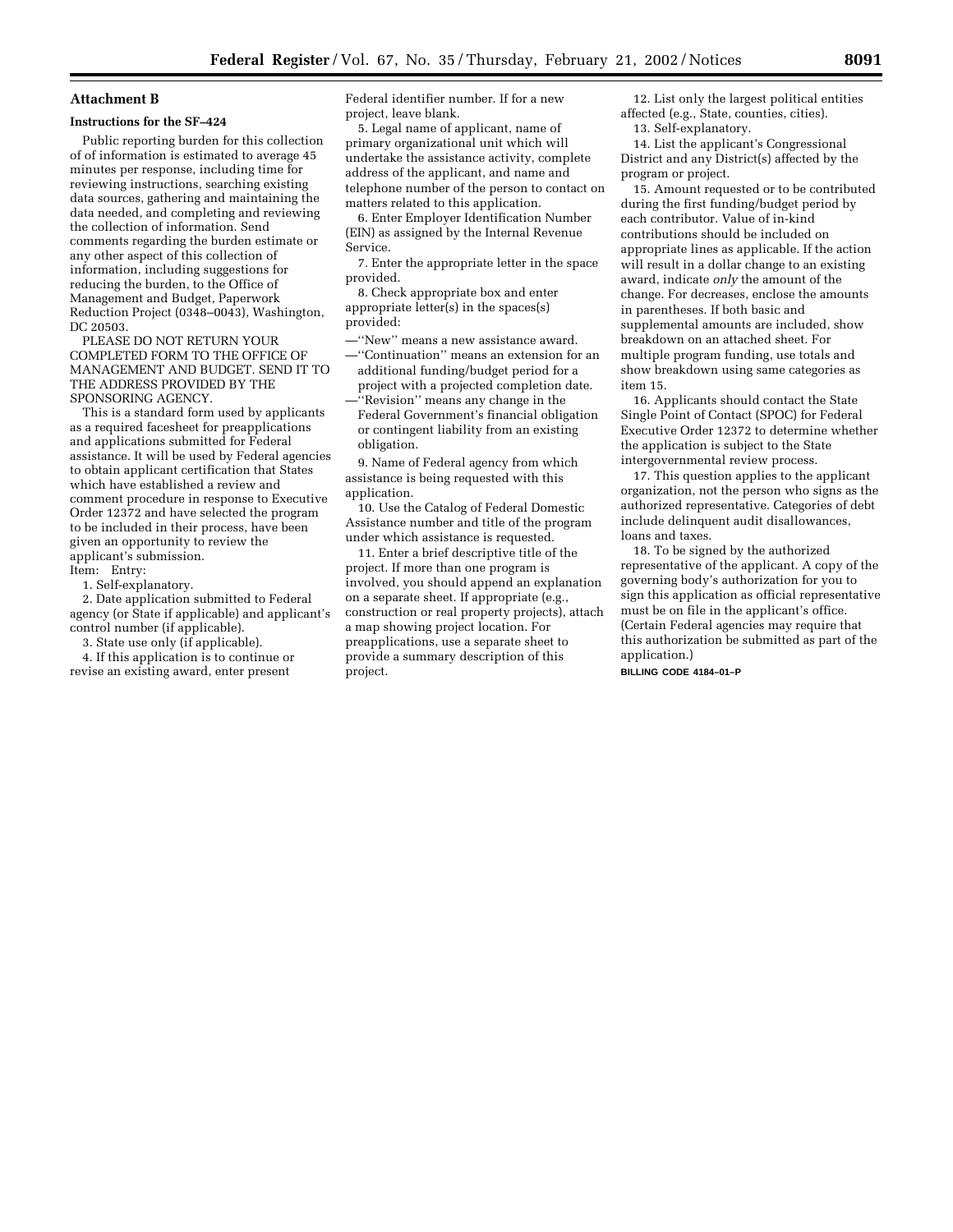## Attachment B

### Instructions for the SF–424

Public reporting burden for this collection of of information is estimated to average 45 minutes per response, including time for reviewing instructions, searching existing data sources, gathering and maintaining the data needed, and completing and reviewing the collection of information. Send comments regarding the burden estimate or any other aspect of this collection of information, including suggestions for reducing the burden, to the Office of Management and Budget, Paperwork Reduction Project (0348–0043), Washington, DC 20503.

PLEASE DO NOT RETURN YOUR COMPLETED FORM TO THE OFFICE OF MANAGEMENT AND BUDGET. SEND IT TO THE ADDRESS PROVIDED BY THE SPONSORING AGENCY.

This is a standard form used by applicants as a required facesheet for preapplications and applications submitted for Federal assistance. It will be used by Federal agencies to obtain applicant certification that States which have established a review and comment procedure in response to Executive Order 12372 and have selected the program to be included in their process, have been given an opportunity to review the applicant's submission.

Item: Entry:

1. Self-explanatory.

2. Date application submitted to Federal agency (or State if applicable) and applicant's control number (if applicable).

3. State use only (if applicable).

4. If this application is to continue or revise an existing award, enter present Federal identifier number. If for a new project, leave blank.

5. Legal name of applicant, name of primary organizational unit which will undertake the assistance activity, complete address of the applicant, and name and telephone number of the person to contact on matters related to this application.

6. Enter Employer Identification Number (EIN) as assigned by the Internal Revenue Service.

7. Enter the appropriate letter in the space provided.

8. Check appropriate box and enter appropriate letter(s) in the spaces(s) provided:

—''New'' means a new assistance award.

—''Continuation'' means an extension for an additional funding/budget period for a project with a projected completion date.

—''Revision'' means any change in the Federal Government's financial obligation or contingent liability from an existing obligation.

9. Name of Federal agency from which assistance is being requested with this application.

10. Use the Catalog of Federal Domestic Assistance number and title of the program under which assistance is requested.

11. Enter a brief descriptive title of the project. If more than one program is involved, you should append an explanation on a separate sheet. If appropriate (e.g., construction or real property projects), attach a map showing project location. For preapplications, use a separate sheet to provide a summary description of this project.

12. List only the largest political entities affected (e.g., State, counties, cities).

13. Self-explanatory.

14. List the applicant's Congressional District and any District(s) affected by the program or project.

15. Amount requested or to be contributed during the first funding/budget period by each contributor. Value of in-kind contributions should be included on appropriate lines as applicable. If the action will result in a dollar change to an existing award, indicate *only* the amount of the change. For decreases, enclose the amounts in parentheses. If both basic and supplemental amounts are included, show breakdown on an attached sheet. For multiple program funding, use totals and show breakdown using same categories as item 15.

16. Applicants should contact the State Single Point of Contact (SPOC) for Federal Executive Order 12372 to determine whether the application is subject to the State intergovernmental review process.

17. This question applies to the applicant organization, not the person who signs as the authorized representative. Categories of debt include delinquent audit disallowances, loans and taxes.

18. To be signed by the authorized representative of the applicant. A copy of the governing body's authorization for you to sign this application as official representative must be on file in the applicant's office. (Certain Federal agencies may require that this authorization be submitted as part of the application.)

BILLING CODE 4184–01–P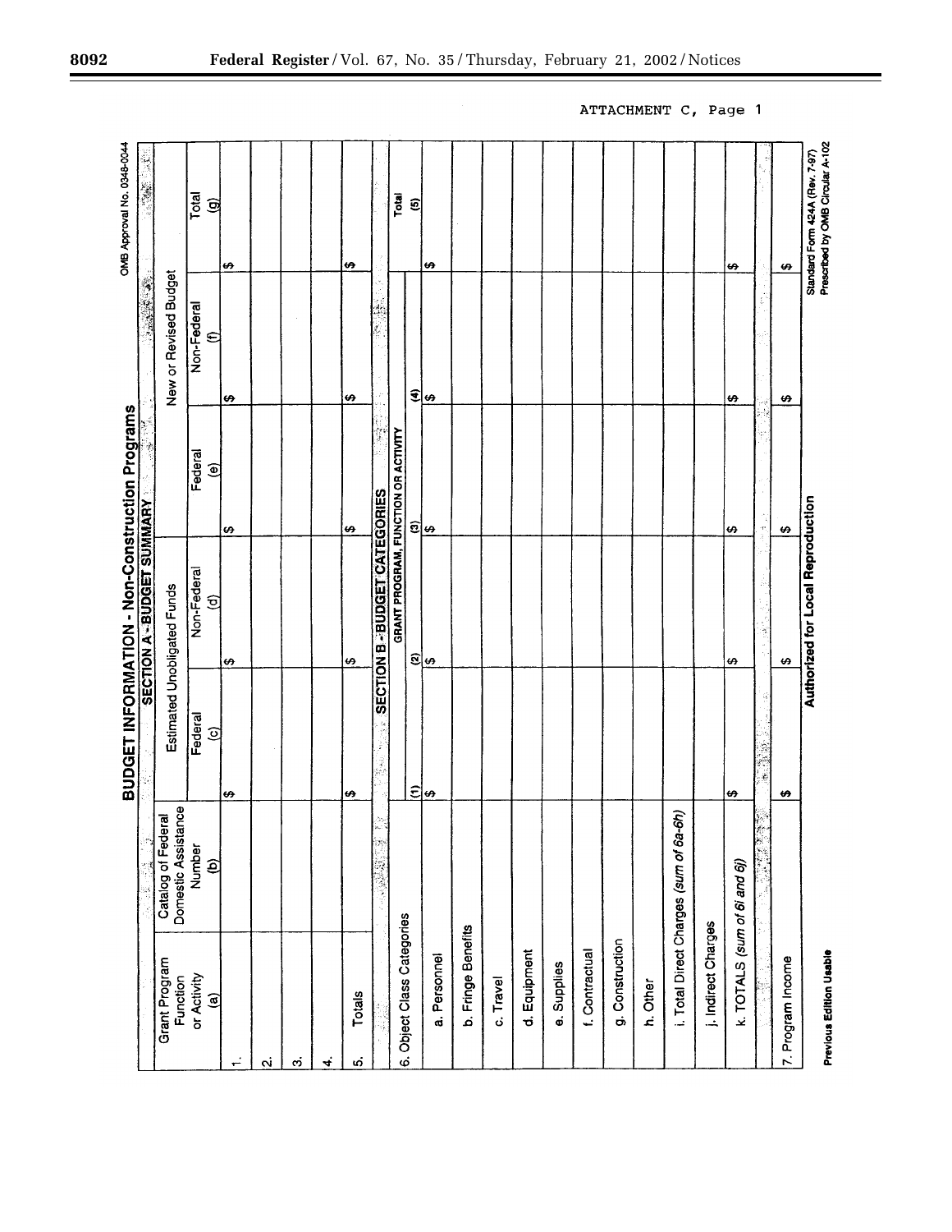ATTACHMENT C, Page 1

OMB Approval No. 0348-0044

## BUDGET INFORMATION - Non-Construction Programs

### SECTION A - BUDGET SUMMARY

| Grant Program Function or Activity (a) | Catalog of Federal Domestic Assistance Number (b) | Estimated Unobligated Funds | | New or Revised Budget | | |
|---|---|---|---|---|---|---|
| | | Federal (c) | Non-Federal (d) | Federal (e) | Non-Federal (f) | Total (g) |
| 1. | | $ | $ | $ | $ | $ |
| 2. | | | | | | |
| 3. | | | | | | |
| 4. | | | | | | |
| 5. Totals | | $ | $ | $ | $ | $ |

### SECTION B - BUDGET CATEGORIES

| 6. Object Class Categories | GRANT PROGRAM, FUNCTION OR ACTIVITY | | | | Total |
|---|---|---|---|---|---|
| | (1) | (2) | (3) | (4) | (5) |
| a. Personnel | $ | $ | $ | $ | $ |
| b. Fringe Benefits | | | | | |
| c. Travel | | | | | |
| d. Equipment | | | | | |
| e. Supplies | | | | | |
| f. Contractual | | | | | |
| g. Construction | | | | | |
| h. Other | | | | | |
| i. Total Direct Charges *(sum of 6a-6h)* | | | | | |
| j. Indirect Charges | | | | | |
| k. TOTALS *(sum of 6i and 6j)* | $ | $ | $ | $ | $ |
| | | | | | |
| 7. Program Income | $ | $ | $ | $ | $ |

**Authorized for Local Reproduction**

**Previous Edition Usable**

Standard Form 424A (Rev. 7-97)
Prescribed by OMB Circular A-102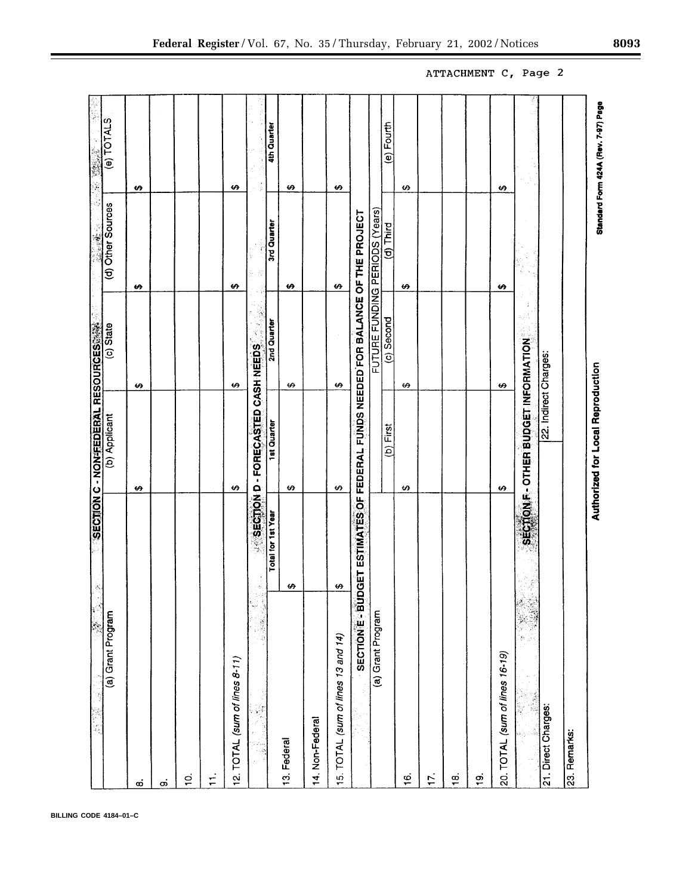ATTACHMENT C, Page 2

| SECTION C - NON-FEDERAL RESOURCES | | | | |
|---|---|---|---|---|
| (a) Grant Program | (b) Applicant | (c) State | (d) Other Sources | (e) TOTALS |
| 8. | $ | $ | $ | $ |
| 9. | | | | |
| 10. | | | | |
| 11. | | | | |
| 12. TOTAL *(sum of lines 8-11)* | $ | $ | $ | $ |

| SECTION D - FORECASTED CASH NEEDS | | | | | |
|---|---|---|---|---|---|
| | Total for 1st Year | 1st Quarter | 2nd Quarter | 3rd Quarter | 4th Quarter |
| 13. Federal | $ | $ | $ | $ | $ |
| 14. Non-Federal | | | | | |
| 15. TOTAL *(sum of lines 13 and 14)* | $ | $ | $ | $ | $ |

| SECTION E - BUDGET ESTIMATES OF FEDERAL FUNDS NEEDED FOR BALANCE OF THE PROJECT | | | | |
|---|---|---|---|---|
| (a) Grant Program | FUTURE FUNDING PERIODS (Years) | | | |
| | (b) First | (c) Second | (d) Third | (e) Fourth |
| 16. | $ | $ | $ | $ |
| 17. | | | | |
| 18. | | | | |
| 19. | | | | |
| 20. TOTAL *(sum of lines 16-19)* | $ | $ | $ | $ |

| SECTION F - OTHER BUDGET INFORMATION | |
|---|---|
| 21. Direct Charges: | 22. Indirect Charges: |
| 23. Remarks: | |

**Authorized for Local Reproduction**

**Standard Form 424A (Rev. 7-97) Page**

BILLING CODE 4184–01–C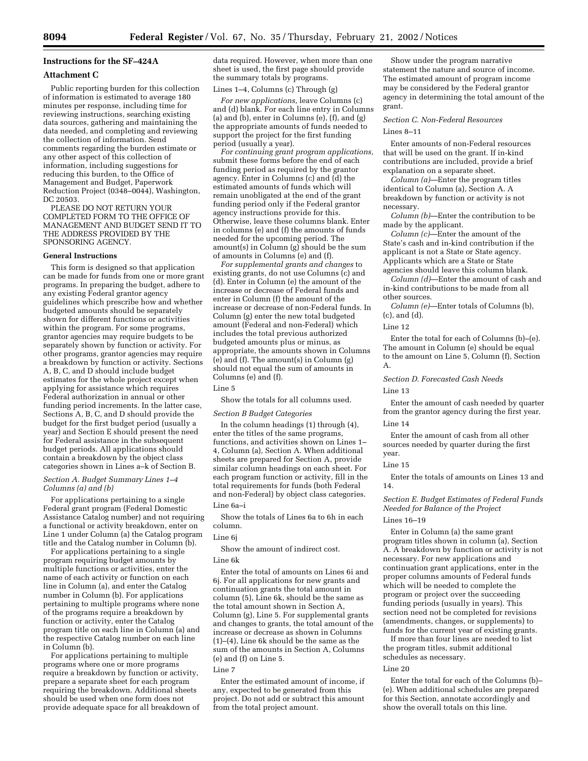## Instructions for the SF–424A

## Attachment C

Public reporting burden for this collection of information is estimated to average 180 minutes per response, including time for reviewing instructions, searching existing data sources, gathering and maintaining the data needed, and completing and reviewing the collection of information. Send comments regarding the burden estimate or any other aspect of this collection of information, including suggestions for reducing this burden, to the Office of Management and Budget, Paperwork Reduction Project (0348–0044), Washington, DC 20503.

PLEASE DO NOT RETURN YOUR COMPLETED FORM TO THE OFFICE OF MANAGEMENT AND BUDGET SEND IT TO THE ADDRESS PROVIDED BY THE SPONSORING AGENCY.

### General Instructions

This form is designed so that application can be made for funds from one or more grant programs. In preparing the budget, adhere to any existing Federal grantor agency guidelines which prescribe how and whether budgeted amounts should be separately shown for different functions or activities within the program. For some programs, grantor agencies may require budgets to be separately shown by function or activity. For other programs, grantor agencies may require a breakdown by function or activity. Sections A, B, C, and D should include budget estimates for the whole project except when applying for assistance which requires Federal authorization in annual or other funding period increments. In the latter case, Sections A, B, C, and D should provide the budget for the first budget period (usually a year) and Section E should present the need for Federal assistance in the subsequent budget periods. All applications should contain a breakdown by the object class categories shown in Lines a–k of Section B.

*Section A. Budget Summary Lines 1–4 Columns (a) and (b)*

For applications pertaining to a single Federal grant program (Federal Domestic Assistance Catalog number) and not requiring a functional or activity breakdown, enter on Line 1 under Column (a) the Catalog program title and the Catalog number in Column (b).

For applications pertaining to a single program requiring budget amounts by multiple functions or activities, enter the name of each activity or function on each line in Column (a), and enter the Catalog number in Column (b). For applications pertaining to multiple programs where none of the programs require a breakdown by function or activity, enter the Catalog program title on each line in Column (a) and the respective Catalog number on each line in Column (b).

For applications pertaining to multiple programs where one or more programs require a breakdown by function or activity, prepare a separate sheet for each program requiring the breakdown. Additional sheets should be used when one form does not provide adequate space for all breakdown of data required. However, when more than one sheet is used, the first page should provide the summary totals by programs.

Lines 1–4, Columns (c) Through (g)

*For new applications,* leave Columns (c) and (d) blank. For each line entry in Columns (a) and (b), enter in Columns (e), (f), and (g) the appropriate amounts of funds needed to support the project for the first funding period (usually a year).

*For continuing grant program applications,* submit these forms before the end of each funding period as required by the grantor agency. Enter in Columns (c) and (d) the estimated amounts of funds which will remain unobligated at the end of the grant funding period only if the Federal grantor agency instructions provide for this. Otherwise, leave these columns blank. Enter in columns (e) and (f) the amounts of funds needed for the upcoming period. The amount(s) in Column (g) should be the sum of amounts in Columns (e) and (f).

*For supplemental grants and changes* to existing grants, do not use Columns (c) and (d). Enter in Column (e) the amount of the increase or decrease of Federal funds and enter in Column (f) the amount of the increase or decrease of non-Federal funds. In Column (g) enter the new total budgeted amount (Federal and non-Federal) which includes the total previous authorized budgeted amounts plus or minus, as appropriate, the amounts shown in Columns (e) and (f). The amount(s) in Column (g) should not equal the sum of amounts in Columns (e) and (f).

Line 5

Show the totals for all columns used.

*Section B Budget Categories*

In the column headings (1) through (4), enter the titles of the same programs, functions, and activities shown on Lines 1–4, Column (a), Section A. When additional sheets are prepared for Section A, provide similar column headings on each sheet. For each program function or activity, fill in the total requirements for funds (both Federal and non-Federal) by object class categories.

Line 6a–i

Show the totals of Lines 6a to 6h in each column.

Line 6j

Show the amount of indirect cost.

Line 6k

Enter the total of amounts on Lines 6i and 6j. For all applications for new grants and continuation grants the total amount in column (5), Line 6k, should be the same as the total amount shown in Section A, Column (g), Line 5. For supplemental grants and changes to grants, the total amount of the increase or decrease as shown in Columns (1)–(4), Line 6k should be the same as the sum of the amounts in Section A, Columns (e) and (f) on Line 5.

Line 7

Enter the estimated amount of income, if any, expected to be generated from this project. Do not add or subtract this amount from the total project amount.

Show under the program narrative statement the nature and source of income. The estimated amount of program income may be considered by the Federal grantor agency in determining the total amount of the grant.

*Section C. Non-Federal Resources*

Lines 8–11

Enter amounts of non-Federal resources that will be used on the grant. If in-kind contributions are included, provide a brief explanation on a separate sheet.

*Column (a)*—Enter the program titles identical to Column (a), Section A. A breakdown by function or activity is not necessary.

*Column (b)*—Enter the contribution to be made by the applicant.

*Column (c)*—Enter the amount of the State's cash and in-kind contribution if the applicant is not a State or State agency. Applicants which are a State or State agencies should leave this column blank.

*Column (d)*—Enter the amount of cash and in-kind contributions to be made from all other sources.

*Column (e)*—Enter totals of Columns (b), (c), and (d).

Line 12

Enter the total for each of Columns (b)–(e). The amount in Column (e) should be equal to the amount on Line 5, Column (f), Section A.

*Section D. Forecasted Cash Needs*

Line 13

Enter the amount of cash needed by quarter from the grantor agency during the first year.

Line 14

Enter the amount of cash from all other sources needed by quarter during the first year.

Line 15

Enter the totals of amounts on Lines 13 and 14.

*Section E. Budget Estimates of Federal Funds Needed for Balance of the Project*

Lines 16–19

Enter in Column (a) the same grant program titles shown in column (a), Section A. A breakdown by function or activity is not necessary. For new applications and continuation grant applications, enter in the proper columns amounts of Federal funds which will be needed to complete the program or project over the succeeding funding periods (usually in years). This section need not be completed for revisions (amendments, changes, or supplements) to funds for the current year of existing grants.

If more than four lines are needed to list the program titles, submit additional schedules as necessary.

Line 20

Enter the total for each of the Columns (b)–(e). When additional schedules are prepared for this Section, annotate accordingly and show the overall totals on this line.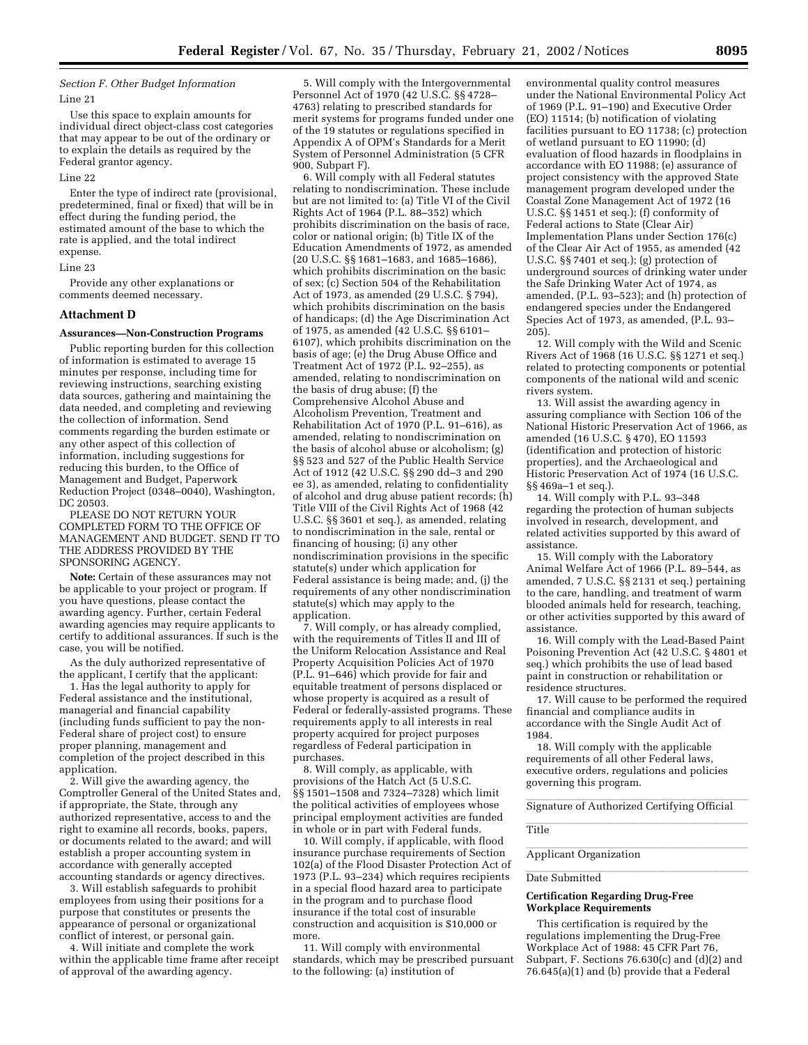*Section F. Other Budget Information*

Line 21

Use this space to explain amounts for individual direct object-class cost categories that may appear to be out of the ordinary or to explain the details as required by the Federal grantor agency.

Line 22

Enter the type of indirect rate (provisional, predetermined, final or fixed) that will be in effect during the funding period, the estimated amount of the base to which the rate is applied, and the total indirect expense.

Line 23

Provide any other explanations or comments deemed necessary.

## Attachment D

### Assurances—Non-Construction Programs

Public reporting burden for this collection of information is estimated to average 15 minutes per response, including time for reviewing instructions, searching existing data sources, gathering and maintaining the data needed, and completing and reviewing the collection of information. Send comments regarding the burden estimate or any other aspect of this collection of information, including suggestions for reducing this burden, to the Office of Management and Budget, Paperwork Reduction Project (0348–0040), Washington, DC 20503.

PLEASE DO NOT RETURN YOUR COMPLETED FORM TO THE OFFICE OF MANAGEMENT AND BUDGET. SEND IT TO THE ADDRESS PROVIDED BY THE SPONSORING AGENCY.

**Note:** Certain of these assurances may not be applicable to your project or program. If you have questions, please contact the awarding agency. Further, certain Federal awarding agencies may require applicants to certify to additional assurances. If such is the case, you will be notified.

As the duly authorized representative of the applicant, I certify that the applicant:

1. Has the legal authority to apply for Federal assistance and the institutional, managerial and financial capability (including funds sufficient to pay the non-Federal share of project cost) to ensure proper planning, management and completion of the project described in this application.

2. Will give the awarding agency, the Comptroller General of the United States and, if appropriate, the State, through any authorized representative, access to and the right to examine all records, books, papers, or documents related to the award; and will establish a proper accounting system in accordance with generally accepted accounting standards or agency directives.

3. Will establish safeguards to prohibit employees from using their positions for a purpose that constitutes or presents the appearance of personal or organizational conflict of interest, or personal gain.

4. Will initiate and complete the work within the applicable time frame after receipt of approval of the awarding agency.

5. Will comply with the Intergovernmental Personnel Act of 1970 (42 U.S.C. §§ 4728–4763) relating to prescribed standards for merit systems for programs funded under one of the 19 statutes or regulations specified in Appendix A of OPM's Standards for a Merit System of Personnel Administration (5 CFR 900, Subpart F).

6. Will comply with all Federal statutes relating to nondiscrimination. These include but are not limited to: (a) Title VI of the Civil Rights Act of 1964 (P.L. 88–352) which prohibits discrimination on the basis of race, color or national origin; (b) Title IX of the Education Amendments of 1972, as amended (20 U.S.C. §§ 1681–1683, and 1685–1686), which prohibits discrimination on the basic of sex; (c) Section 504 of the Rehabilitation Act of 1973, as amended (29 U.S.C. § 794), which prohibits discrimination on the basis of handicaps; (d) the Age Discrimination Act of 1975, as amended (42 U.S.C. §§ 6101–6107), which prohibits discrimination on the basis of age; (e) the Drug Abuse Office and Treatment Act of 1972 (P.L. 92–255), as amended, relating to nondiscrimination on the basis of drug abuse; (f) the Comprehensive Alcohol Abuse and Alcoholism Prevention, Treatment and Rehabilitation Act of 1970 (P.L. 91–616), as amended, relating to nondiscrimination on the basis of alcohol abuse or alcoholism; (g) §§ 523 and 527 of the Public Health Service Act of 1912 (42 U.S.C. §§ 290 dd–3 and 290 ee 3), as amended, relating to confidentiality of alcohol and drug abuse patient records; (h) Title VIII of the Civil Rights Act of 1968 (42 U.S.C. §§ 3601 et seq.), as amended, relating to nondiscrimination in the sale, rental or financing of housing; (i) any other nondiscrimination provisions in the specific statute(s) under which application for Federal assistance is being made; and, (j) the requirements of any other nondiscrimination statute(s) which may apply to the application.

7. Will comply, or has already complied, with the requirements of Titles II and III of the Uniform Relocation Assistance and Real Property Acquisition Policies Act of 1970 (P.L. 91–646) which provide for fair and equitable treatment of persons displaced or whose property is acquired as a result of Federal or federally-assisted programs. These requirements apply to all interests in real property acquired for project purposes regardless of Federal participation in purchases.

8. Will comply, as applicable, with provisions of the Hatch Act (5 U.S.C. §§ 1501–1508 and 7324–7328) which limit the political activities of employees whose principal employment activities are funded in whole or in part with Federal funds.

10. Will comply, if applicable, with flood insurance purchase requirements of Section 102(a) of the Flood Disaster Protection Act of 1973 (P.L. 93–234) which requires recipients in a special flood hazard area to participate in the program and to purchase flood insurance if the total cost of insurable construction and acquisition is $10,000 or more.

11. Will comply with environmental standards, which may be prescribed pursuant to the following: (a) institution of environmental quality control measures under the National Environmental Policy Act of 1969 (P.L. 91–190) and Executive Order (EO) 11514; (b) notification of violating facilities pursuant to EO 11738; (c) protection of wetland pursuant to EO 11990; (d) evaluation of flood hazards in floodplains in accordance with EO 11988; (e) assurance of project consistency with the approved State management program developed under the Coastal Zone Management Act of 1972 (16 U.S.C. §§ 1451 et seq.); (f) conformity of Federal actions to State (Clear Air) Implementation Plans under Section 176(c) of the Clear Air Act of 1955, as amended (42 U.S.C. §§ 7401 et seq.); (g) protection of underground sources of drinking water under the Safe Drinking Water Act of 1974, as amended, (P.L. 93–523); and (h) protection of endangered species under the Endangered Species Act of 1973, as amended, (P.L. 93–205).

12. Will comply with the Wild and Scenic Rivers Act of 1968 (16 U.S.C. §§ 1271 et seq.) related to protecting components or potential components of the national wild and scenic rivers system.

13. Will assist the awarding agency in assuring compliance with Section 106 of the National Historic Preservation Act of 1966, as amended (16 U.S.C. § 470), EO 11593 (identification and protection of historic properties), and the Archaeological and Historic Preservation Act of 1974 (16 U.S.C. §§ 469a–1 et seq.).

14. Will comply with P.L. 93–348 regarding the protection of human subjects involved in research, development, and related activities supported by this award of assistance.

15. Will comply with the Laboratory Animal Welfare Act of 1966 (P.L. 89–544, as amended, 7 U.S.C. §§ 2131 et seq.) pertaining to the care, handling, and treatment of warm blooded animals held for research, teaching, or other activities supported by this award of assistance.

16. Will comply with the Lead-Based Paint Poisoning Prevention Act (42 U.S.C. § 4801 et seq.) which prohibits the use of lead based paint in construction or rehabilitation or residence structures.

17. Will cause to be performed the required financial and compliance audits in accordance with the Single Audit Act of 1984.

18. Will comply with the applicable requirements of all other Federal laws, executive orders, regulations and policies governing this program.

\_\_\_\_\_\_\_\_\_\_\_\_\_\_\_\_\_\_\_\_\_\_\_\_\_\_\_\_\_\_\_\_\_\_\_\_\_\_\_\_

Signature of Authorized Certifying Official

\_\_\_\_\_\_\_\_\_\_\_\_\_\_\_\_\_\_\_\_\_\_\_\_\_\_\_\_\_\_\_\_\_\_\_\_\_\_\_\_

Title

\_\_\_\_\_\_\_\_\_\_\_\_\_\_\_\_\_\_\_\_\_\_\_\_\_\_\_\_\_\_\_\_\_\_\_\_\_\_\_\_

Applicant Organization

\_\_\_\_\_\_\_\_\_\_\_\_\_\_\_\_\_\_\_\_\_\_\_\_\_\_\_\_\_\_\_\_\_\_\_\_\_\_\_\_

Date Submitted

### Certification Regarding Drug-Free Workplace Requirements

This certification is required by the regulations implementing the Drug-Free Workplace Act of 1988: 45 CFR Part 76, Subpart, F. Sections 76.630(c) and (d)(2) and 76.645(a)(1) and (b) provide that a Federal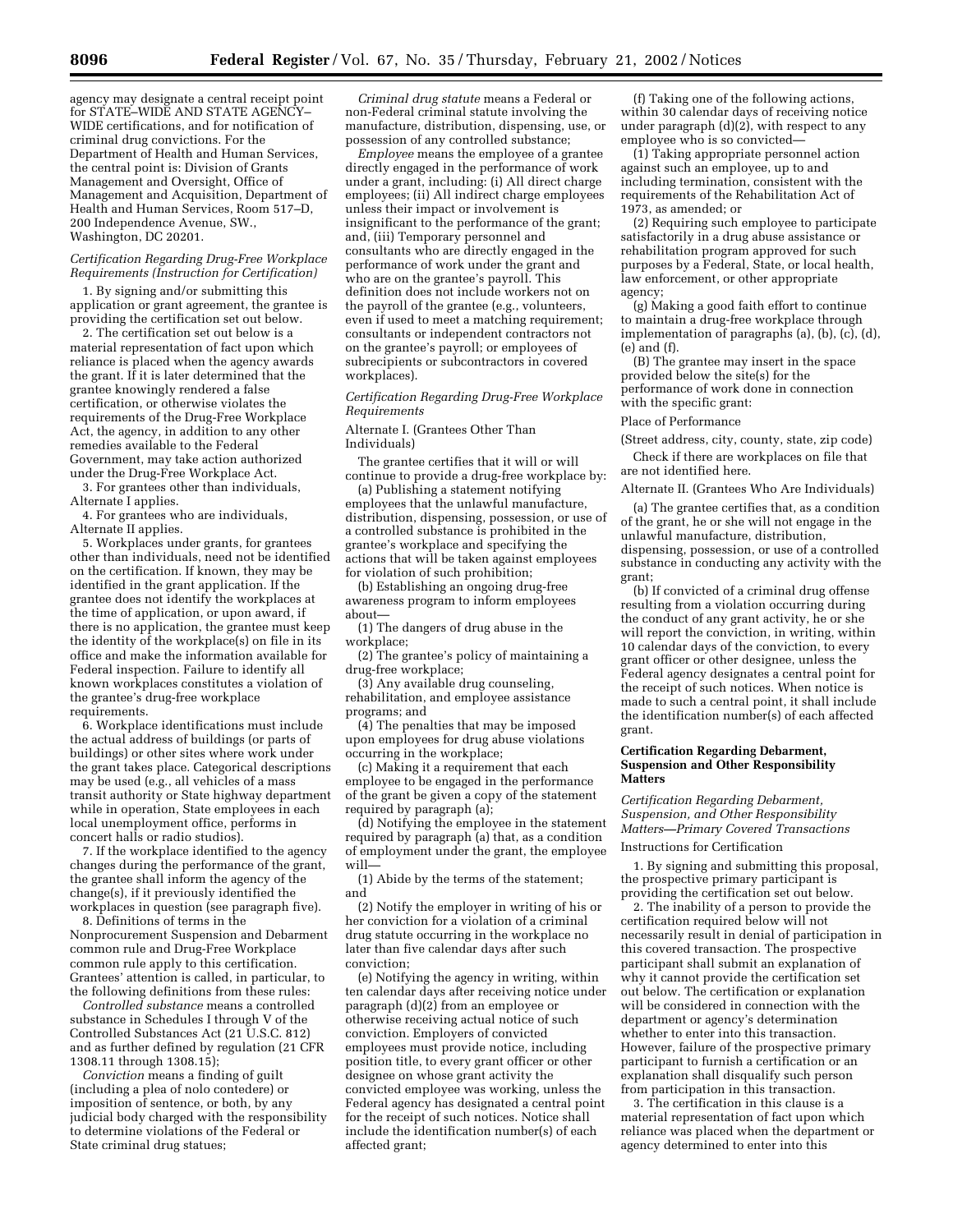agency may designate a central receipt point for STATE–WIDE AND STATE AGENCY–WIDE certifications, and for notification of criminal drug convictions. For the Department of Health and Human Services, the central point is: Division of Grants Management and Oversight, Office of Management and Acquisition, Department of Health and Human Services, Room 517–D, 200 Independence Avenue, SW., Washington, DC 20201.

*Certification Regarding Drug-Free Workplace Requirements (Instruction for Certification)*

1. By signing and/or submitting this application or grant agreement, the grantee is providing the certification set out below.

2. The certification set out below is a material representation of fact upon which reliance is placed when the agency awards the grant. If it is later determined that the grantee knowingly rendered a false certification, or otherwise violates the requirements of the Drug-Free Workplace Act, the agency, in addition to any other remedies available to the Federal Government, may take action authorized under the Drug-Free Workplace Act.

3. For grantees other than individuals, Alternate I applies.

4. For grantees who are individuals, Alternate II applies.

5. Workplaces under grants, for grantees other than individuals, need not be identified on the certification. If known, they may be identified in the grant application. If the grantee does not identify the workplaces at the time of application, or upon award, if there is no application, the grantee must keep the identity of the workplace(s) on file in its office and make the information available for Federal inspection. Failure to identify all known workplaces constitutes a violation of the grantee's drug-free workplace requirements.

6. Workplace identifications must include the actual address of buildings (or parts of buildings) or other sites where work under the grant takes place. Categorical descriptions may be used (e.g., all vehicles of a mass transit authority or State highway department while in operation, State employees in each local unemployment office, performs in concert halls or radio studios).

7. If the workplace identified to the agency changes during the performance of the grant, the grantee shall inform the agency of the change(s), if it previously identified the workplaces in question (see paragraph five).

8. Definitions of terms in the Nonprocurement Suspension and Debarment common rule and Drug-Free Workplace common rule apply to this certification. Grantees' attention is called, in particular, to the following definitions from these rules:

*Controlled substance* means a controlled substance in Schedules I through V of the Controlled Substances Act (21 U.S.C. 812) and as further defined by regulation (21 CFR 1308.11 through 1308.15);

*Conviction* means a finding of guilt (including a plea of nolo contedere) or imposition of sentence, or both, by any judicial body charged with the responsibility to determine violations of the Federal or State criminal drug statues;

*Criminal drug statute* means a Federal or non-Federal criminal statute involving the manufacture, distribution, dispensing, use, or possession of any controlled substance;

*Employee* means the employee of a grantee directly engaged in the performance of work under a grant, including: (i) All direct charge employees; (ii) All indirect charge employees unless their impact or involvement is insignificant to the performance of the grant; and, (iii) Temporary personnel and consultants who are directly engaged in the performance of work under the grant and who are on the grantee's payroll. This definition does not include workers not on the payroll of the grantee (e.g., volunteers, even if used to meet a matching requirement; consultants or independent contractors not on the grantee's payroll; or employees of subrecipients or subcontractors in covered workplaces).

*Certification Regarding Drug-Free Workplace Requirements*

Alternate I. (Grantees Other Than Individuals)

The grantee certifies that it will or will continue to provide a drug-free workplace by:

(a) Publishing a statement notifying employees that the unlawful manufacture, distribution, dispensing, possession, or use of a controlled substance is prohibited in the grantee's workplace and specifying the actions that will be taken against employees for violation of such prohibition;

(b) Establishing an ongoing drug-free awareness program to inform employees about—

(1) The dangers of drug abuse in the workplace;

(2) The grantee's policy of maintaining a drug-free workplace;

(3) Any available drug counseling, rehabilitation, and employee assistance programs; and

(4) The penalties that may be imposed upon employees for drug abuse violations occurring in the workplace;

(c) Making it a requirement that each employee to be engaged in the performance of the grant be given a copy of the statement required by paragraph (a);

(d) Notifying the employee in the statement required by paragraph (a) that, as a condition of employment under the grant, the employee will—

(1) Abide by the terms of the statement; and

(2) Notify the employer in writing of his or her conviction for a violation of a criminal drug statute occurring in the workplace no later than five calendar days after such conviction;

(e) Notifying the agency in writing, within ten calendar days after receiving notice under paragraph (d)(2) from an employee or otherwise receiving actual notice of such conviction. Employers of convicted employees must provide notice, including position title, to every grant officer or other designee on whose grant activity the convicted employee was working, unless the Federal agency has designated a central point for the receipt of such notices. Notice shall include the identification number(s) of each affected grant;

(f) Taking one of the following actions, within 30 calendar days of receiving notice under paragraph (d)(2), with respect to any employee who is so convicted—

(1) Taking appropriate personnel action against such an employee, up to and including termination, consistent with the requirements of the Rehabilitation Act of 1973, as amended; or

(2) Requiring such employee to participate satisfactorily in a drug abuse assistance or rehabilitation program approved for such purposes by a Federal, State, or local health, law enforcement, or other appropriate agency;

(g) Making a good faith effort to continue to maintain a drug-free workplace through implementation of paragraphs (a), (b), (c), (d), (e) and (f).

(B) The grantee may insert in the space provided below the site(s) for the performance of work done in connection with the specific grant:

Place of Performance

(Street address, city, county, state, zip code)

Check if there are workplaces on file that are not identified here.

Alternate II. (Grantees Who Are Individuals)

(a) The grantee certifies that, as a condition of the grant, he or she will not engage in the unlawful manufacture, distribution, dispensing, possession, or use of a controlled substance in conducting any activity with the grant;

(b) If convicted of a criminal drug offense resulting from a violation occurring during the conduct of any grant activity, he or she will report the conviction, in writing, within 10 calendar days of the conviction, to every grant officer or other designee, unless the Federal agency designates a central point for the receipt of such notices. When notice is made to such a central point, it shall include the identification number(s) of each affected grant.

**Certification Regarding Debarment, Suspension and Other Responsibility Matters**

*Certification Regarding Debarment, Suspension, and Other Responsibility Matters—Primary Covered Transactions*

Instructions for Certification

1. By signing and submitting this proposal, the prospective primary participant is providing the certification set out below.

2. The inability of a person to provide the certification required below will not necessarily result in denial of participation in this covered transaction. The prospective participant shall submit an explanation of why it cannot provide the certification set out below. The certification or explanation will be considered in connection with the department or agency's determination whether to enter into this transaction. However, failure of the prospective primary participant to furnish a certification or an explanation shall disqualify such person from participation in this transaction.

3. The certification in this clause is a material representation of fact upon which reliance was placed when the department or agency determined to enter into this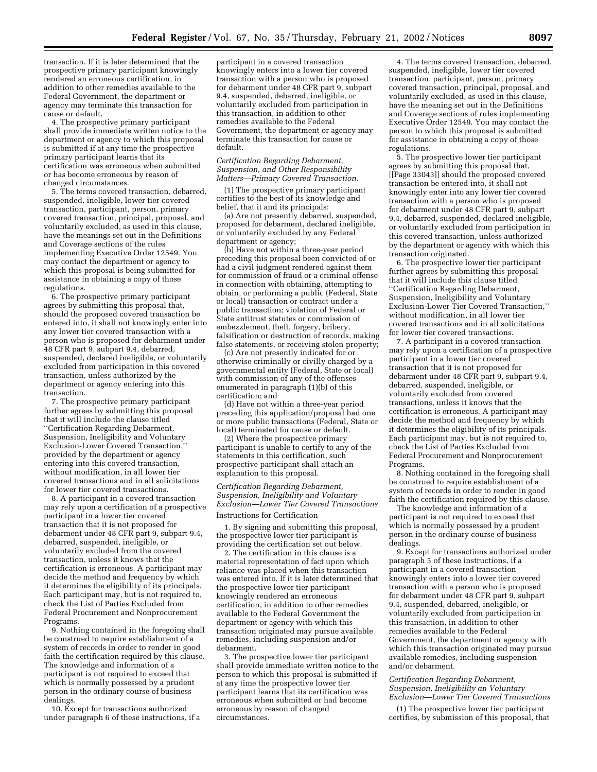transaction. If it is later determined that the prospective primary participant knowingly rendered an erroneous certification, in addition to other remedies available to the Federal Government, the department or agency may terminate this transaction for cause or default.

4. The prospective primary participant shall provide immediate written notice to the department or agency to which this proposal is submitted if at any time the prospective primary participant learns that its certification was erroneous when submitted or has become erroneous by reason of changed circumstances.

5. The terms covered transaction, debarred, suspended, ineligible, lower tier covered transaction, participant, person, primary covered transaction, principal, proposal, and voluntarily excluded, as used in this clause, have the meanings set out in the Definitions and Coverage sections of the rules implementing Executive Order 12549. You may contact the department or agency to which this proposal is being submitted for assistance in obtaining a copy of those regulations.

6. The prospective primary participant agrees by submitting this proposal that, should the proposed covered transaction be entered into, it shall not knowingly enter into any lower tier covered transaction with a person who is proposed for debarment under 48 CFR part 9, subpart 9.4, debarred, suspended, declared ineligible, or voluntarily excluded from participation in this covered transaction, unless authorized by the department or agency entering into this transaction.

7. The prospective primary participant further agrees by submitting this proposal that it will include the clause titled ''Certification Regarding Debarment, Suspension, Ineligibility and Voluntary Exclusion-Lower Covered Transaction,'' provided by the department or agency entering into this covered transaction, without modification, in all lower tier covered transactions and in all solicitations for lower tier covered transactions.

8. A participant in a covered transaction may rely upon a certification of a prospective participant in a lower tier covered transaction that it is not proposed for debarment under 48 CFR part 9, subpart 9.4, debarred, suspended, ineligible, or voluntarily excluded from the covered transaction, unless it knows that the certification is erroneous. A participant may decide the method and frequency by which it determines the eligibility of its principals. Each participant may, but is not required to, check the List of Parties Excluded from Federal Procurement and Nonprocurement Programs.

9. Nothing contained in the foregoing shall be construed to require establishment of a system of records in order to render in good faith the certification required by this clause. The knowledge and information of a participant is not required to exceed that which is normally possessed by a prudent person in the ordinary course of business dealings.

10. Except for transactions authorized under paragraph 6 of these instructions, if a participant in a covered transaction knowingly enters into a lower tier covered transaction with a person who is proposed for debarment under 48 CFR part 9, subpart 9.4, suspended, debarred, ineligible, or voluntarily excluded from participation in this transaction, in addition to other remedies available to the Federal Government, the department or agency may terminate this transaction for cause or default.

*Certification Regarding Debarment, Suspension, and Other Responsibility Matters—Primary Covered Transaction.*

(1) The prospective primary participant certifies to the best of its knowledge and belief, that it and its principals:

(a) Are not presently debarred, suspended, proposed for debarment, declared ineligible, or voluntarily excluded by any Federal department or agency;

(b) Have not within a three-year period preceding this proposal been convicted of or had a civil judgment rendered against them for commission of fraud or a criminal offense in connection with obtaining, attempting to obtain, or performing a public (Federal, State or local) transaction or contract under a public transaction; violation of Federal or State antitrust statutes or commission of embezzlement, theft, forgery, bribery, falsification or destruction of records, making false statements, or receiving stolen property;

(c) Are not presently indicated for or otherwise criminally or civilly charged by a governmental entity (Federal, State or local) with commission of any of the offenses enumerated in paragraph (1)(b) of this certification; and

(d) Have not within a three-year period preceding this application/proposal had one or more public transactions (Federal, State or local) terminated for cause or default.

(2) Where the prospective primary participant is unable to certify to any of the statements in this certification, such prospective participant shall attach an explanation to this proposal.

*Certification Regarding Debarment, Suspension, Ineligibility and Voluntary Exclusion—Lower Tier Covered Transactions*

Instructions for Certification

1. By signing and submitting this proposal, the prospective lower tier participant is providing the certification set out below.

2. The certification in this clause is a material representation of fact upon which reliance was placed when this transaction was entered into. If it is later determined that the prospective lower tier participant knowingly rendered an erroneous certification, in addition to other remedies available to the Federal Government the department or agency with which this transaction originated may pursue available remedies, including suspension and/or debarment.

3. The prospective lower tier participant shall provide immediate written notice to the person to which this proposal is submitted if at any time the prospective lower tier participant learns that its certification was erroneous when submitted or had become erroneous by reason of changed circumstances.

4. The terms covered transaction, debarred, suspended, ineligible, lower tier covered transaction, participant, person, primary covered transaction, principal, proposal, and voluntarily excluded, as used in this clause, have the meaning set out in the Definitions and Coverage sections of rules implementing Executive Order 12549. You may contact the person to which this proposal is submitted for assistance in obtaining a copy of those regulations.

5. The prospective lower tier participant agrees by submitting this proposal that, [[Page 33043]] should the proposed covered transaction be entered into, it shall not knowingly enter into any lower tier covered transaction with a person who is proposed for debarment under 48 CFR part 9, subpart 9.4, debarred, suspended, declared ineligible, or voluntarily excluded from participation in this covered transaction, unless authorized by the department or agency with which this transaction originated.

6. The prospective lower tier participant further agrees by submitting this proposal that it will include this clause titled ''Certification Regarding Debarment, Suspension, Ineligibility and Voluntary Exclusion-Lower Tier Covered Transaction,'' without modification, in all lower tier covered transactions and in all solicitations for lower tier covered transactions.

7. A participant in a covered transaction may rely upon a certification of a prospective participant in a lower tier covered transaction that it is not proposed for debarment under 48 CFR part 9, subpart 9.4, debarred, suspended, ineligible, or voluntarily excluded from covered transactions, unless it knows that the certification is erroneous. A participant may decide the method and frequency by which it determines the eligibility of its principals. Each participant may, but is not required to, check the List of Parties Excluded from Federal Procurement and Nonprocurement Programs.

8. Nothing contained in the foregoing shall be construed to require establishment of a system of records in order to render in good faith the certification required by this clause.

The knowledge and information of a participant is not required to exceed that which is normally possessed by a prudent person in the ordinary course of business dealings.

9. Except for transactions authorized under paragraph 5 of these instructions, if a participant in a covered transaction knowingly enters into a lower tier covered transaction with a person who is proposed for debarment under 48 CFR part 9, subpart 9.4, suspended, debarred, ineligible, or voluntarily excluded from participation in this transaction, in addition to other remedies available to the Federal Government, the department or agency with which this transaction originated may pursue available remedies, including suspension and/or debarment.

*Certification Regarding Debarment, Suspension, Ineligibility an Voluntary Exclusion—Lower Tier Covered Transactions*

(1) The prospective lower tier participant certifies, by submission of this proposal, that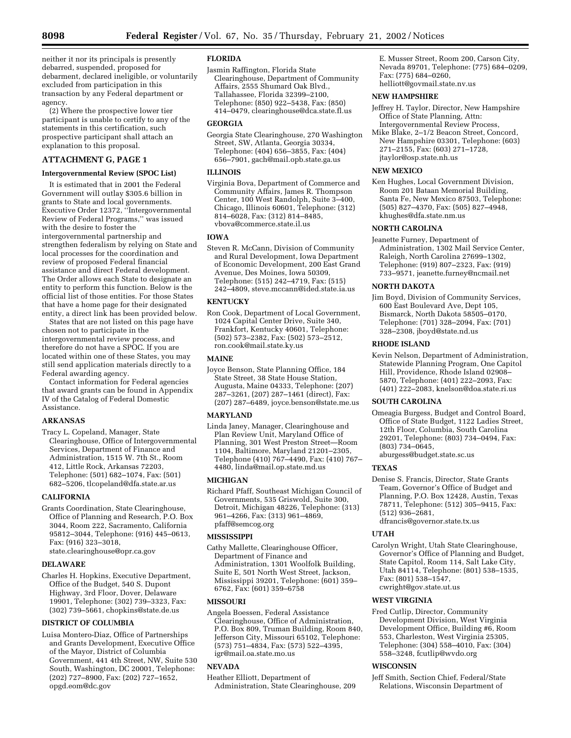neither it nor its principals is presently debarred, suspended, proposed for debarment, declared ineligible, or voluntarily excluded from participation in this transaction by any Federal department or agency.

(2) Where the prospective lower tier participant is unable to certify to any of the statements in this certification, such prospective participant shall attach an explanation to this proposal.

## ATTACHMENT G, PAGE 1

### Intergovernmental Review (SPOC List)

It is estimated that in 2001 the Federal Government will outlay $305.6 billion in grants to State and local governments. Executive Order 12372, ''Intergovernmental Review of Federal Programs,'' was issued with the desire to foster the intergovernmental partnership and strengthen federalism by relying on State and local processes for the coordination and review of proposed Federal financial assistance and direct Federal development. The Order allows each State to designate an entity to perform this function. Below is the official list of those entities. For those States that have a home page for their designated entity, a direct link has been provided below.

States that are not listed on this page have chosen not to participate in the intergovernmental review process, and therefore do not have a SPOC. If you are located within one of these States, you may still send application materials directly to a Federal awarding agency.

Contact information for Federal agencies that award grants can be found in Appendix IV of the Catalog of Federal Domestic Assistance.

### ARKANSAS

Tracy L. Copeland, Manager, State Clearinghouse, Office of Intergovernmental Services, Department of Finance and Administration, 1515 W. 7th St., Room 412, Little Rock, Arkansas 72203, Telephone: (501) 682–1074, Fax: (501) 682–5206, tlcopeland@dfa.state.ar.us

### CALIFORNIA

Grants Coordination, State Clearinghouse, Office of Planning and Research, P.O. Box 3044, Room 222, Sacramento, California 95812–3044, Telephone: (916) 445–0613, Fax: (916) 323–3018, state.clearinghouse@opr.ca.gov

### DELAWARE

Charles H. Hopkins, Executive Department, Office of the Budget, 540 S. Dupont Highway, 3rd Floor, Dover, Delaware 19901, Telephone: (302) 739–3323, Fax: (302) 739–5661, chopkins@state.de.us

### DISTRICT OF COLUMBIA

Luisa Montero-Diaz, Office of Partnerships and Grants Development, Executive Office of the Mayor, District of Columbia Government, 441 4th Street, NW, Suite 530 South, Washington, DC 20001, Telephone: (202) 727–8900, Fax: (202) 727–1652, opgd.eom@dc.gov

### FLORIDA

Jasmin Raffington, Florida State Clearinghouse, Department of Community Affairs, 2555 Shumard Oak Blvd., Tallahassee, Florida 32399–2100, Telephone: (850) 922–5438, Fax: (850) 414–0479, clearinghouse@dca.state.fl.us

### GEORGIA

Georgia State Clearinghouse, 270 Washington Street, SW, Atlanta, Georgia 30334, Telephone: (404) 656–3855, Fax: (404) 656–7901, gach@mail.opb.state.ga.us

### ILLINOIS

Virginia Bova, Department of Commerce and Community Affairs, James R. Thompson Center, 100 West Randolph, Suite 3–400, Chicago, Illinois 60601, Telephone: (312) 814–6028, Fax: (312) 814–8485, vbova@commerce.state.il.us

### IOWA

Steven R. McCann, Division of Community and Rural Development, Iowa Department of Economic Development, 200 East Grand Avenue, Des Moines, Iowa 50309, Telephone: (515) 242–4719, Fax: (515) 242–4809, steve.mccann@ided.state.ia.us

### KENTUCKY

Ron Cook, Department of Local Government, 1024 Capital Center Drive, Suite 340, Frankfort, Kentucky 40601, Telephone: (502) 573–2382, Fax: (502) 573–2512, ron.cook@mail.state.ky.us

### MAINE

Joyce Benson, State Planning Office, 184 State Street, 38 State House Station, Augusta, Maine 04333, Telephone: (207) 287–3261, (207) 287–1461 (direct), Fax: (207) 287–6489, joyce.benson@state.me.us

### MARYLAND

Linda Janey, Manager, Clearinghouse and Plan Review Unit, Maryland Office of Planning, 301 West Preston Street—Room 1104, Baltimore, Maryland 21201–2305, Telephone (410) 767–4490, Fax: (410) 767–4480, linda@mail.op.state.md.us

### MICHIGAN

Richard Pfaff, Southeast Michigan Council of Governments, 535 Griswold, Suite 300, Detroit, Michigan 48226, Telephone: (313) 961–4266, Fax: (313) 961–4869, pfaff@semcog.org

### MISSISSIPPI

Cathy Mallette, Clearinghouse Officer, Department of Finance and Administration, 1301 Woolfolk Building, Suite E, 501 North West Street, Jackson, Mississippi 39201, Telephone: (601) 359–6762, Fax: (601) 359–6758

### MISSOURI

Angela Boessen, Federal Assistance Clearinghouse, Office of Administration, P.O. Box 809, Truman Building, Room 840, Jefferson City, Missouri 65102, Telephone: (573) 751–4834, Fax: (573) 522–4395, igr@mail.oa.state.mo.us

### NEVADA

Heather Elliott, Department of Administration, State Clearinghouse, 209 E. Musser Street, Room 200, Carson City, Nevada 89701, Telephone: (775) 684–0209, Fax: (775) 684–0260, helliott@govmail.state.nv.us

### NEW HAMPSHIRE

Jeffrey H. Taylor, Director, New Hampshire Office of State Planning, Attn: Intergovernmental Review Process, Mike Blake, 2–1/2 Beacon Street, Concord, New Hampshire 03301, Telephone: (603) 271–2155, Fax: (603) 271–1728, jtaylor@osp.state.nh.us

### NEW MEXICO

Ken Hughes, Local Government Division, Room 201 Bataan Memorial Building, Santa Fe, New Mexico 87503, Telephone: (505) 827–4370, Fax: (505) 827–4948, khughes@dfa.state.nm.us

### NORTH CAROLINA

Jeanette Furney, Department of Administration, 1302 Mail Service Center, Raleigh, North Carolina 27699–1302, Telephone: (919) 807–2323, Fax: (919) 733–9571, jeanette.furney@ncmail.net

### NORTH DAKOTA

Jim Boyd, Division of Community Services, 600 East Boulevard Ave, Dept 105, Bismarck, North Dakota 58505–0170, Telephone: (701) 328–2094, Fax: (701) 328–2308, jboyd@state.nd.us

### RHODE ISLAND

Kevin Nelson, Department of Administration, Statewide Planning Program, One Capitol Hill, Providence, Rhode Island 02908–5870, Telephone: (401) 222–2093, Fax: (401) 222–2083, knelson@doa.state.ri.us

### SOUTH CAROLINA

Omeagia Burgess, Budget and Control Board, Office of State Budget, 1122 Ladies Street, 12th Floor, Columbia, South Carolina 29201, Telephone: (803) 734–0494, Fax: (803) 734–0645, aburgess@budget.state.sc.us

### TEXAS

Denise S. Francis, Director, State Grants Team, Governor's Office of Budget and Planning, P.O. Box 12428, Austin, Texas 78711, Telephone: (512) 305–9415, Fax: (512) 936–2681, dfrancis@governor.state.tx.us

### UTAH

Carolyn Wright, Utah State Clearinghouse, Governor's Office of Planning and Budget, State Capitol, Room 114, Salt Lake City, Utah 84114, Telephone: (801) 538–1535, Fax: (801) 538–1547, cwright@gov.state.ut.us

### WEST VIRGINIA

Fred Cutlip, Director, Community Development Division, West Virginia Development Office, Building #6, Room 553, Charleston, West Virginia 25305, Telephone: (304) 558–4010, Fax: (304) 558–3248, fcutlip@wvdo.org

### WISCONSIN

Jeff Smith, Section Chief, Federal/State Relations, Wisconsin Department of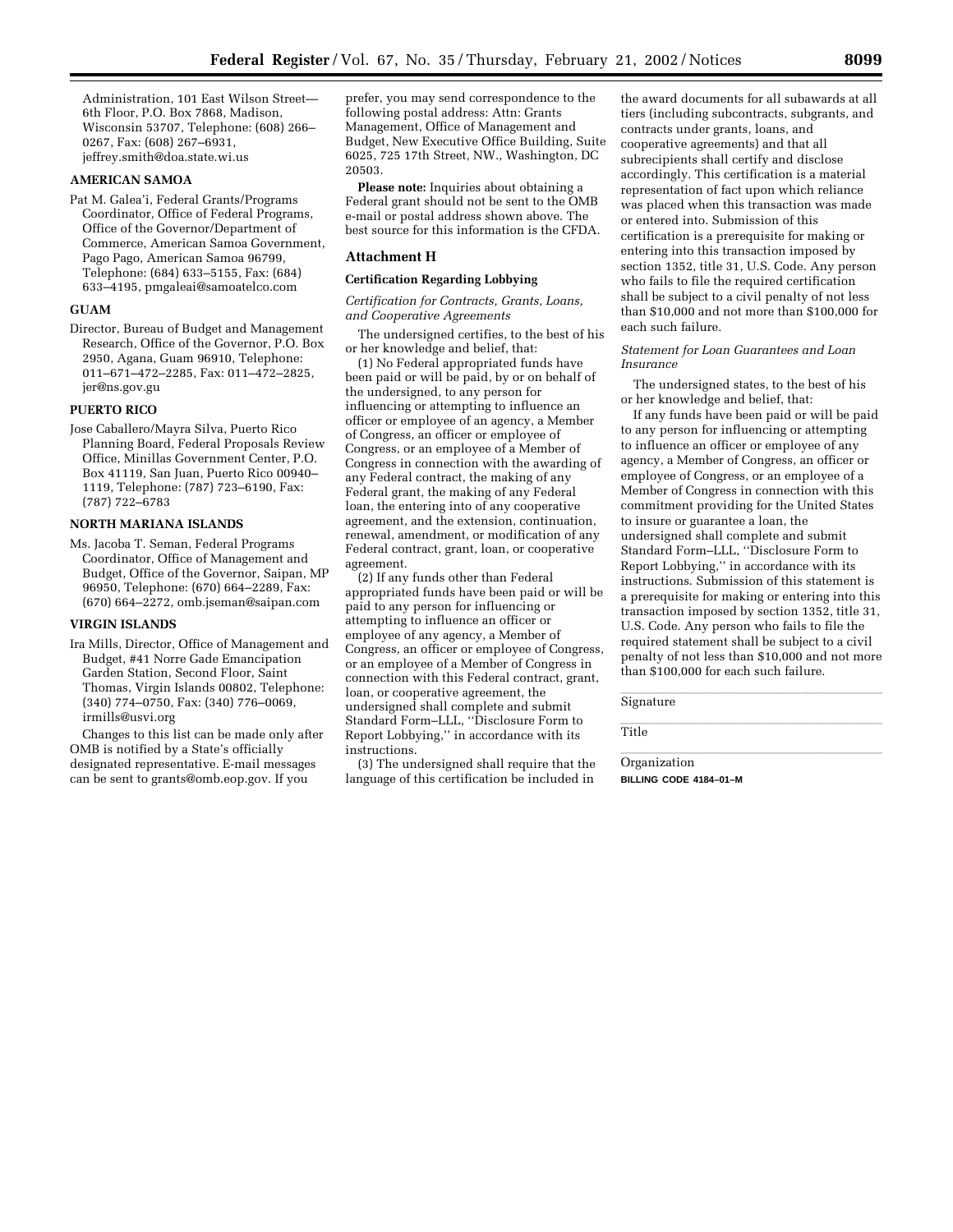Administration, 101 East Wilson Street—6th Floor, P.O. Box 7868, Madison, Wisconsin 53707, Telephone: (608) 266–0267, Fax: (608) 267–6931, jeffrey.smith@doa.state.wi.us

**AMERICAN SAMOA**

Pat M. Galea'i, Federal Grants/Programs Coordinator, Office of Federal Programs, Office of the Governor/Department of Commerce, American Samoa Government, Pago Pago, American Samoa 96799, Telephone: (684) 633–5155, Fax: (684) 633–4195, pmgaleai@samoatelco.com

**GUAM**

Director, Bureau of Budget and Management Research, Office of the Governor, P.O. Box 2950, Agana, Guam 96910, Telephone: 011–671–472–2285, Fax: 011–472–2825, jer@ns.gov.gu

**PUERTO RICO**

Jose Caballero/Mayra Silva, Puerto Rico Planning Board, Federal Proposals Review Office, Minillas Government Center, P.O. Box 41119, San Juan, Puerto Rico 00940–1119, Telephone: (787) 723–6190, Fax: (787) 722–6783

**NORTH MARIANA ISLANDS**

Ms. Jacoba T. Seman, Federal Programs Coordinator, Office of Management and Budget, Office of the Governor, Saipan, MP 96950, Telephone: (670) 664–2289, Fax: (670) 664–2272, omb.jseman@saipan.com

**VIRGIN ISLANDS**

Ira Mills, Director, Office of Management and Budget, #41 Norre Gade Emancipation Garden Station, Second Floor, Saint Thomas, Virgin Islands 00802, Telephone: (340) 774–0750, Fax: (340) 776–0069, irmills@usvi.org

Changes to this list can be made only after OMB is notified by a State's officially designated representative. E-mail messages can be sent to grants@omb.eop.gov. If you prefer, you may send correspondence to the following postal address: Attn: Grants Management, Office of Management and Budget, New Executive Office Building, Suite 6025, 725 17th Street, NW., Washington, DC 20503.

**Please note:** Inquiries about obtaining a Federal grant should not be sent to the OMB e-mail or postal address shown above. The best source for this information is the CFDA.

## Attachment H

### Certification Regarding Lobbying

*Certification for Contracts, Grants, Loans, and Cooperative Agreements*

The undersigned certifies, to the best of his or her knowledge and belief, that:

(1) No Federal appropriated funds have been paid or will be paid, by or on behalf of the undersigned, to any person for influencing or attempting to influence an officer or employee of an agency, a Member of Congress, an officer or employee of Congress, or an employee of a Member of Congress in connection with the awarding of any Federal contract, the making of any Federal grant, the making of any Federal loan, the entering into of any cooperative agreement, and the extension, continuation, renewal, amendment, or modification of any Federal contract, grant, loan, or cooperative agreement.

(2) If any funds other than Federal appropriated funds have been paid or will be paid to any person for influencing or attempting to influence an officer or employee of any agency, a Member of Congress, an officer or employee of Congress, or an employee of a Member of Congress in connection with this Federal contract, grant, loan, or cooperative agreement, the undersigned shall complete and submit Standard Form–LLL, ''Disclosure Form to Report Lobbying,'' in accordance with its instructions.

(3) The undersigned shall require that the language of this certification be included in the award documents for all subawards at all tiers (including subcontracts, subgrants, and contracts under grants, loans, and cooperative agreements) and that all subrecipients shall certify and disclose accordingly. This certification is a material representation of fact upon which reliance was placed when this transaction was made or entered into. Submission of this certification is a prerequisite for making or entering into this transaction imposed by section 1352, title 31, U.S. Code. Any person who fails to file the required certification shall be subject to a civil penalty of not less than $10,000 and not more than $100,000 for each such failure.

*Statement for Loan Guarantees and Loan Insurance*

The undersigned states, to the best of his or her knowledge and belief, that:

If any funds have been paid or will be paid to any person for influencing or attempting to influence an officer or employee of any agency, a Member of Congress, an officer or employee of Congress, or an employee of a Member of Congress in connection with this commitment providing for the United States to insure or guarantee a loan, the undersigned shall complete and submit Standard Form–LLL, ''Disclosure Form to Report Lobbying,'' in accordance with its instructions. Submission of this statement is a prerequisite for making or entering into this transaction imposed by section 1352, title 31, U.S. Code. Any person who fails to file the required statement shall be subject to a civil penalty of not less than $10,000 and not more than $100,000 for each such failure.

---

Signature

---

Title

---

Organization

BILLING CODE 4184–01–M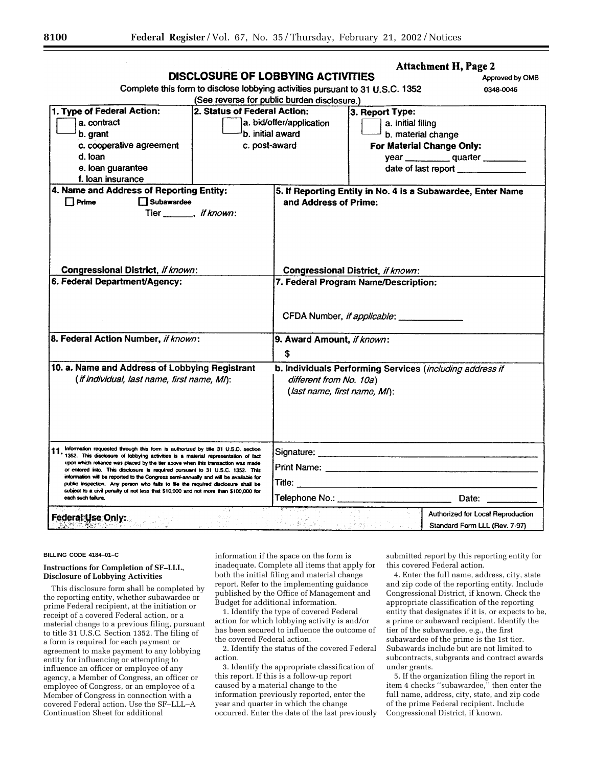**Attachment H, Page 2**

## DISCLOSURE OF LOBBYING ACTIVITIES

Approved by OMB 0348-0046

Complete this form to disclose lobbying activities pursuant to 31 U.S.C. 1352

(See reverse for public burden disclosure.)

| **1. Type of Federal Action:** | **2. Status of Federal Action:** | **3. Report Type:** |
|---|---|---|
| ☐ a. contract<br>b. grant<br>c. cooperative agreement<br>d. loan<br>e. loan guarantee<br>f. loan insurance | ☐ a. bid/offer/application<br>b. initial award<br>c. post-award | ☐ a. initial filing<br>b. material change<br>**For Material Change Only:**<br>year _________ quarter _________<br>date of last report _______________ |

| | |
|---|---|
| **4. Name and Address of Reporting Entity:**<br>☐ Prime ☐ Subawardee<br>Tier ______, *if known*:<br><br>**Congressional District,** *if known*: | **5. If Reporting Entity in No. 4 is a Subawardee, Enter Name and Address of Prime:**<br><br>**Congressional District,** *if known*: |
| **6. Federal Department/Agency:** | **7. Federal Program Name/Description:**<br><br>CFDA Number, *if applicable*: _____________ |
| **8. Federal Action Number,** *if known*: | **9. Award Amount,** *if known*:<br>$ |
| **10. a. Name and Address of Lobbying Registrant** (*if individual, last name, first name, MI*): | **b. Individuals Performing Services** (*including address if different from No. 10a*) (*last name, first name, MI*): |
| **11.** Information requested through this form is authorized by title 31 U.S.C. section 1352. This disclosure of lobbying activities is a material representation of fact upon which reliance was placed by the tier above when this transaction was made or entered into. This disclosure is required pursuant to 31 U.S.C. 1352. This information will be reported to the Congress semi-annually and will be available for public inspection. Any person who fails to file the required disclosure shall be subject to a civil penalty of not less that $10,000 and not more than $100,000 for each such failure. | Signature: ______________________<br>Print Name: ______________________<br>Title: ______________________<br>Telephone No.: _______________ Date: _________ |
| **Federal Use Only:** | Authorized for Local Reproduction<br>Standard Form LLL (Rev. 7-97) |

BILLING CODE 4184–01–C

**Instructions for Completion of SF–LLL, Disclosure of Lobbying Activities**

This disclosure form shall be completed by the reporting entity, whether subawardee or prime Federal recipient, at the initiation or receipt of a covered Federal action, or a material change to a previous filing, pursuant to title 31 U.S.C. Section 1352. The filing of a form is required for each payment or agreement to make payment to any lobbying entity for influencing or attempting to influence an officer or employee of any agency, a Member of Congress, an officer or employee of Congress, or an employee of a Member of Congress in connection with a covered Federal action. Use the SF–LLL–A Continuation Sheet for additional information if the space on the form is inadequate. Complete all items that apply for both the initial filing and material change report. Refer to the implementing guidance published by the Office of Management and Budget for additional information.

1. Identify the type of covered Federal action for which lobbying activity is and/or has been secured to influence the outcome of the covered Federal action.

2. Identify the status of the covered Federal action.

3. Identify the appropriate classification of this report. If this is a follow-up report caused by a material change to the information previously reported, enter the year and quarter in which the change occurred. Enter the date of the last previously submitted report by this reporting entity for this covered Federal action.

4. Enter the full name, address, city, state and zip code of the reporting entity. Include Congressional District, if known. Check the appropriate classification of the reporting entity that designates if it is, or expects to be, a prime or subaward recipient. Identify the tier of the subawardee, e.g., the first subawardee of the prime is the 1st tier. Subawards include but are not limited to subcontracts, subgrants and contract awards under grants.

5. If the organization filing the report in item 4 checks ''subawardee,'' then enter the full name, address, city, state, and zip code of the prime Federal recipient. Include Congressional District, if known.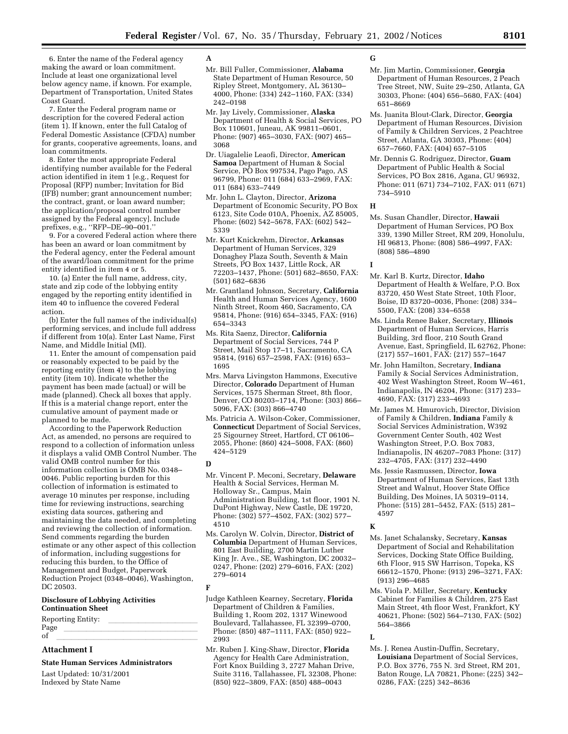6. Enter the name of the Federal agency making the award or loan commitment. Include at least one organizational level below agency name, if known. For example, Department of Transportation, United States Coast Guard.

7. Enter the Federal program name or description for the covered Federal action (item 1). If known, enter the full Catalog of Federal Domestic Assistance (CFDA) number for grants, cooperative agreements, loans, and loan commitments.

8. Enter the most appropriate Federal identifying number available for the Federal action identified in item 1 [e.g., Request for Proposal (RFP) number; Invitation for Bid (IFB) number; grant announcement number; the contract, grant, or loan award number; the application/proposal control number assigned by the Federal agency]. Include prefixes, e.g., ''RFP–DE–90–001.''

9. For a covered Federal action where there has been an award or loan commitment by the Federal agency, enter the Federal amount of the award/loan commitment for the prime entity identified in item 4 or 5.

10. (a) Enter the full name, address, city, state and zip code of the lobbying entity engaged by the reporting entity identified in item 40 to influence the covered Federal action.

(b) Enter the full names of the individual(s) performing services, and include full address if different from 10(a). Enter Last Name, First Name, and Middle Initial (MI).

11. Enter the amount of compensation paid or reasonably expected to be paid by the reporting entity (item 4) to the lobbying entity (item 10). Indicate whether the payment has been made (actual) or will be made (planned). Check all boxes that apply. If this is a material change report, enter the cumulative amount of payment made or planned to be made.

According to the Paperwork Reduction Act, as amended, no persons are required to respond to a collection of information unless it displays a valid OMB Control Number. The valid OMB control number for this information collection is OMB No. 0348–0046. Public reporting burden for this collection of information is estimated to average 10 minutes per response, including time for reviewing instructions, searching existing data sources, gathering and maintaining the data needed, and completing and reviewing the collection of information. Send comments regarding the burden estimate or any other aspect of this collection of information, including suggestions for reducing this burden, to the Office of Management and Budget, Paperwork Reduction Project (0348–0046), Washington, DC 20503.

**Disclosure of Lobbying Activities Continuation Sheet**

Reporting Entity: \_\_\_\_\_\_\_\_\_\_\_\_\_\_\_\_
Page \_\_\_\_\_\_\_\_\_\_\_\_\_\_\_\_
of \_\_\_\_\_\_\_\_\_\_\_\_\_\_\_\_

## Attachment I

### State Human Services Administrators

Last Updated: 10/31/2001
Indexed by State Name

**A**

Mr. Bill Fuller, Commissioner, **Alabama** State Department of Human Resource, 50 Ripley Street, Montgomery, AL 36130–4000, Phone: (334) 242–1160, FAX: (334) 242–0198

Mr. Jay Lively, Commissioner, **Alaska** Department of Health & Social Services, PO Box 110601, Juneau, AK 99811–0601, Phone: (907) 465–3030, FAX: (907) 465–3068

Dr. Uiagalelie Leaofi, Director, **American Samoa** Department of Human & Social Service, PO Box 997534, Pago Pago, AS 96799, Phone: 011 (684) 633–2969, FAX: 011 (684) 633–7449

Mr. John L. Clayton, Director, **Arizona** Department of Economic Security, PO Box 6123, Site Code 010A, Phoenix, AZ 85005, Phone: (602) 542–5678, FAX: (602) 542–5339

Mr. Kurt Knickrehm, Director, **Arkansas** Department of Human Services, 329 Donaghey Plaza South, Seventh & Main Streets, PO Box 1437, Little Rock, AR 72203–1437, Phone: (501) 682–8650, FAX: (501) 682–6836

Mr. Grantland Johnson, Secretary, **California** Health and Human Services Agency, 1600 Ninth Street, Room 460, Sacramento, CA 95814, Phone: (916) 654–3345, FAX: (916) 654–3343

Ms. Rita Saenz, Director, **California** Department of Social Services, 744 P Street, Mail Stop 17–11, Sacramento, CA 95814, (916) 657–2598, FAX: (916) 653–1695

Mrs. Marva Livingston Hammons, Executive Director, **Colorado** Department of Human Services, 1575 Sherman Street, 8th floor, Denver, CO 80203–1714, Phone: (303) 866–5096, FAX: (303) 866–4740

Ms. Patricia A. Wilson-Coker, Commissioner, **Connecticut** Department of Social Services, 25 Sigourney Street, Hartford, CT 06106–2055, Phone: (860) 424–5008, FAX: (860) 424–5129

**D**

Mr. Vincent P. Meconi, Secretary, **Delaware** Health & Social Services, Herman M. Holloway Sr., Campus, Main Administration Building, 1st floor, 1901 N. DuPont Highway, New Castle, DE 19720, Phone: (302) 577–4502, FAX: (302) 577–4510

Ms. Carolyn W. Colvin, Director, **District of Columbia** Department of Human Services, 801 East Building, 2700 Martin Luther King Jr. Ave., SE, Washington, DC 20032–0247, Phone: (202) 279–6016, FAX: (202) 279–6014

**F**

Judge Kathleen Kearney, Secretary, **Florida** Department of Children & Families, Building 1, Room 202, 1317 Winewood Boulevard, Tallahassee, FL 32399–0700, Phone: (850) 487–1111, FAX: (850) 922–2993

Mr. Ruben J. King-Shaw, Director, **Florida** Agency for Health Care Administration, Fort Knox Building 3, 2727 Mahan Drive, Suite 3116, Tallahassee, FL 32308, Phone: (850) 922–3809, FAX: (850) 488–0043

**G**

Mr. Jim Martin, Commissioner, **Georgia** Department of Human Resources, 2 Peach Tree Street, NW, Suite 29–250, Atlanta, GA 30303, Phone: (404) 656–5680, FAX: (404) 651–8669

Ms. Juanita Blout-Clark, Director, **Georgia** Department of Human Resources, Division of Family & Children Services, 2 Peachtree Street, Atlanta, GA 30303, Phone: (404) 657–7660, FAX: (404) 657–5105

Mr. Dennis G. Rodriguez, Director, **Guam** Department of Public Health & Social Services, PO Box 2816, Agana, GU 96932, Phone: 011 (671) 734–7102, FAX: 011 (671) 734–5910

**H**

Ms. Susan Chandler, Director, **Hawaii** Department of Human Services, PO Box 339, 1390 Miller Street, RM 209, Honolulu, HI 96813, Phone: (808) 586–4997, FAX: (808) 586–4890

**I**

Mr. Karl B. Kurtz, Director, **Idaho** Department of Health & Welfare, P.O. Box 83720, 450 West State Street, 10th Floor, Boise, ID 83720–0036, Phone: (208) 334–5500, FAX: (208) 334–6558

Ms. Linda Renee Baker, Secretary, **Illinois** Department of Human Services, Harris Building, 3rd floor, 210 South Grand Avenue, East, Springfield, IL 62762, Phone: (217) 557–1601, FAX: (217) 557–1647

Mr. John Hamilton, Secretary, **Indiana** Family & Social Services Administration, 402 West Washington Street, Room W–461, Indianapolis, IN 46204, Phone: (317) 233–4690, FAX: (317) 233–4693

Mr. James M. Hmurovich, Director, Division of Family & Children, **Indiana** Family & Social Services Administration, W392 Government Center South, 402 West Washington Street, P.O. Box 7083, Indianapolis, IN 46207–7083 Phone: (317) 232–4705, FAX: (317) 232–4490

Ms. Jessie Rasmussen, Director, **Iowa** Department of Human Services, East 13th Street and Walnut, Hoover State Office Building, Des Moines, IA 50319–0114, Phone: (515) 281–5452, FAX: (515) 281–4597

**K**

Ms. Janet Schalansky, Secretary, **Kansas** Department of Social and Rehabilitation Services, Docking State Office Building, 6th Floor, 915 SW Harrison, Topeka, KS 66612–1570, Phone: (913) 296–3271, FAX: (913) 296–4685

Ms. Viola P. Miller, Secretary, **Kentucky** Cabinet for Families & Children, 275 East Main Street, 4th floor West, Frankfort, KY 40621, Phone: (502) 564–7130, FAX: (502) 564–3866

**L**

Ms. J. Renea Austin-Duffin, Secretary, **Louisiana** Department of Social Services, P.O. Box 3776, 755 N. 3rd Street, RM 201, Baton Rouge, LA 70821, Phone: (225) 342–0286, FAX: (225) 342–8636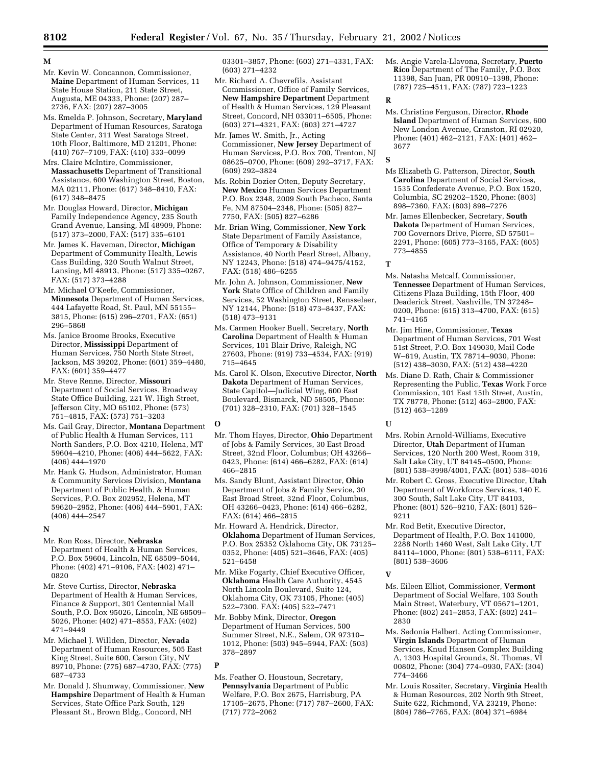**M**

Mr. Kevin W. Concannon, Commissioner, **Maine** Department of Human Services, 11 State House Station, 211 State Street, Augusta, ME 04333, Phone: (207) 287–2736, FAX: (207) 287–3005

Ms. Emelda P. Johnson, Secretary, **Maryland** Department of Human Resources, Saratoga State Center, 311 West Saratoga Street, 10th Floor, Baltimore, MD 21201, Phone: (410) 767–7109, FAX: (410) 333–0099

Mrs. Claire McIntire, Commissioner, **Massachusetts** Department of Transitional Assistance, 600 Washington Street, Boston, MA 02111, Phone: (617) 348–8410, FAX: (617) 348–8475

Mr. Douglas Howard, Director, **Michigan** Family Independence Agency, 235 South Grand Avenue, Lansing, MI 48909, Phone: (517) 373–2000, FAX: (517) 335–6101

Mr. James K. Haveman, Director, **Michigan** Department of Community Health, Lewis Cass Building, 320 South Walnut Street, Lansing, MI 48913, Phone: (517) 335–0267, FAX: (517) 373–4288

Mr. Michael O'Keefe, Commissioner, **Minnesota** Department of Human Services, 444 Lafayette Road, St. Paul, MN 55155–3815, Phone: (615) 296–2701, FAX: (651) 296–5868

Ms. Janice Broome Brooks, Executive Director, **Mississippi** Department of Human Services, 750 North State Street, Jackson, MS 39202, Phone: (601) 359–4480, FAX: (601) 359–4477

Mr. Steve Renne, Director, **Missouri** Department of Social Services, Broadway State Office Building, 221 W. High Street, Jefferson City, MO 65102, Phone: (573) 751–4815, FAX: (573) 751–3203

Ms. Gail Gray, Director, **Montana** Department of Public Health & Human Services, 111 North Sanders, P.O. Box 4210, Helena, MT 59604–4210, Phone: (406) 444–5622, FAX: (406) 444–1970

Mr. Hank G. Hudson, Administrator, Human & Community Services Division, **Montana** Department of Public Health, & Human Services, P.O. Box 202952, Helena, MT 59620–2952, Phone: (406) 444–5901, FAX: (406) 444–2547

**N**

Mr. Ron Ross, Director, **Nebraska** Department of Health & Human Services, P.O. Box 59604, Lincoln, NE 68509–5044, Phone: (402) 471–9106, FAX: (402) 471–0820

Mr. Steve Curtiss, Director, **Nebraska** Department of Health & Human Services, Finance & Support, 301 Centennial Mall South, P.O. Box 95026, Lincoln, NE 68509–5026, Phone: (402) 471–8553, FAX: (402) 471–9449

Mr. Michael J. Willden, Director, **Nevada** Department of Human Resources, 505 East King Street, Suite 600, Carson City, NV 89710, Phone: (775) 687–4730, FAX: (775) 687–4733

Mr. Donald J. Shumway, Commissioner, **New Hampshire** Department of Health & Human Services, State Office Park South, 129 Pleasant St., Brown Bldg., Concord, NH 03301–3857, Phone: (603) 271–4331, FAX: (603) 271–4232

Mr. Richard A. Chevrefils, Assistant Commissioner, Office of Family Services, **New Hampshire Department** Department of Health & Human Services, 129 Pleasant Street, Concord, NH 033011–6505, Phone: (603) 271–4321, FAX: (603) 271–4727

Mr. James W. Smith, Jr., Acting Commissioner, **New Jersey** Department of Human Services, P.O. Box 700, Trenton, NJ 08625–0700, Phone: (609) 292–3717, FAX: (609) 292–3824

Ms. Robin Dozier Otten, Deputy Secretary, **New Mexico** Human Services Department P.O. Box 2348, 2009 South Pacheco, Santa Fe, NM 87504–2348, Phone: (505) 827–7750, FAX: (505) 827–6286

Mr. Brian Wing, Commissioner, **New York** State Department of Family Assistance, Office of Temporary & Disability Assistance, 40 North Pearl Street, Albany, NY 12243, Phone: (518) 474–9475/4152, FAX: (518) 486–6255

Mr. John A. Johnson, Commissioner, **New York** State Office of Children and Family Services, 52 Washington Street, Rensselaer, NY 12144, Phone: (518) 473–8437, FAX: (518) 473–9131

Ms. Carmen Hooker Buell, Secretary, **North Carolina** Department of Health & Human Services, 101 Blair Drive, Raleigh, NC 27603, Phone: (919) 733–4534, FAX: (919) 715–4645

Ms. Carol K. Olson, Executive Director, **North Dakota** Department of Human Services, State Capitol—Judicial Wing, 600 East Boulevard, Bismarck, ND 58505, Phone: (701) 328–2310, FAX: (701) 328–1545

**O**

Mr. Thom Hayes, Director, **Ohio** Department of Jobs & Family Services, 30 East Broad Street, 32nd Floor, Columbus; OH 43266–0423, Phone: (614) 466–6282, FAX: (614) 466–2815

Ms. Sandy Blunt, Assistant Director, **Ohio** Department of Jobs & Family Service, 30 East Broad Street, 32nd Floor, Columbus, OH 43266–0423, Phone: (614) 466–6282, FAX: (614) 466–2815

Mr. Howard A. Hendrick, Director, **Oklahoma** Department of Human Services, P.O. Box 25352 Oklahoma City, OK 73125–0352, Phone: (405) 521–3646, FAX: (405) 521–6458

Mr. Mike Fogarty, Chief Executive Officer, **Oklahoma** Health Care Authority, 4545 North Lincoln Boulevard, Suite 124, Oklahoma City, OK 73105, Phone: (405) 522–7300, FAX: (405) 522–7471

Mr. Bobby Mink, Director, **Oregon** Department of Human Services, 500 Summer Street, N.E., Salem, OR 97310–1012, Phone: (503) 945–5944, FAX: (503) 378–2897

**P**

Ms. Feather O. Houstoun, Secretary, **Pennsylvania** Department of Public Welfare, P.O. Box 2675, Harrisburg, PA 17105–2675, Phone: (717) 787–2600, FAX: (717) 772–2062

Ms. Angie Varela-Llavona, Secretary, **Puerto Rico** Department of The Family, P.O. Box 11398, San Juan, PR 00910–1398, Phone: (787) 725–4511, FAX: (787) 723–1223

**R**

Ms. Christine Ferguson, Director, **Rhode Island** Department of Human Services, 600 New London Avenue, Cranston, RI 02920, Phone: (401) 462–2121, FAX: (401) 462–3677

**S**

Ms Elizabeth G. Patterson, Director, **South Carolina** Department of Social Services, 1535 Confederate Avenue, P.O. Box 1520, Columbia, SC 29202–1520, Phone: (803) 898–7360, FAX: (803) 898–7276

Mr. James Ellenbecker, Secretary, **South Dakota** Department of Human Services, 700 Governors Drive, Pierre, SD 57501–2291, Phone: (605) 773–3165, FAX: (605) 773–4855

**T**

Ms. Natasha Metcalf, Commissioner, **Tennessee** Department of Human Services, Citizens Plaza Building, 15th Floor, 400 Deaderick Street, Nashville, TN 37248–0200, Phone: (615) 313–4700, FAX: (615) 741–4165

Mr. Jim Hine, Commissioner, **Texas** Department of Human Services, 701 West 51st Street, P.O. Box 149030, Mail Code W–619, Austin, TX 78714–9030, Phone: (512) 438–3030, FAX: (512) 438–4220

Ms. Diane D. Rath, Chair & Commissioner Representing the Public, **Texas** Work Force Commission, 101 East 15th Street, Austin, TX 78778, Phone: (512) 463–2800, FAX: (512) 463–1289

**U**

Mrs. Robin Arnold-Williams, Executive Director, **Utah** Department of Human Services, 120 North 200 West, Room 319, Salt Lake City, UT 84145–0500, Phone: (801) 538–3998/4001, FAX: (801) 538–4016

Mr. Robert C. Gross, Executive Director, **Utah** Department of Workforce Services, 140 E. 300 South, Salt Lake City, UT 84103, Phone: (801) 526–9210, FAX: (801) 526–9211

Mr. Rod Betit, Executive Director, Department of Health, P.O. Box 141000, 2288 North 1460 West, Salt Lake City, UT 84114–1000, Phone: (801) 538–6111, FAX: (801) 538–3606

**V**

Ms. Eileen Elliot, Commissioner, **Vermont** Department of Social Welfare, 103 South Main Street, Waterbury, VT 05671–1201, Phone: (802) 241–2853, FAX: (802) 241–2830

Ms. Sedonia Halbert, Acting Commissioner, **Virgin Islands** Department of Human Services, Knud Hansen Complex Building A, 1303 Hospital Grounds, St. Thomas, VI 00802, Phone: (304) 774–0930, FAX: (304) 774–3466

Mr. Louis Rossiter, Secretary, **Virginia** Health & Human Resources, 202 North 9th Street, Suite 622, Richmond, VA 23219, Phone: (804) 786–7765, FAX: (804) 371–6984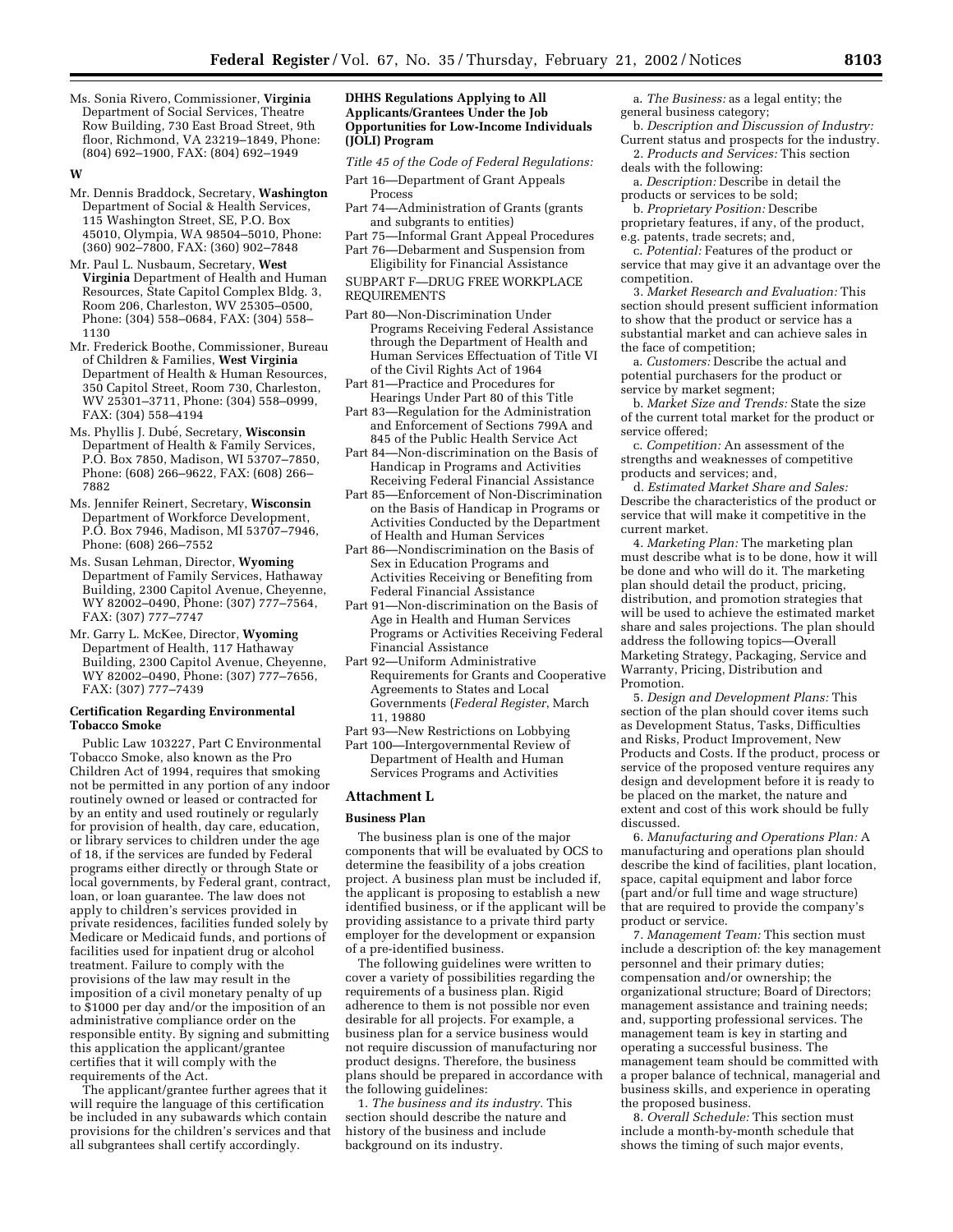Ms. Sonia Rivero, Commissioner, **Virginia** Department of Social Services, Theatre Row Building, 730 East Broad Street, 9th floor, Richmond, VA 23219–1849, Phone: (804) 692–1900, FAX: (804) 692–1949

**W**

Mr. Dennis Braddock, Secretary, **Washington** Department of Social & Health Services, 115 Washington Street, SE, P.O. Box 45010, Olympia, WA 98504–5010, Phone: (360) 902–7800, FAX: (360) 902–7848

Mr. Paul L. Nusbaum, Secretary, **West Virginia** Department of Health and Human Resources, State Capitol Complex Bldg. 3, Room 206, Charleston, WV 25305–0500, Phone: (304) 558–0684, FAX: (304) 558–1130

Mr. Frederick Boothe, Commissioner, Bureau of Children & Families, **West Virginia** Department of Health & Human Resources, 350 Capitol Street, Room 730, Charleston, WV 25301–3711, Phone: (304) 558–0999, FAX: (304) 558–4194

Ms. Phyllis J. Dubé, Secretary, **Wisconsin** Department of Health & Family Services, P.O. Box 7850, Madison, WI 53707–7850, Phone: (608) 266–9622, FAX: (608) 266–7882

Ms. Jennifer Reinert, Secretary, **Wisconsin** Department of Workforce Development, P.O. Box 7946, Madison, MI 53707–7946, Phone: (608) 266–7552

Ms. Susan Lehman, Director, **Wyoming** Department of Family Services, Hathaway Building, 2300 Capitol Avenue, Cheyenne, WY 82002–0490, Phone: (307) 777–7564, FAX: (307) 777–7747

Mr. Garry L. McKee, Director, **Wyoming** Department of Health, 117 Hathaway Building, 2300 Capitol Avenue, Cheyenne, WY 82002–0490, Phone: (307) 777–7656, FAX: (307) 777–7439

**Certification Regarding Environmental Tobacco Smoke**

Public Law 103227, Part C Environmental Tobacco Smoke, also known as the Pro Children Act of 1994, requires that smoking not be permitted in any portion of any indoor routinely owned or leased or contracted for by an entity and used routinely or regularly for provision of health, day care, education, or library services to children under the age of 18, if the services are funded by Federal programs either directly or through State or local governments, by Federal grant, contract, loan, or loan guarantee. The law does not apply to children's services provided in private residences, facilities funded solely by Medicare or Medicaid funds, and portions of facilities used for inpatient drug or alcohol treatment. Failure to comply with the provisions of the law may result in the imposition of a civil monetary penalty of up to $1000 per day and/or the imposition of an administrative compliance order on the responsible entity. By signing and submitting this application the applicant/grantee certifies that it will comply with the requirements of the Act.

The applicant/grantee further agrees that it will require the language of this certification be included in any subawards which contain provisions for the children's services and that all subgrantees shall certify accordingly.

**DHHS Regulations Applying to All Applicants/Grantees Under the Job Opportunities for Low-Income Individuals (JOLI) Program**

*Title 45 of the Code of Federal Regulations:*

Part 16—Department of Grant Appeals Process
Part 74—Administration of Grants (grants and subgrants to entities)
Part 75—Informal Grant Appeal Procedures
Part 76—Debarment and Suspension from Eligibility for Financial Assistance

SUBPART F—DRUG FREE WORKPLACE REQUIREMENTS

Part 80—Non-Discrimination Under Programs Receiving Federal Assistance through the Department of Health and Human Services Effectuation of Title VI of the Civil Rights Act of 1964
Part 81—Practice and Procedures for Hearings Under Part 80 of this Title
Part 83—Regulation for the Administration and Enforcement of Sections 799A and 845 of the Public Health Service Act
Part 84—Non-discrimination on the Basis of Handicap in Programs and Activities Receiving Federal Financial Assistance
Part 85—Enforcement of Non-Discrimination on the Basis of Handicap in Programs or Activities Conducted by the Department of Health and Human Services
Part 86—Nondiscrimination on the Basis of Sex in Education Programs and Activities Receiving or Benefiting from Federal Financial Assistance
Part 91—Non-discrimination on the Basis of Age in Health and Human Services Programs or Activities Receiving Federal Financial Assistance
Part 92—Uniform Administrative Requirements for Grants and Cooperative Agreements to States and Local Governments (*Federal Register*, March 11, 19880
Part 93—New Restrictions on Lobbying
Part 100—Intergovernmental Review of Department of Health and Human Services Programs and Activities

## Attachment L

**Business Plan**

The business plan is one of the major components that will be evaluated by OCS to determine the feasibility of a jobs creation project. A business plan must be included if, the applicant is proposing to establish a new identified business, or if the applicant will be providing assistance to a private third party employer for the development or expansion of a pre-identified business.

The following guidelines were written to cover a variety of possibilities regarding the requirements of a business plan. Rigid adherence to them is not possible nor even desirable for all projects. For example, a business plan for a service business would not require discussion of manufacturing nor product designs. Therefore, the business plans should be prepared in accordance with the following guidelines:

1. *The business and its industry.* This section should describe the nature and history of the business and include background on its industry.

a. *The Business:* as a legal entity; the general business category;

b. *Description and Discussion of Industry:* Current status and prospects for the industry.

2. *Products and Services:* This section deals with the following:

a. *Description:* Describe in detail the products or services to be sold;

b. *Proprietary Position:* Describe proprietary features, if any, of the product, e.g. patents, trade secrets; and,

c. *Potential:* Features of the product or service that may give it an advantage over the competition.

3. *Market Research and Evaluation:* This section should present sufficient information to show that the product or service has a substantial market and can achieve sales in the face of competition;

a. *Customers:* Describe the actual and potential purchasers for the product or service by market segment;

b. *Market Size and Trends:* State the size of the current total market for the product or service offered;

c. *Competition:* An assessment of the strengths and weaknesses of competitive products and services; and,

d. *Estimated Market Share and Sales:* Describe the characteristics of the product or service that will make it competitive in the current market.

4. *Marketing Plan:* The marketing plan must describe what is to be done, how it will be done and who will do it. The marketing plan should detail the product, pricing, distribution, and promotion strategies that will be used to achieve the estimated market share and sales projections. The plan should address the following topics—Overall Marketing Strategy, Packaging, Service and Warranty, Pricing, Distribution and Promotion.

5. *Design and Development Plans:* This section of the plan should cover items such as Development Status, Tasks, Difficulties and Risks, Product Improvement, New Products and Costs. If the product, process or service of the proposed venture requires any design and development before it is ready to be placed on the market, the nature and extent and cost of this work should be fully discussed.

6. *Manufacturing and Operations Plan:* A manufacturing and operations plan should describe the kind of facilities, plant location, space, capital equipment and labor force (part and/or full time and wage structure) that are required to provide the company's product or service.

7. *Management Team:* This section must include a description of: the key management personnel and their primary duties; compensation and/or ownership; the organizational structure; Board of Directors; management assistance and training needs; and, supporting professional services. The management team is key in starting and operating a successful business. The management team should be committed with a proper balance of technical, managerial and business skills, and experience in operating the proposed business.

8. *Overall Schedule:* This section must include a month-by-month schedule that shows the timing of such major events,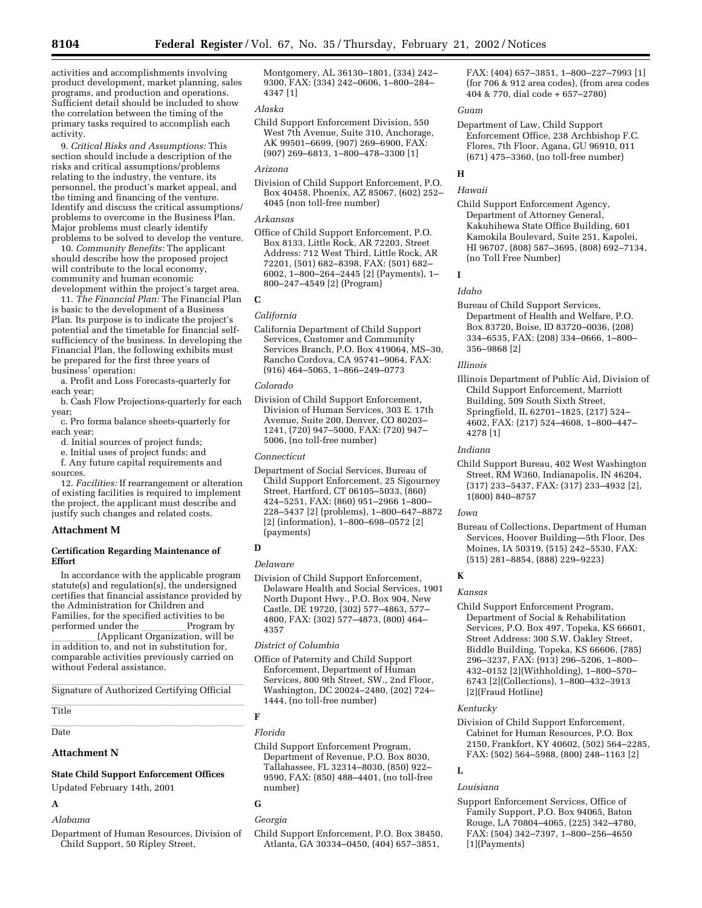activities and accomplishments involving product development, market planning, sales programs, and production and operations. Sufficient detail should be included to show the correlation between the timing of the primary tasks required to accomplish each activity.

9. *Critical Risks and Assumptions:* This section should include a description of the risks and critical assumptions/problems relating to the industry, the venture, its personnel, the product's market appeal, and the timing and financing of the venture. Identify and discuss the critical assumptions/ problems to overcome in the Business Plan. Major problems must clearly identify problems to be solved to develop the venture.

10. *Community Benefits:* The applicant should describe how the proposed project will contribute to the local economy, community and human economic development within the project's target area.

11. *The Financial Plan:* The Financial Plan is basic to the development of a Business Plan. Its purpose is to indicate the project's potential and the timetable for financial self-sufficiency of the business. In developing the Financial Plan, the following exhibits must be prepared for the first three years of business' operation:

a. Profit and Loss Forecasts-quarterly for each year;

b. Cash Flow Projections-quarterly for each year;

c. Pro forma balance sheets-quarterly for each year;

d. Initial sources of project funds;

e. Initial uses of project funds; and

f. Any future capital requirements and sources.

12. *Facilities:* If rearrangement or alteration of existing facilities is required to implement the project, the applicant must describe and justify such changes and related costs.

## Attachment M

### Certification Regarding Maintenance of Effort

In accordance with the applicable program statute(s) and regulation(s), the undersigned certifies that financial assistance provided by the Administration for Children and Families, for the specified activities to be performed under the \_\_\_\_\_\_\_\_\_\_Program by \_\_\_\_\_\_\_\_\_\_(Applicant Organization, will be in addition to, and not in substitution for, comparable activities previously carried on without Federal assistance.

Signature of Authorized Certifying Official

Title

Date

## Attachment N

### State Child Support Enforcement Offices

Updated February 14th, 2001

**A**

*Alabama*

Department of Human Resources, Division of Child Support, 50 Ripley Street, Montgomery, AL 36130–1801, (334) 242–9300, FAX: (334) 242–0606, 1–800–284–4347 [1]

*Alaska*

Child Support Enforcement Division, 550 West 7th Avenue, Suite 310, Anchorage, AK 99501–6699, (907) 269–6900, FAX: (907) 269–6813, 1–800–478–3300 [1]

*Arizona*

Division of Child Support Enforcement, P.O. Box 40458, Phoenix, AZ 85067, (602) 252–4045 (non toll-free number)

*Arkansas*

Office of Child Support Enforcement, P.O. Box 8133, Little Rock, AR 72203, Street Address: 712 West Third, Little Rock, AR 72201, (501) 682–8398, FAX: (501) 682–6002, 1–800–264–2445 [2] (Payments), 1–800–247–4549 [2] (Program)

**C**

*California*

California Department of Child Support Services, Customer and Community Services Branch, P.O. Box 419064, MS–30, Rancho Cordova, CA 95741–9064, FAX: (916) 464–5065, 1–866–249–0773

*Colorado*

Division of Child Support Enforcement, Division of Human Services, 303 E. 17th Avenue, Suite 200, Denver, CO 80203–1241, (720) 947–5000, FAX: (720) 947–5006, (no toll-free number)

*Connecticut*

Department of Social Services, Bureau of Child Support Enforcement, 25 Sigourney Street, Hartford, CT 06105–5033, (860) 424–5251, FAX: (860) 951–2966 1–800–228–5437 [2] (problems), 1–800–647–8872 [2] (information), 1–800–698–0572 [2] (payments)

**D**

*Delaware*

Division of Child Support Enforcement, Delaware Health and Social Services, 1901 North Dupont Hwy., P.O. Box 904, New Castle, DE 19720, (302) 577–4863, 577–4800, FAX: (302) 577–4873, (800) 464–4357

*District of Columbia*

Office of Paternity and Child Support Enforcement, Department of Human Services, 800 9th Street, SW., 2nd Floor, Washington, DC 20024–2480, (202) 724–1444, (no toll-free number)

**F**

*Florida*

Child Support Enforcement Program, Department of Revenue, P.O. Box 8030, Tallahassee, FL 32314–8030, (850) 922–9590, FAX: (850) 488–4401, (no toll-free number)

**G**

*Georgia*

Child Support Enforcement, P.O. Box 38450, Atlanta, GA 30334–0450, (404) 657–3851, FAX: (404) 657–3851, 1–800–227–7993 [1] (for 706 & 912 area codes), (from area codes 404 & 770, dial code + 657–2780)

*Guam*

Department of Law, Child Support Enforcement Office, 238 Archbishop F.C. Flores, 7th Floor, Agana, GU 96910, 011 (671) 475–3360, (no toll-free number)

**H**

*Hawaii*

Child Support Enforcement Agency, Department of Attorney General, Kakuhihewa State Office Building, 601 Kamokila Boulevard, Suite 251, Kapolei, HI 96707, (808) 587–3695, (808) 692–7134, (no Toll Free Number)

**I**

*Idaho*

Bureau of Child Support Services, Department of Health and Welfare, P.O. Box 83720, Boise, ID 83720–0036, (208) 334–6535, FAX: (208) 334–0666, 1–800–356–9868 [2]

*Illinois*

Illinois Department of Public Aid, Division of Child Support Enforcement, Marriott Building, 509 South Sixth Street, Springfield, IL 62701–1825, (217) 524–4602, FAX: (217) 524–4608, 1–800–447–4278 [1]

*Indiana*

Child Support Bureau, 402 West Washington Street, RM W360, Indianapolis, IN 46204, (317) 233–5437, FAX: (317) 233–4932 [2], 1(800) 840–8757

*Iowa*

Bureau of Collections, Department of Human Services, Hoover Building—5th Floor, Des Moines, IA 50319, (515) 242–5530, FAX: (515) 281–8854, (888) 229–9223)

**K**

*Kansas*

Child Support Enforcement Program, Department of Social & Rehabilitation Services, P.O. Box 497, Topeka, KS 66601, Street Address: 300 S.W. Oakley Street, Biddle Building, Topeka, KS 66606, (785) 296–3237, FAX: (913) 296–5206, 1–800–432–0152 [2](Withholding), 1–800–570–6743 [2](Collections), 1–800–432–3913 [2](Fraud Hotline)

*Kentucky*

Division of Child Support Enforcement, Cabinet for Human Resources, P.O. Box 2150, Frankfort, KY 40602, (502) 564–2285, FAX: (502) 564–5988, (800) 248–1163 [2]

**L**

*Louisiana*

Support Enforcement Services, Office of Family Support, P.O. Box 94065, Baton Rouge, LA 70804–4065, (225) 342–4780, FAX: (504) 342–7397, 1–800–256–4650 [1](Payments)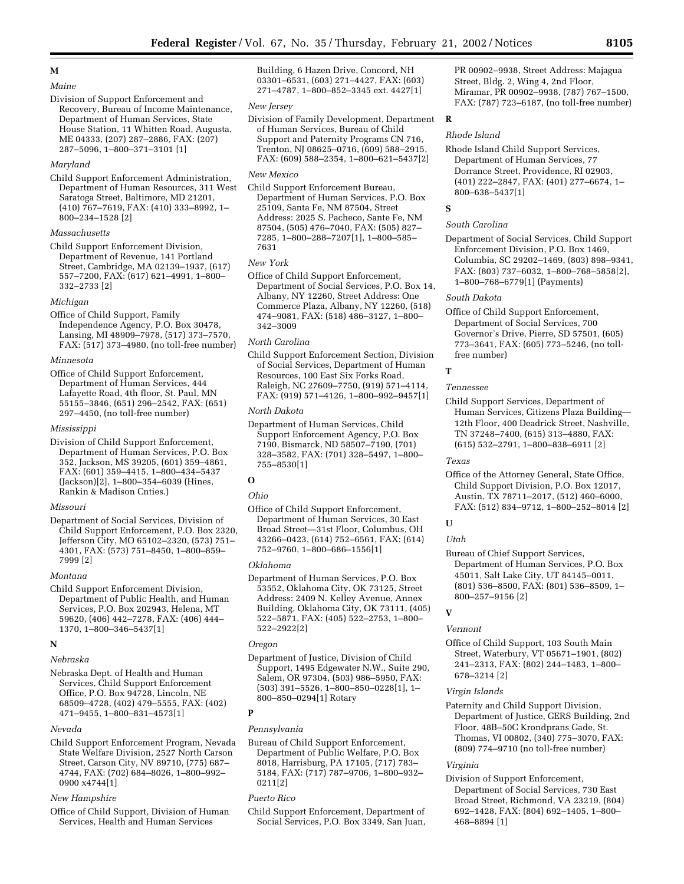**M**

*Maine*

Division of Support Enforcement and Recovery, Bureau of Income Maintenance, Department of Human Services, State House Station, 11 Whitten Road, Augusta, ME 04333, (207) 287–2886, FAX: (207) 287–5096, 1–800–371–3101 [1]

*Maryland*

Child Support Enforcement Administration, Department of Human Resources, 311 West Saratoga Street, Baltimore, MD 21201, (410) 767–7619, FAX: (410) 333–8992, 1–800–234–1528 [2]

*Massachusetts*

Child Support Enforcement Division, Department of Revenue, 141 Portland Street, Cambridge, MA 02139–1937, (617) 557–7200, FAX: (617) 621–4991, 1–800–332–2733 [2]

*Michigan*

Office of Child Support, Family Independence Agency, P.O. Box 30478, Lansing, MI 48909–7978, (517) 373–7570, FAX: (517) 373–4980, (no toll-free number)

*Minnesota*

Office of Child Support Enforcement, Department of Human Services, 444 Lafayette Road, 4th floor, St. Paul, MN 55155–3846, (651) 296–2542, FAX: (651) 297–4450, (no toll-free number)

*Mississippi*

Division of Child Support Enforcement, Department of Human Services, P.O. Box 352, Jackson, MS 39205, (601) 359–4861, FAX: (601) 359–4415, 1–800–434–5437 (Jackson)[2], 1–800–354–6039 (Hines, Rankin & Madison Cnties.)

*Missouri*

Department of Social Services, Division of Child Support Enforcement, P.O. Box 2320, Jefferson City, MO 65102–2320, (573) 751–4301, FAX: (573) 751–8450, 1–800–859–7999 [2]

*Montana*

Child Support Enforcement Division, Department of Public Health, and Human Services, P.O. Box 202943, Helena, MT 59620, (406) 442–7278, FAX: (406) 444–1370, 1–800–346–5437[1]

**N**

*Nebraska*

Nebraska Dept. of Health and Human Services, Child Support Enforcement Office, P.O. Box 94728, Lincoln, NE 68509–4728, (402) 479–5555, FAX: (402) 471–9455, 1–800–831–4573[1]

*Nevada*

Child Support Enforcement Program, Nevada State Welfare Division, 2527 North Carson Street, Carson City, NV 89710, (775) 687–4744, FAX: (702) 684–8026, 1–800–992–0900 x4744[1]

*New Hampshire*

Office of Child Support, Division of Human Services, Health and Human Services Building, 6 Hazen Drive, Concord, NH 03301–6531, (603) 271–4427, FAX: (603) 271–4787, 1–800–852–3345 ext. 4427[1]

*New Jersey*

Division of Family Development, Department of Human Services, Bureau of Child Support and Paternity Programs CN 716, Trenton, NJ 08625–0716, (609) 588–2915, FAX: (609) 588–2354, 1–800–621–5437[2]

*New Mexico*

Child Support Enforcement Bureau, Department of Human Services, P.O. Box 25109, Santa Fe, NM 87504, Street Address: 2025 S. Pacheco, Sante Fe, NM 87504, (505) 476–7040, FAX: (505) 827–7285, 1–800–288–7207[1], 1–800–585–7631

*New York*

Office of Child Support Enforcement, Department of Social Services, P.O. Box 14, Albany, NY 12260, Street Address: One Commerce Plaza, Albany, NY 12260, (518) 474–9081, FAX: (518) 486–3127, 1–800–342–3009

*North Carolina*

Child Support Enforcement Section, Division of Social Services, Department of Human Resources, 100 East Six Forks Road, Raleigh, NC 27609–7750, (919) 571–4114, FAX: (919) 571–4126, 1–800–992–9457[1]

*North Dakota*

Department of Human Services, Child Support Enforcement Agency, P.O. Box 7190, Bismarck, ND 58507–7190, (701) 328–3582, FAX: (701) 328–5497, 1–800–755–8530[1]

**O**

*Ohio*

Office of Child Support Enforcement, Department of Human Services, 30 East Broad Street—31st Floor, Columbus, OH 43266–0423, (614) 752–6561, FAX: (614) 752–9760, 1–800–686–1556[1]

*Oklahoma*

Department of Human Services, P.O. Box 53552, Oklahoma City, OK 73125, Street Address: 2409 N. Kelley Avenue, Annex Building, Oklahoma City, OK 73111, (405) 522–5871, FAX: (405) 522–2753, 1–800–522–2922[2]

*Oregon*

Department of Justice, Division of Child Support, 1495 Edgewater N.W., Suite 290, Salem, OR 97304, (503) 986–5950, FAX: (503) 391–5526, 1–800–850–0228[1], 1–800–850–0294[1] Rotary

**P**

*Pennsylvania*

Bureau of Child Support Enforcement, Department of Public Welfare, P.O. Box 8018, Harrisburg, PA 17105, (717) 783–5184, FAX: (717) 787–9706, 1–800–932–0211[2]

*Puerto Rico*

Child Support Enforcement, Department of Social Services, P.O. Box 3349, San Juan, PR 00902–9938, Street Address: Majagua Street, Bldg. 2, Wing 4, 2nd Floor, Miramar, PR 00902–9938, (787) 767–1500, FAX: (787) 723–6187, (no toll-free number)

**R**

*Rhode Island*

Rhode Island Child Support Services, Department of Human Services, 77 Dorrance Street, Providence, RI 02903, (401) 222–2847, FAX: (401) 277–6674, 1–800–638–5437[1]

**S**

*South Carolina*

Department of Social Services, Child Support Enforcement Division, P.O. Box 1469, Columbia, SC 29202–1469, (803) 898–9341, FAX: (803) 737–6032, 1–800–768–5858[2], 1–800–768–6779[1] (Payments)

*South Dakota*

Office of Child Support Enforcement, Department of Social Services, 700 Governor's Drive, Pierre, SD 57501, (605) 773–3641, FAX: (605) 773–5246, (no toll-free number)

**T**

*Tennessee*

Child Support Services, Department of Human Services, Citizens Plaza Building—12th Floor, 400 Deadrick Street, Nashville, TN 37248–7400, (615) 313–4880, FAX: (615) 532–2791, 1–800–838–6911 [2]

*Texas*

Office of the Attorney General, State Office, Child Support Division, P.O. Box 12017, Austin, TX 78711–2017, (512) 460–6000, FAX: (512) 834–9712, 1–800–252–8014 [2]

**U**

*Utah*

Bureau of Chief Support Services, Department of Human Services, P.O. Box 45011, Salt Lake City, UT 84145–0011, (801) 536–8500, FAX: (801) 536–8509, 1–800–257–9156 [2]

**V**

*Vermont*

Office of Child Support, 103 South Main Street, Waterbury, VT 05671–1901, (802) 241–2313, FAX: (802) 244–1483, 1–800–678–3214 [2]

*Virgin Islands*

Paternity and Child Support Division, Department of Justice, GERS Building, 2nd Floor, 48B–50C Krondprans Gade, St. Thomas, VI 00802, (340) 775–3070, FAX: (809) 774–9710 (no toll-free number)

*Virginia*

Division of Support Enforcement, Department of Social Services, 730 East Broad Street, Richmond, VA 23219, (804) 692–1428, FAX: (804) 692–1405, 1–800–468–8894 [1]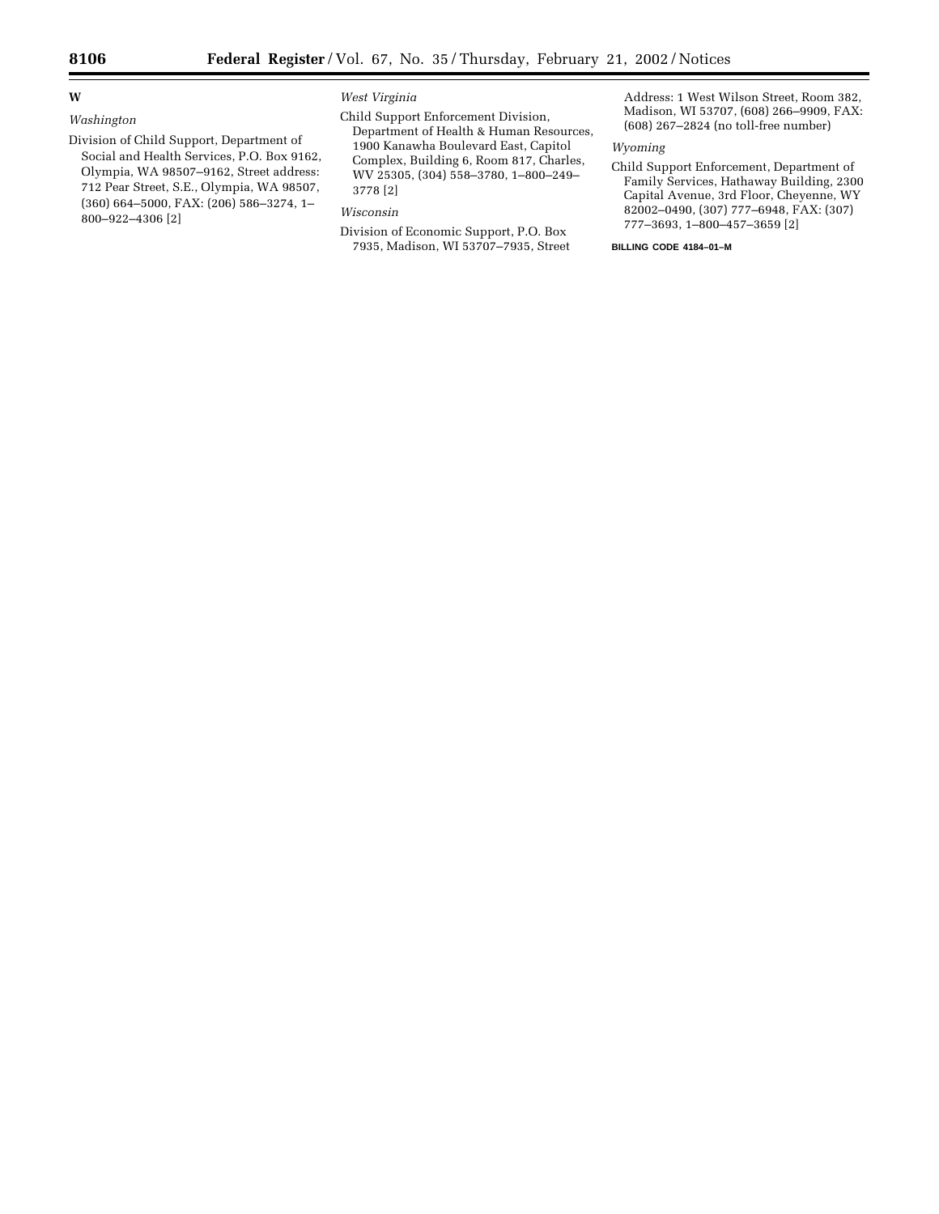**W**

*Washington*

Division of Child Support, Department of Social and Health Services, P.O. Box 9162, Olympia, WA 98507–9162, Street address: 712 Pear Street, S.E., Olympia, WA 98507, (360) 664–5000, FAX: (206) 586–3274, 1–800–922–4306 [2]

*West Virginia*

Child Support Enforcement Division, Department of Health & Human Resources, 1900 Kanawha Boulevard East, Capitol Complex, Building 6, Room 817, Charles, WV 25305, (304) 558–3780, 1–800–249–3778 [2]

*Wisconsin*

Division of Economic Support, P.O. Box 7935, Madison, WI 53707–7935, Street Address: 1 West Wilson Street, Room 382, Madison, WI 53707, (608) 266–9909, FAX: (608) 267–2824 (no toll-free number)

*Wyoming*

Child Support Enforcement, Department of Family Services, Hathaway Building, 2300 Capital Avenue, 3rd Floor, Cheyenne, WY 82002–0490, (307) 777–6948, FAX: (307) 777–3693, 1–800–457–3659 [2]

BILLING CODE 4184–01–M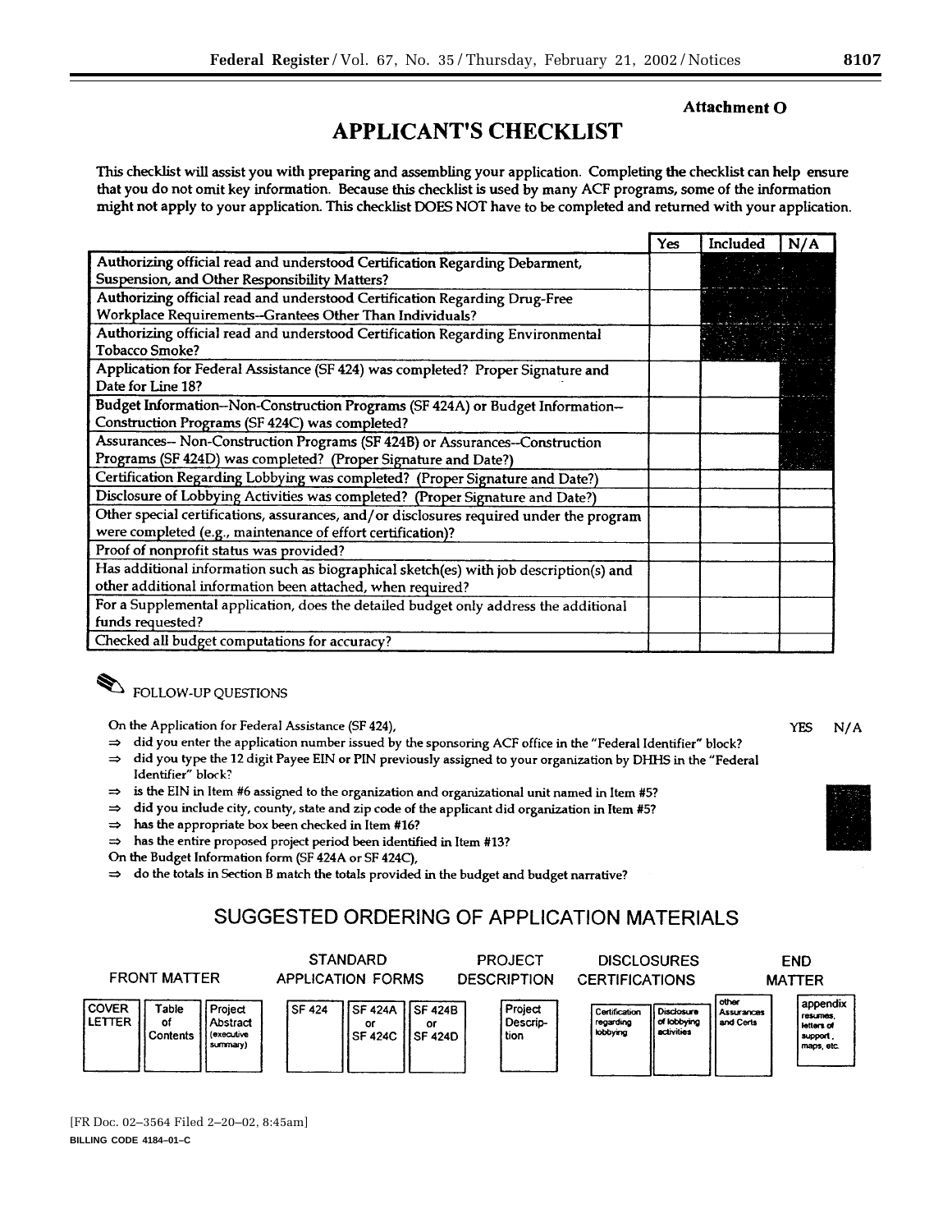**Attachment O**

# APPLICANT'S CHECKLIST

**This checklist will assist you with preparing and assembling your application. Completing the checklist can help ensure that you do not omit key information. Because this checklist is used by many ACF programs, some of the information might not apply to your application. This checklist DOES NOT have to be completed and returned with your application.**

| | Yes | Included | N/A |
|---|---|---|---|
| Authorizing official read and understood Certification Regarding Debarment, Suspension, and Other Responsibility Matters? | | | |
| Authorizing official read and understood Certification Regarding Drug-Free Workplace Requirements--Grantees Other Than Individuals? | | | |
| Authorizing official read and understood Certification Regarding Environmental Tobacco Smoke? | | | |
| Application for Federal Assistance (SF 424) was completed? Proper Signature and Date for Line 18? | | | |
| Budget Information--Non-Construction Programs (SF 424A) or Budget Information--Construction Programs (SF 424C) was completed? | | | |
| Assurances-- Non-Construction Programs (SF 424B) or Assurances--Construction Programs (SF 424D) was completed? (Proper Signature and Date?) | | | |
| Certification Regarding Lobbying was completed? (Proper Signature and Date?) | | | |
| Disclosure of Lobbying Activities was completed? (Proper Signature and Date?) | | | |
| Other special certifications, assurances, and/or disclosures required under the program were completed (e.g., maintenance of effort certification)? | | | |
| Proof of nonprofit status was provided? | | | |
| Has additional information such as biographical sketch(es) with job description(s) and other additional information been attached, when required? | | | |
| For a Supplemental application, does the detailed budget only address the additional funds requested? | | | |
| Checked all budget computations for accuracy? | | | |

FOLLOW-UP QUESTIONS

YES N/A

On the Application for Federal Assistance (SF 424),

⇒ did you enter the application number issued by the sponsoring ACF office in the "Federal Identifier" block?

⇒ did you type the 12 digit Payee EIN or PIN previously assigned to your organization by DHHS in the "Federal Identifier" block?

⇒ is the EIN in Item #6 assigned to the organization and organizational unit named in Item #5?

⇒ did you include city, county, state and zip code of the applicant did organization in Item #5?

⇒ has the appropriate box been checked in Item #16?

⇒ has the entire proposed project period been identified in Item #13?

On the Budget Information form (SF 424A or SF 424C),

⇒ do the totals in Section B match the totals provided in the budget and budget narrative?

## SUGGESTED ORDERING OF APPLICATION MATERIALS

| FRONT MATTER | | | STANDARD APPLICATION FORMS | | | PROJECT DESCRIPTION | DISCLOSURES CERTIFICATIONS | | | END MATTER |
|---|---|---|---|---|---|---|---|---|---|---|
| COVER LETTER | Table of Contents | Project Abstract (executive summary) | SF 424 | SF 424A or SF 424C | SF 424B or SF 424D | Project Description | Certification regarding lobbying | Disclosure of lobbying activities | other Assurances and Certs | appendix resumes, letters of support, maps, etc. |

[FR Doc. 02–3564 Filed 2–20–02, 8:45am]

**BILLING CODE 4184–01–C**